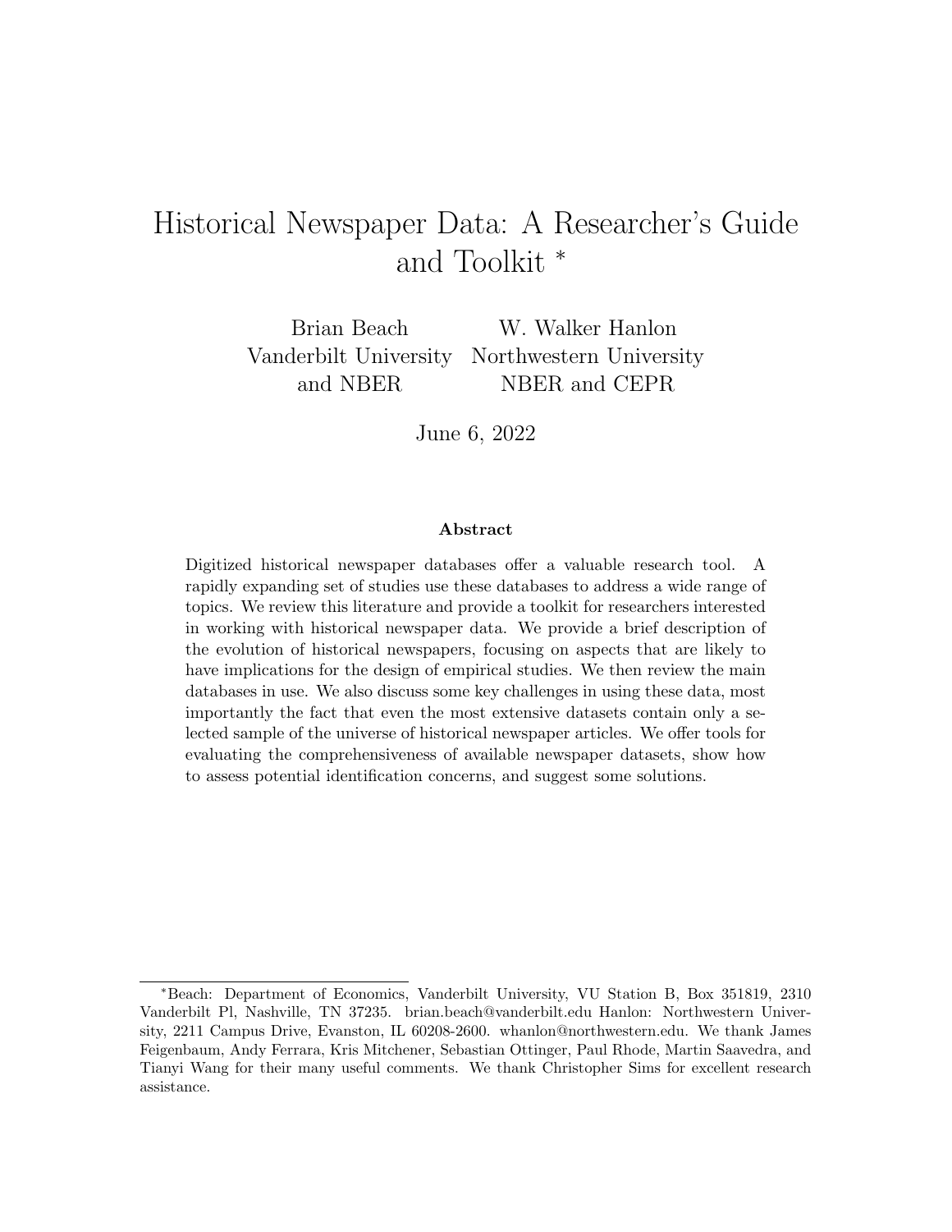# Historical Newspaper Data: A Researcher's Guide and Toolkit *

Brian Beach
Vanderbilt University
and NBER

W. Walker Hanlon
Northwestern University
NBER and CEPR

June 6, 2022

**Abstract**

Digitized historical newspaper databases offer a valuable research tool. A rapidly expanding set of studies use these databases to address a wide range of topics. We review this literature and provide a toolkit for researchers interested in working with historical newspaper data. We provide a brief description of the evolution of historical newspapers, focusing on aspects that are likely to have implications for the design of empirical studies. We then review the main databases in use. We also discuss some key challenges in using these data, most importantly the fact that even the most extensive datasets contain only a selected sample of the universe of historical newspaper articles. We offer tools for evaluating the comprehensiveness of available newspaper datasets, show how to assess potential identification concerns, and suggest some solutions.

*Beach: Department of Economics, Vanderbilt University, VU Station B, Box 351819, 2310 Vanderbilt Pl, Nashville, TN 37235. brian.beach@vanderbilt.edu Hanlon: Northwestern University, 2211 Campus Drive, Evanston, IL 60208-2600. whanlon@northwestern.edu. We thank James Feigenbaum, Andy Ferrara, Kris Mitchener, Sebastian Ottinger, Paul Rhode, Martin Saavedra, and Tianyi Wang for their many useful comments. We thank Christopher Sims for excellent research assistance.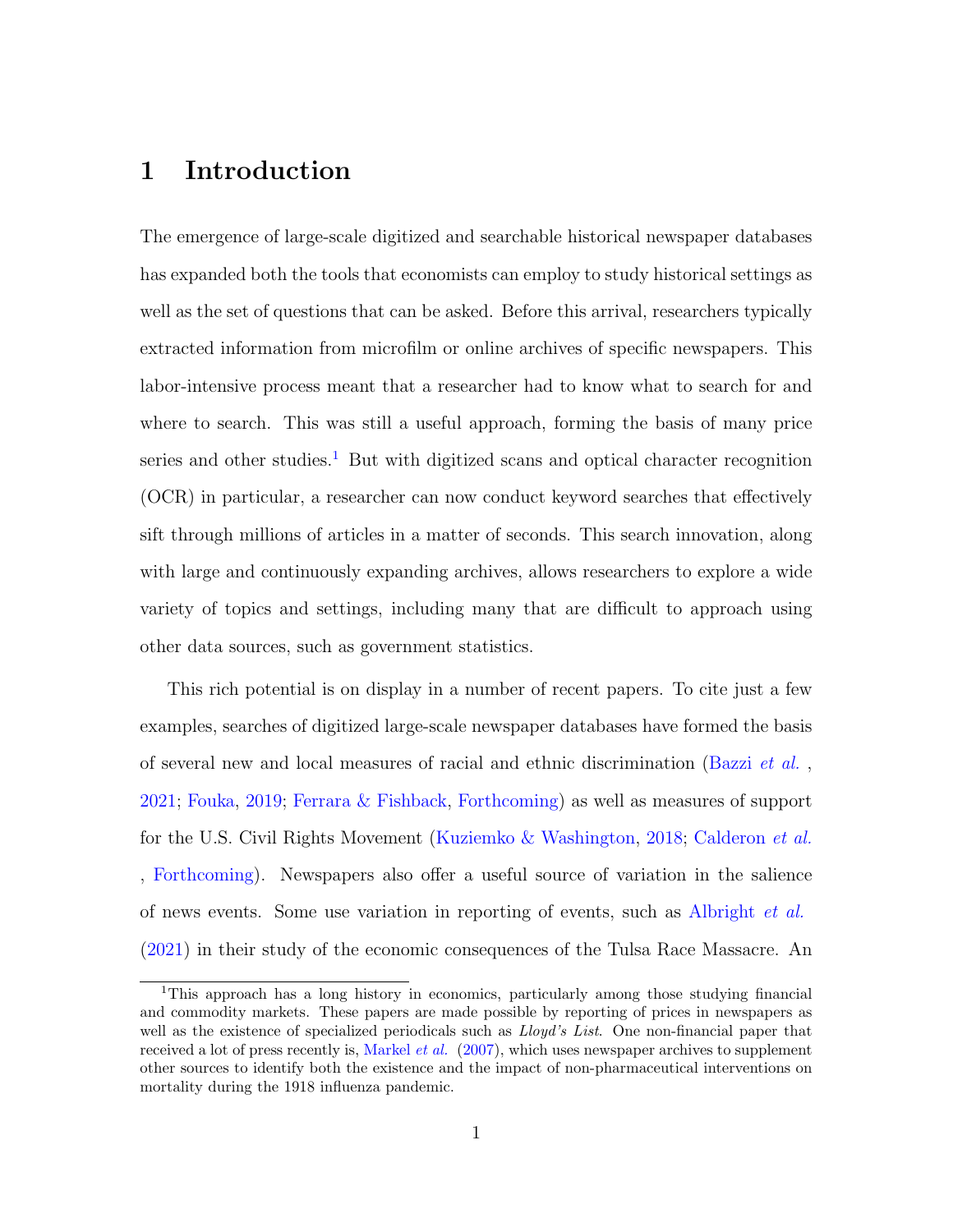# 1 Introduction

The emergence of large-scale digitized and searchable historical newspaper databases has expanded both the tools that economists can employ to study historical settings as well as the set of questions that can be asked. Before this arrival, researchers typically extracted information from microfilm or online archives of specific newspapers. This labor-intensive process meant that a researcher had to know what to search for and where to search. This was still a useful approach, forming the basis of many price series and other studies.[1] But with digitized scans and optical character recognition (OCR) in particular, a researcher can now conduct keyword searches that effectively sift through millions of articles in a matter of seconds. This search innovation, along with large and continuously expanding archives, allows researchers to explore a wide variety of topics and settings, including many that are difficult to approach using other data sources, such as government statistics.

This rich potential is on display in a number of recent papers. To cite just a few examples, searches of digitized large-scale newspaper databases have formed the basis of several new and local measures of racial and ethnic discrimination (Bazzi *et al.* , 2021; Fouka, 2019; Ferrara & Fishback, Forthcoming) as well as measures of support for the U.S. Civil Rights Movement (Kuziemko & Washington, 2018; Calderon *et al.* , Forthcoming). Newspapers also offer a useful source of variation in the salience of news events. Some use variation in reporting of events, such as Albright *et al.* (2021) in their study of the economic consequences of the Tulsa Race Massacre. An

[1] This approach has a long history in economics, particularly among those studying financial and commodity markets. These papers are made possible by reporting of prices in newspapers as well as the existence of specialized periodicals such as *Lloyd's List*. One non-financial paper that received a lot of press recently is, Markel *et al.* (2007), which uses newspaper archives to supplement other sources to identify both the existence and the impact of non-pharmaceutical interventions on mortality during the 1918 influenza pandemic.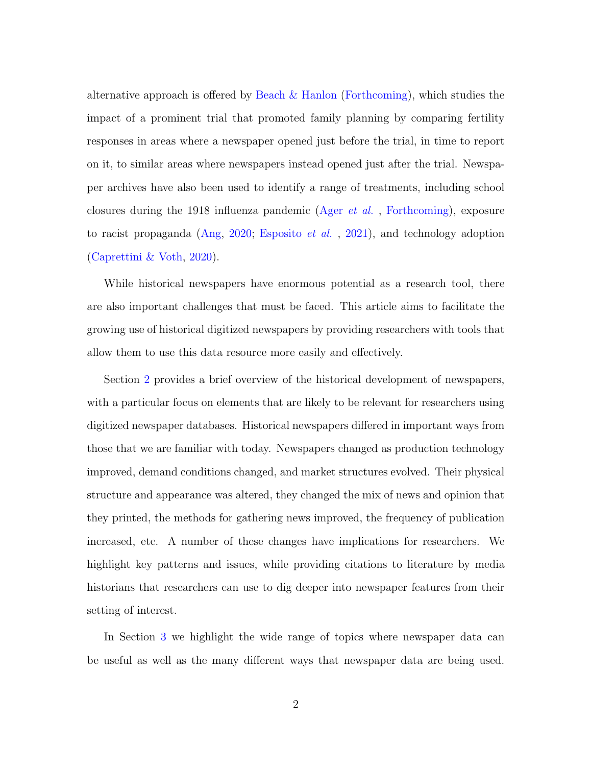alternative approach is offered by Beach & Hanlon (Forthcoming), which studies the impact of a prominent trial that promoted family planning by comparing fertility responses in areas where a newspaper opened just before the trial, in time to report on it, to similar areas where newspapers instead opened just after the trial. Newspaper archives have also been used to identify a range of treatments, including school closures during the 1918 influenza pandemic (Ager *et al.* , Forthcoming), exposure to racist propaganda (Ang, 2020; Esposito *et al.* , 2021), and technology adoption (Caprettini & Voth, 2020).

While historical newspapers have enormous potential as a research tool, there are also important challenges that must be faced. This article aims to facilitate the growing use of historical digitized newspapers by providing researchers with tools that allow them to use this data resource more easily and effectively.

Section 2 provides a brief overview of the historical development of newspapers, with a particular focus on elements that are likely to be relevant for researchers using digitized newspaper databases. Historical newspapers differed in important ways from those that we are familiar with today. Newspapers changed as production technology improved, demand conditions changed, and market structures evolved. Their physical structure and appearance was altered, they changed the mix of news and opinion that they printed, the methods for gathering news improved, the frequency of publication increased, etc. A number of these changes have implications for researchers. We highlight key patterns and issues, while providing citations to literature by media historians that researchers can use to dig deeper into newspaper features from their setting of interest.

In Section 3 we highlight the wide range of topics where newspaper data can be useful as well as the many different ways that newspaper data are being used.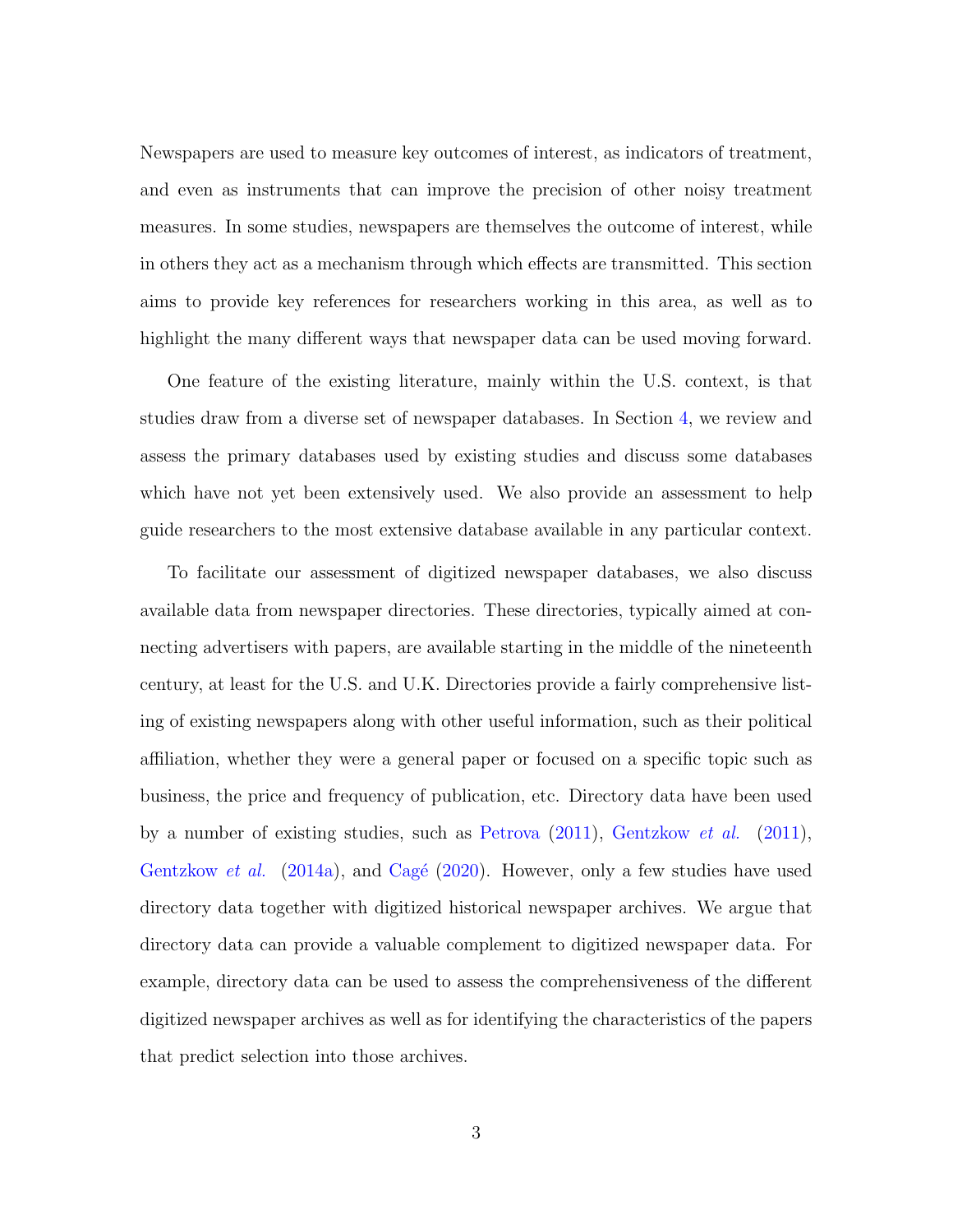Newspapers are used to measure key outcomes of interest, as indicators of treatment, and even as instruments that can improve the precision of other noisy treatment measures. In some studies, newspapers are themselves the outcome of interest, while in others they act as a mechanism through which effects are transmitted. This section aims to provide key references for researchers working in this area, as well as to highlight the many different ways that newspaper data can be used moving forward.

One feature of the existing literature, mainly within the U.S. context, is that studies draw from a diverse set of newspaper databases. In Section 4, we review and assess the primary databases used by existing studies and discuss some databases which have not yet been extensively used. We also provide an assessment to help guide researchers to the most extensive database available in any particular context.

To facilitate our assessment of digitized newspaper databases, we also discuss available data from newspaper directories. These directories, typically aimed at connecting advertisers with papers, are available starting in the middle of the nineteenth century, at least for the U.S. and U.K. Directories provide a fairly comprehensive listing of existing newspapers along with other useful information, such as their political affiliation, whether they were a general paper or focused on a specific topic such as business, the price and frequency of publication, etc. Directory data have been used by a number of existing studies, such as Petrova (2011), Gentzkow *et al.* (2011), Gentzkow *et al.* (2014a), and Cagé (2020). However, only a few studies have used directory data together with digitized historical newspaper archives. We argue that directory data can provide a valuable complement to digitized newspaper data. For example, directory data can be used to assess the comprehensiveness of the different digitized newspaper archives as well as for identifying the characteristics of the papers that predict selection into those archives.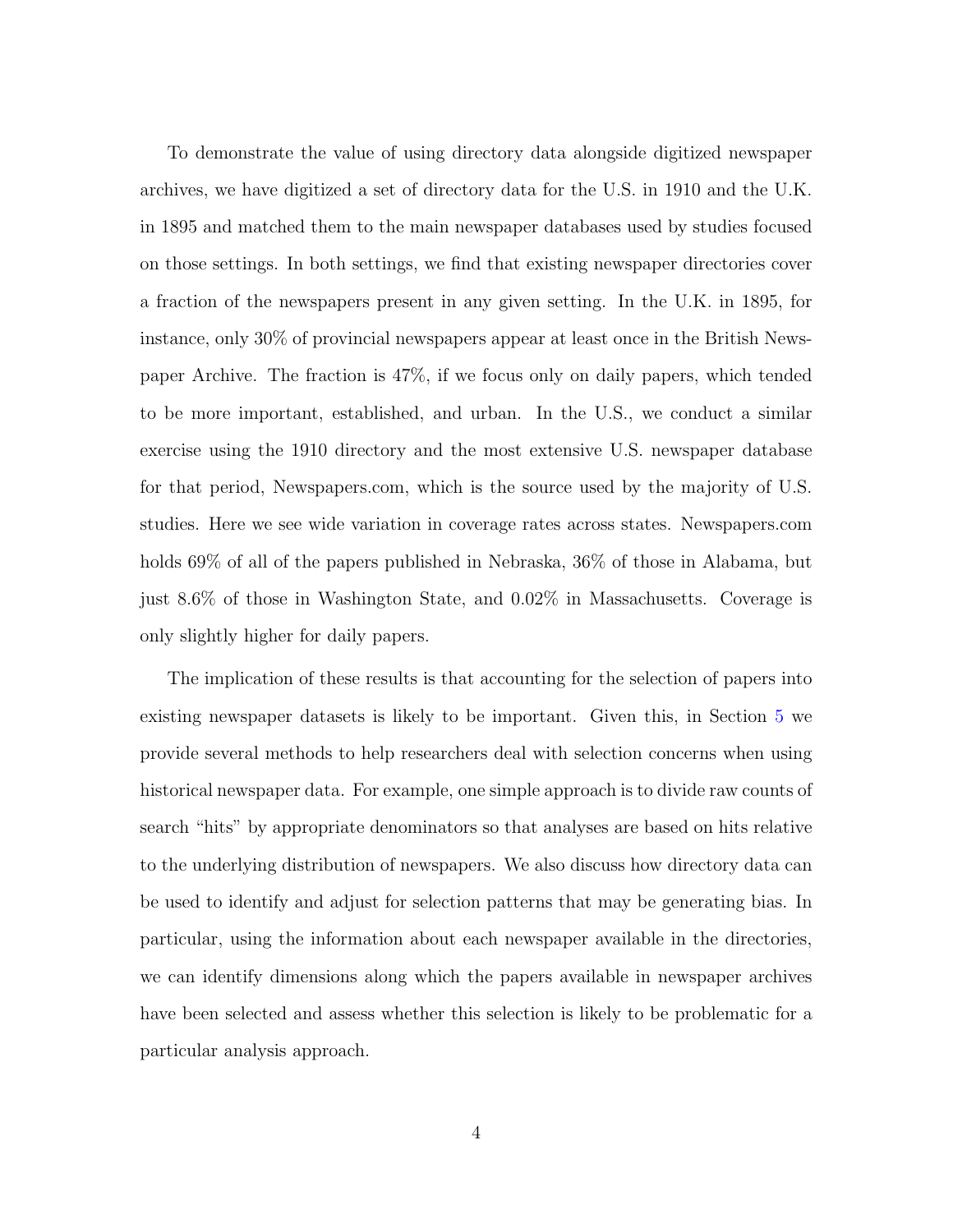To demonstrate the value of using directory data alongside digitized newspaper archives, we have digitized a set of directory data for the U.S. in 1910 and the U.K. in 1895 and matched them to the main newspaper databases used by studies focused on those settings. In both settings, we find that existing newspaper directories cover a fraction of the newspapers present in any given setting. In the U.K. in 1895, for instance, only 30% of provincial newspapers appear at least once in the British Newspaper Archive. The fraction is 47%, if we focus only on daily papers, which tended to be more important, established, and urban. In the U.S., we conduct a similar exercise using the 1910 directory and the most extensive U.S. newspaper database for that period, Newspapers.com, which is the source used by the majority of U.S. studies. Here we see wide variation in coverage rates across states. Newspapers.com holds 69% of all of the papers published in Nebraska, 36% of those in Alabama, but just 8.6% of those in Washington State, and 0.02% in Massachusetts. Coverage is only slightly higher for daily papers.

The implication of these results is that accounting for the selection of papers into existing newspaper datasets is likely to be important. Given this, in Section 5 we provide several methods to help researchers deal with selection concerns when using historical newspaper data. For example, one simple approach is to divide raw counts of search "hits" by appropriate denominators so that analyses are based on hits relative to the underlying distribution of newspapers. We also discuss how directory data can be used to identify and adjust for selection patterns that may be generating bias. In particular, using the information about each newspaper available in the directories, we can identify dimensions along which the papers available in newspaper archives have been selected and assess whether this selection is likely to be problematic for a particular analysis approach.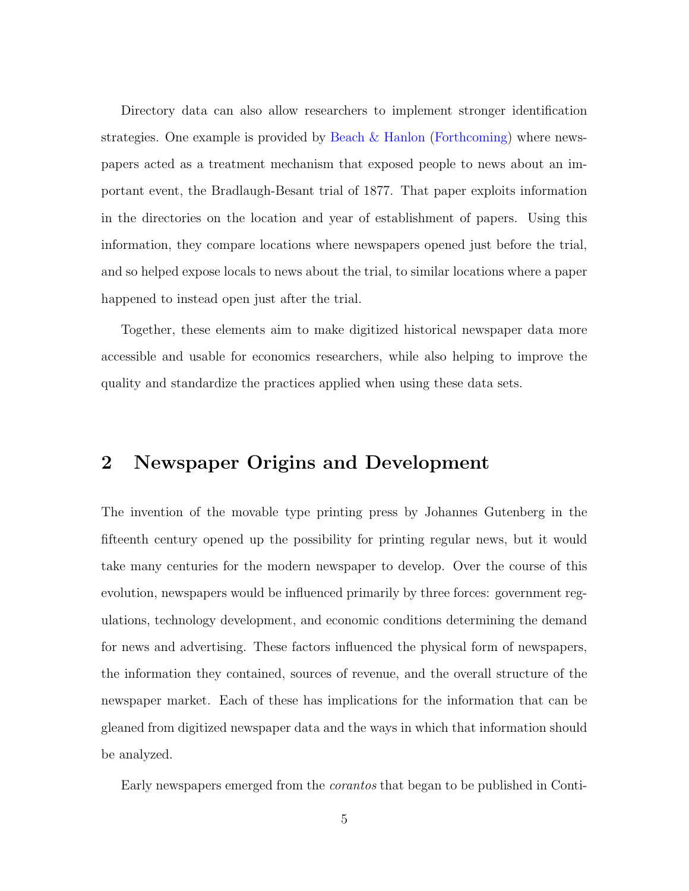Directory data can also allow researchers to implement stronger identification strategies. One example is provided by Beach & Hanlon (Forthcoming) where newspapers acted as a treatment mechanism that exposed people to news about an important event, the Bradlaugh-Besant trial of 1877. That paper exploits information in the directories on the location and year of establishment of papers. Using this information, they compare locations where newspapers opened just before the trial, and so helped expose locals to news about the trial, to similar locations where a paper happened to instead open just after the trial.

Together, these elements aim to make digitized historical newspaper data more accessible and usable for economics researchers, while also helping to improve the quality and standardize the practices applied when using these data sets.

## 2 Newspaper Origins and Development

The invention of the movable type printing press by Johannes Gutenberg in the fifteenth century opened up the possibility for printing regular news, but it would take many centuries for the modern newspaper to develop. Over the course of this evolution, newspapers would be influenced primarily by three forces: government regulations, technology development, and economic conditions determining the demand for news and advertising. These factors influenced the physical form of newspapers, the information they contained, sources of revenue, and the overall structure of the newspaper market. Each of these has implications for the information that can be gleaned from digitized newspaper data and the ways in which that information should be analyzed.

Early newspapers emerged from the *corantos* that began to be published in Conti-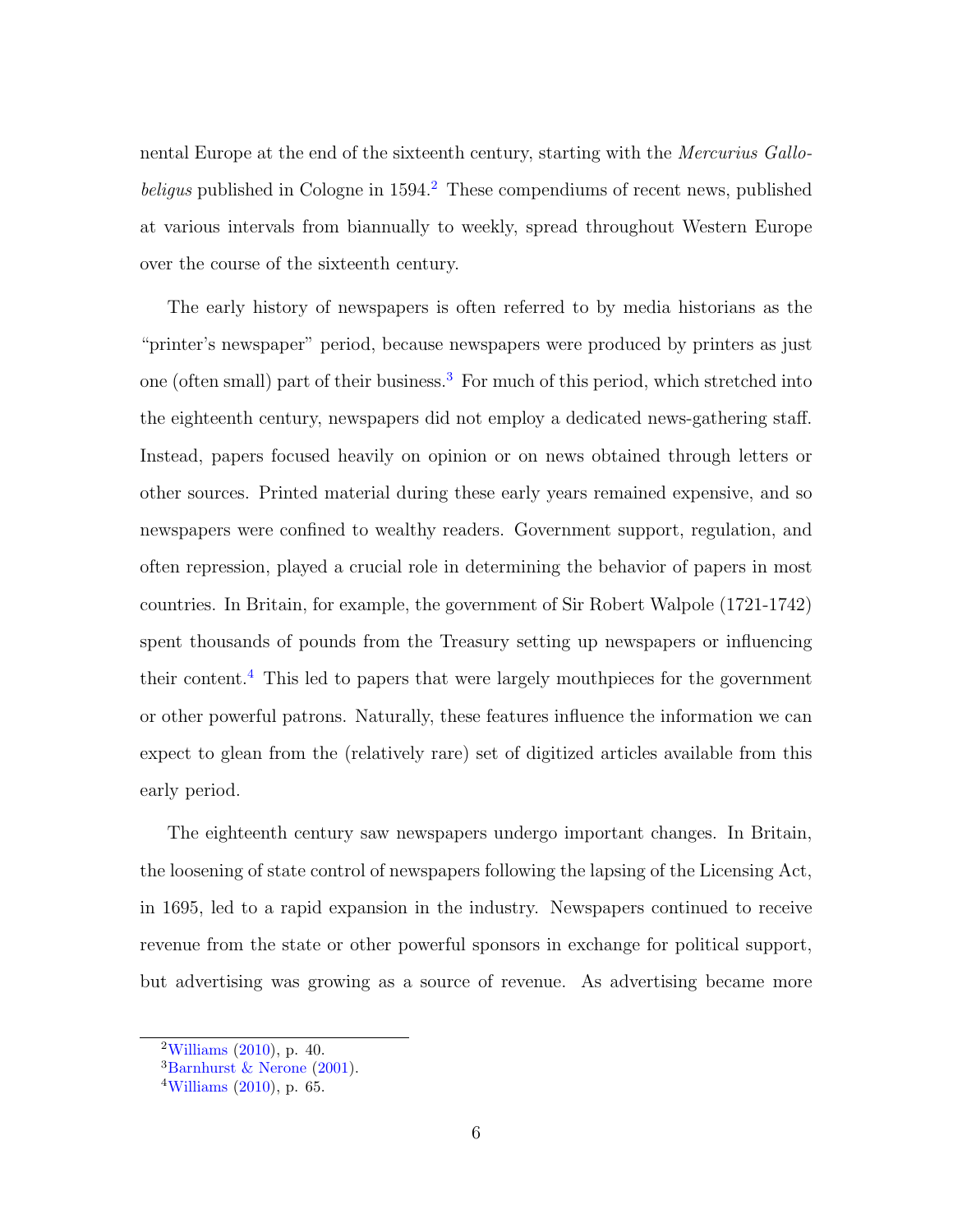nental Europe at the end of the sixteenth century, starting with the *Mercurius Gallobeligus* published in Cologne in 1594.[2] These compendiums of recent news, published at various intervals from biannually to weekly, spread throughout Western Europe over the course of the sixteenth century.

The early history of newspapers is often referred to by media historians as the "printer's newspaper" period, because newspapers were produced by printers as just one (often small) part of their business.[3] For much of this period, which stretched into the eighteenth century, newspapers did not employ a dedicated news-gathering staff. Instead, papers focused heavily on opinion or on news obtained through letters or other sources. Printed material during these early years remained expensive, and so newspapers were confined to wealthy readers. Government support, regulation, and often repression, played a crucial role in determining the behavior of papers in most countries. In Britain, for example, the government of Sir Robert Walpole (1721-1742) spent thousands of pounds from the Treasury setting up newspapers or influencing their content.[4] This led to papers that were largely mouthpieces for the government or other powerful patrons. Naturally, these features influence the information we can expect to glean from the (relatively rare) set of digitized articles available from this early period.

The eighteenth century saw newspapers undergo important changes. In Britain, the loosening of state control of newspapers following the lapsing of the Licensing Act, in 1695, led to a rapid expansion in the industry. Newspapers continued to receive revenue from the state or other powerful sponsors in exchange for political support, but advertising was growing as a source of revenue. As advertising became more

[2] Williams (2010), p. 40.
[3] Barnhurst & Nerone (2001).
[4] Williams (2010), p. 65.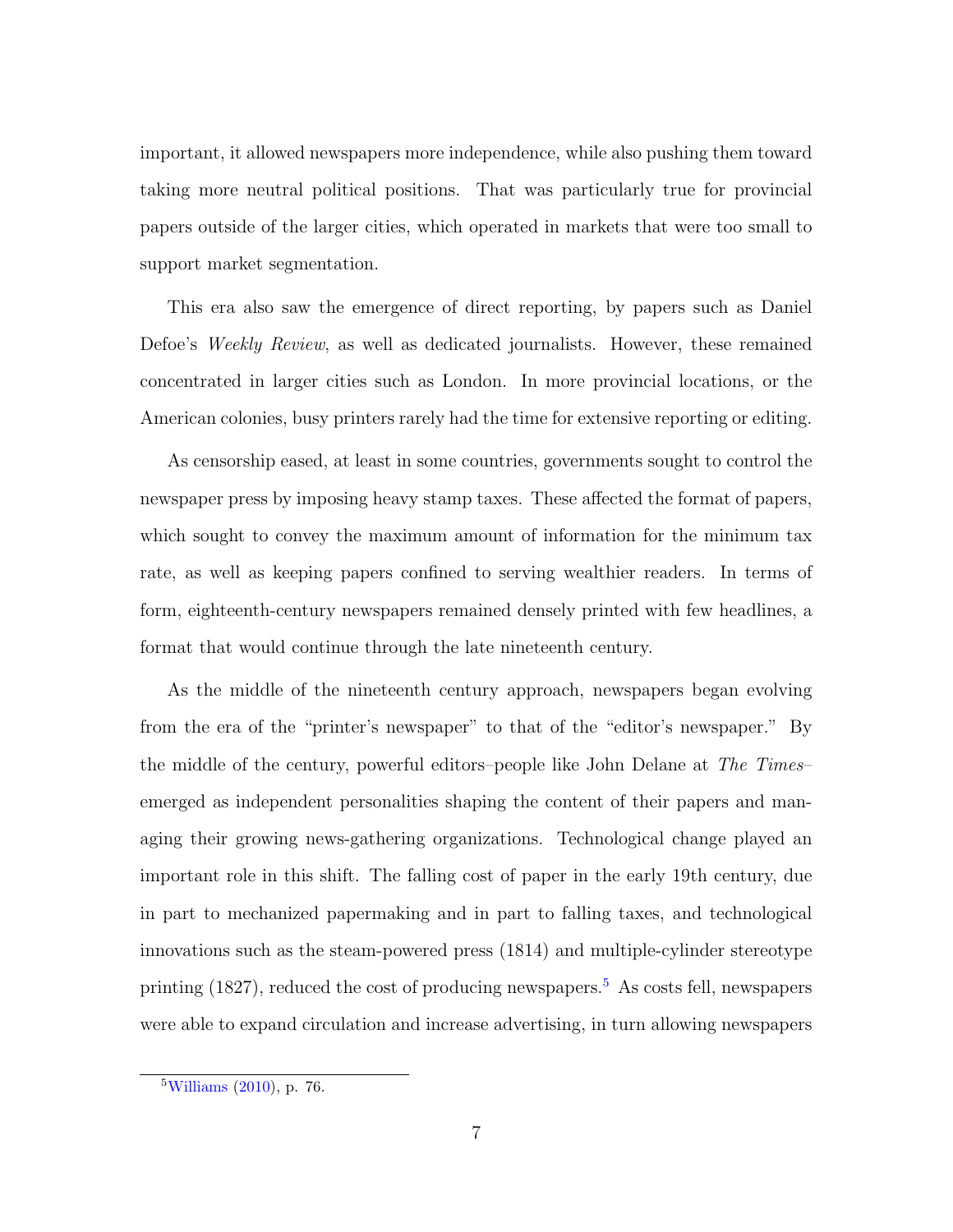important, it allowed newspapers more independence, while also pushing them toward taking more neutral political positions. That was particularly true for provincial papers outside of the larger cities, which operated in markets that were too small to support market segmentation.

This era also saw the emergence of direct reporting, by papers such as Daniel Defoe's *Weekly Review*, as well as dedicated journalists. However, these remained concentrated in larger cities such as London. In more provincial locations, or the American colonies, busy printers rarely had the time for extensive reporting or editing.

As censorship eased, at least in some countries, governments sought to control the newspaper press by imposing heavy stamp taxes. These affected the format of papers, which sought to convey the maximum amount of information for the minimum tax rate, as well as keeping papers confined to serving wealthier readers. In terms of form, eighteenth-century newspapers remained densely printed with few headlines, a format that would continue through the late nineteenth century.

As the middle of the nineteenth century approach, newspapers began evolving from the era of the "printer's newspaper" to that of the "editor's newspaper." By the middle of the century, powerful editors–people like John Delane at *The Times*–emerged as independent personalities shaping the content of their papers and managing their growing news-gathering organizations. Technological change played an important role in this shift. The falling cost of paper in the early 19th century, due in part to mechanized papermaking and in part to falling taxes, and technological innovations such as the steam-powered press (1814) and multiple-cylinder stereotype printing (1827), reduced the cost of producing newspapers.[5] As costs fell, newspapers were able to expand circulation and increase advertising, in turn allowing newspapers

[5] Williams (2010), p. 76.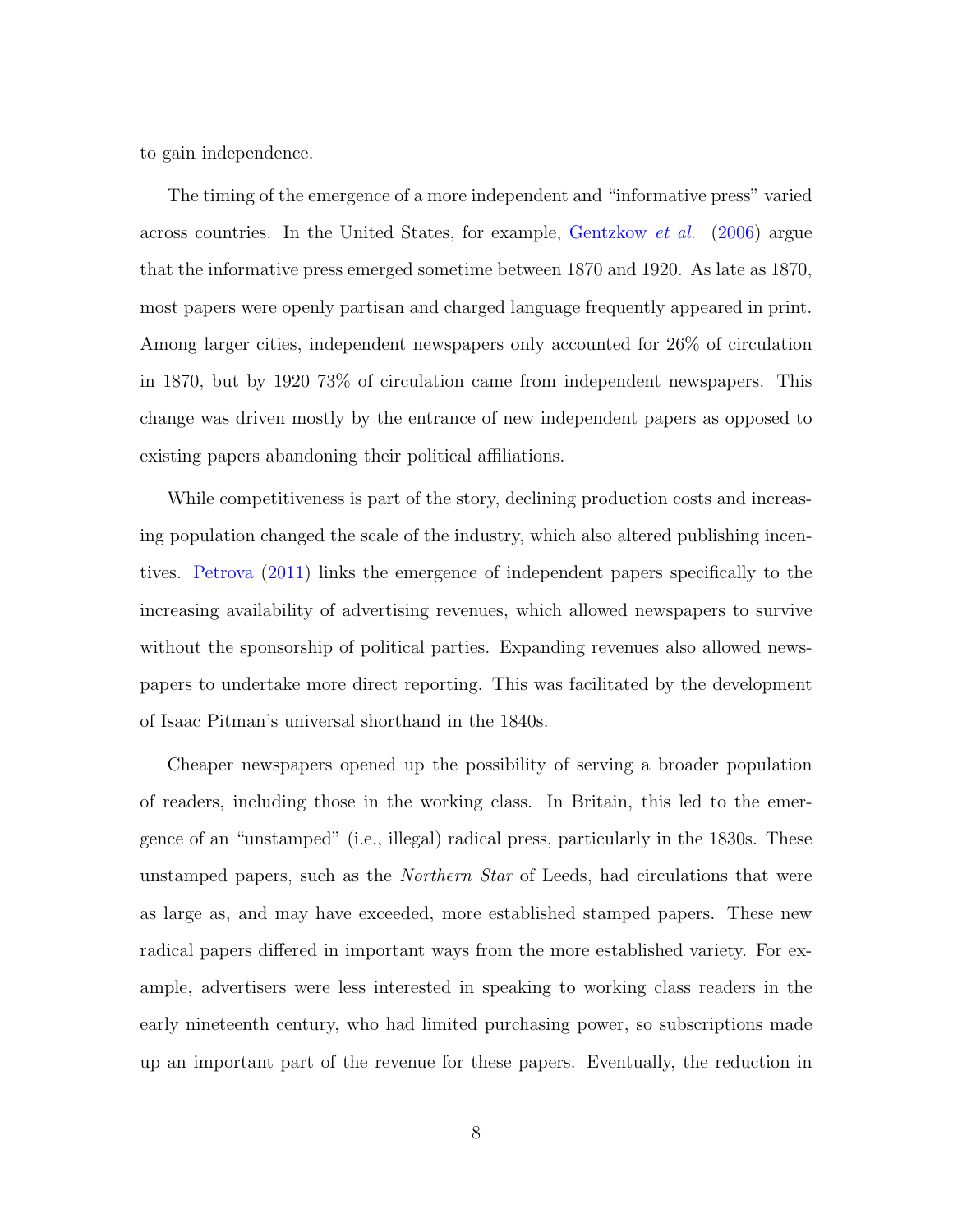to gain independence.

The timing of the emergence of a more independent and "informative press" varied across countries. In the United States, for example, Gentzkow *et al.* (2006) argue that the informative press emerged sometime between 1870 and 1920. As late as 1870, most papers were openly partisan and charged language frequently appeared in print. Among larger cities, independent newspapers only accounted for 26% of circulation in 1870, but by 1920 73% of circulation came from independent newspapers. This change was driven mostly by the entrance of new independent papers as opposed to existing papers abandoning their political affiliations.

While competitiveness is part of the story, declining production costs and increasing population changed the scale of the industry, which also altered publishing incentives. Petrova (2011) links the emergence of independent papers specifically to the increasing availability of advertising revenues, which allowed newspapers to survive without the sponsorship of political parties. Expanding revenues also allowed newspapers to undertake more direct reporting. This was facilitated by the development of Isaac Pitman's universal shorthand in the 1840s.

Cheaper newspapers opened up the possibility of serving a broader population of readers, including those in the working class. In Britain, this led to the emergence of an "unstamped" (i.e., illegal) radical press, particularly in the 1830s. These unstamped papers, such as the *Northern Star* of Leeds, had circulations that were as large as, and may have exceeded, more established stamped papers. These new radical papers differed in important ways from the more established variety. For example, advertisers were less interested in speaking to working class readers in the early nineteenth century, who had limited purchasing power, so subscriptions made up an important part of the revenue for these papers. Eventually, the reduction in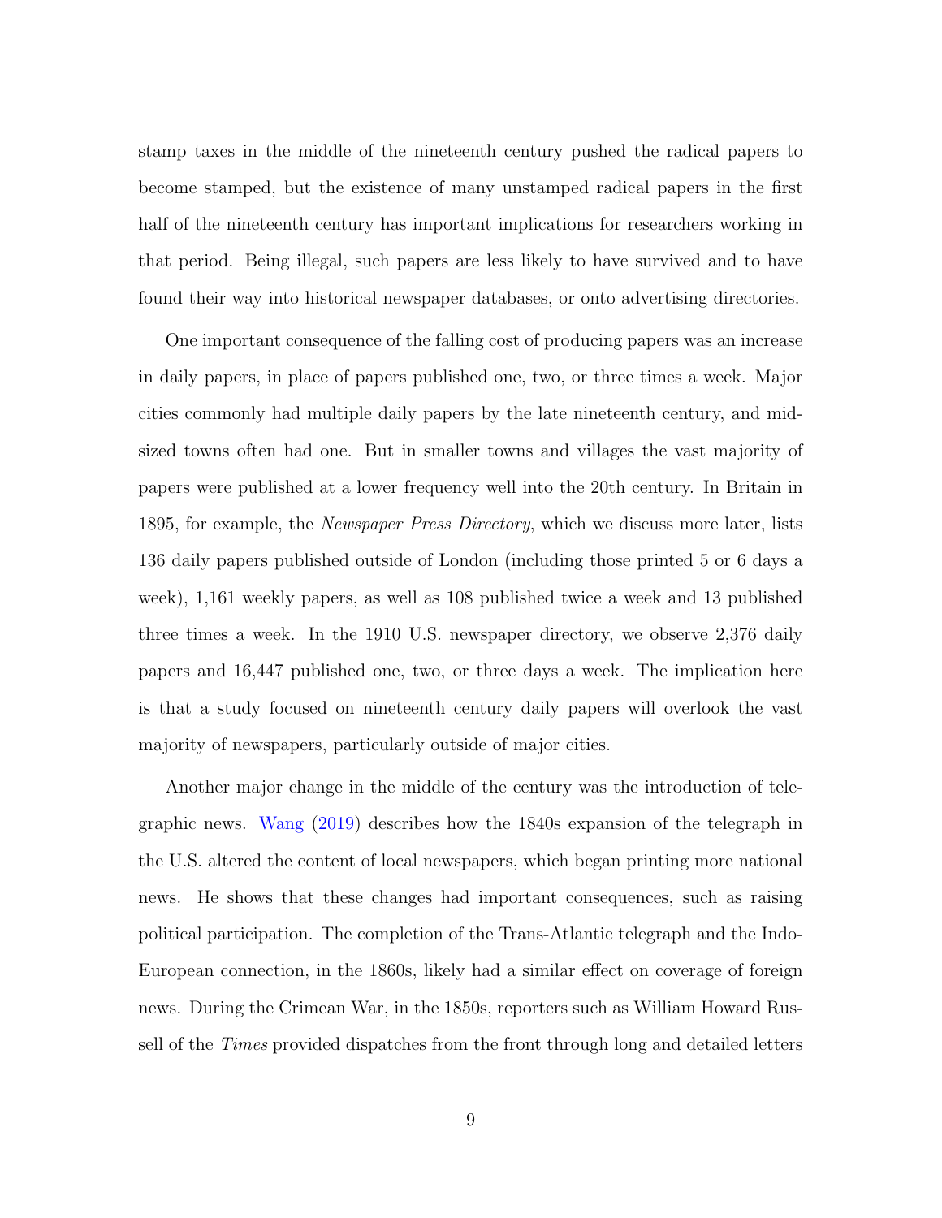stamp taxes in the middle of the nineteenth century pushed the radical papers to become stamped, but the existence of many unstamped radical papers in the first half of the nineteenth century has important implications for researchers working in that period. Being illegal, such papers are less likely to have survived and to have found their way into historical newspaper databases, or onto advertising directories.

One important consequence of the falling cost of producing papers was an increase in daily papers, in place of papers published one, two, or three times a week. Major cities commonly had multiple daily papers by the late nineteenth century, and mid-sized towns often had one. But in smaller towns and villages the vast majority of papers were published at a lower frequency well into the 20th century. In Britain in 1895, for example, the *Newspaper Press Directory*, which we discuss more later, lists 136 daily papers published outside of London (including those printed 5 or 6 days a week), 1,161 weekly papers, as well as 108 published twice a week and 13 published three times a week. In the 1910 U.S. newspaper directory, we observe 2,376 daily papers and 16,447 published one, two, or three days a week. The implication here is that a study focused on nineteenth century daily papers will overlook the vast majority of newspapers, particularly outside of major cities.

Another major change in the middle of the century was the introduction of telegraphic news. Wang (2019) describes how the 1840s expansion of the telegraph in the U.S. altered the content of local newspapers, which began printing more national news. He shows that these changes had important consequences, such as raising political participation. The completion of the Trans-Atlantic telegraph and the Indo-European connection, in the 1860s, likely had a similar effect on coverage of foreign news. During the Crimean War, in the 1850s, reporters such as William Howard Russell of the *Times* provided dispatches from the front through long and detailed letters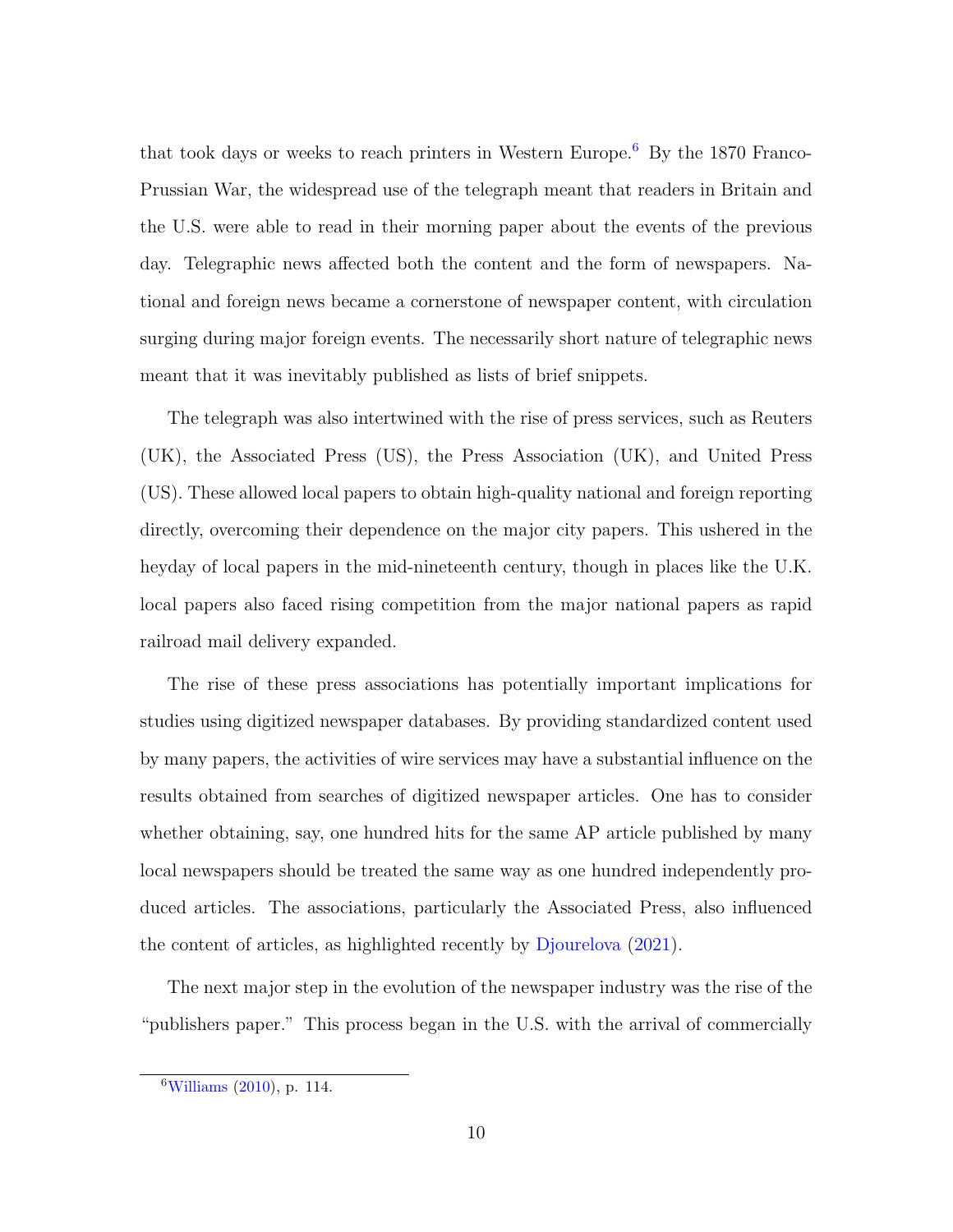that took days or weeks to reach printers in Western Europe.[6] By the 1870 Franco-Prussian War, the widespread use of the telegraph meant that readers in Britain and the U.S. were able to read in their morning paper about the events of the previous day. Telegraphic news affected both the content and the form of newspapers. National and foreign news became a cornerstone of newspaper content, with circulation surging during major foreign events. The necessarily short nature of telegraphic news meant that it was inevitably published as lists of brief snippets.

The telegraph was also intertwined with the rise of press services, such as Reuters (UK), the Associated Press (US), the Press Association (UK), and United Press (US). These allowed local papers to obtain high-quality national and foreign reporting directly, overcoming their dependence on the major city papers. This ushered in the heyday of local papers in the mid-nineteenth century, though in places like the U.K. local papers also faced rising competition from the major national papers as rapid railroad mail delivery expanded.

The rise of these press associations has potentially important implications for studies using digitized newspaper databases. By providing standardized content used by many papers, the activities of wire services may have a substantial influence on the results obtained from searches of digitized newspaper articles. One has to consider whether obtaining, say, one hundred hits for the same AP article published by many local newspapers should be treated the same way as one hundred independently produced articles. The associations, particularly the Associated Press, also influenced the content of articles, as highlighted recently by Djourelova (2021).

The next major step in the evolution of the newspaper industry was the rise of the "publishers paper." This process began in the U.S. with the arrival of commercially

[6] Williams (2010), p. 114.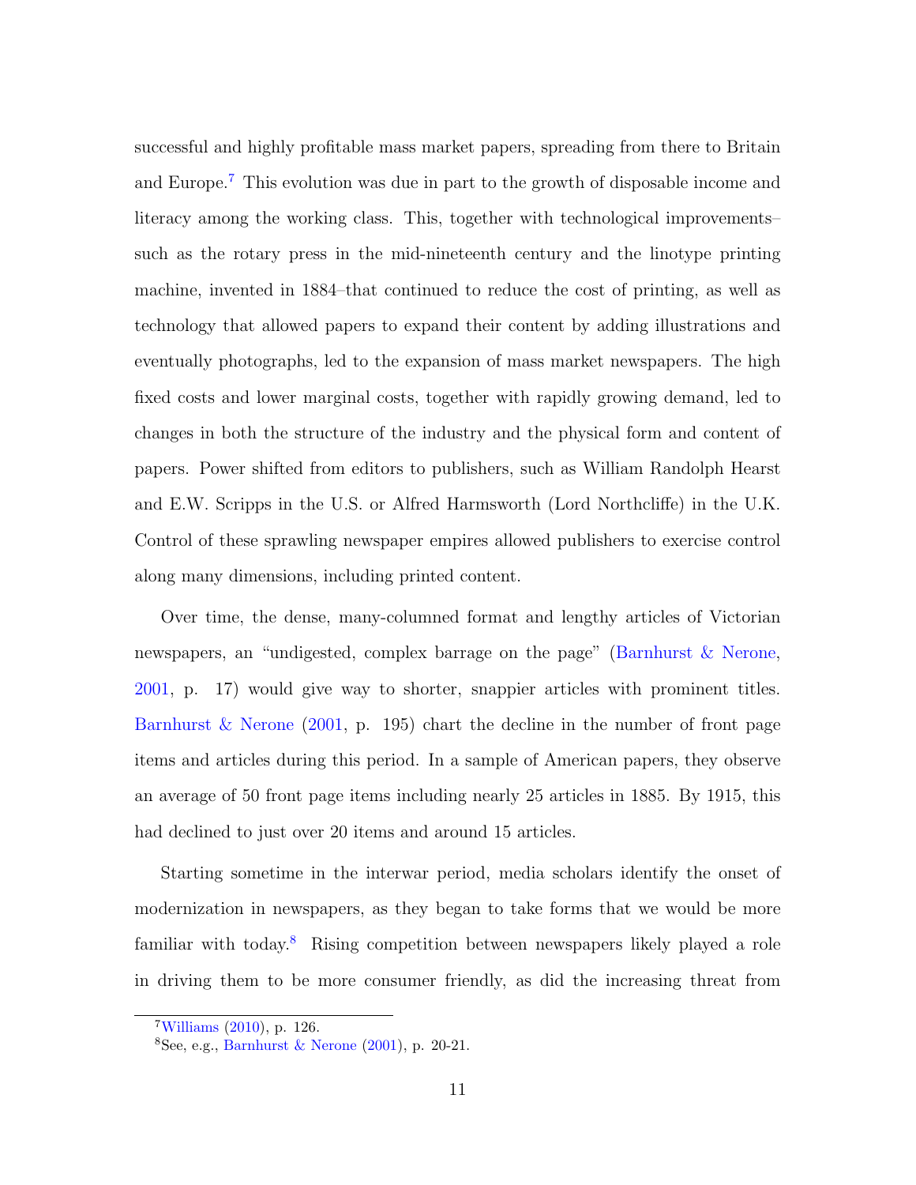successful and highly profitable mass market papers, spreading from there to Britain and Europe.[7] This evolution was due in part to the growth of disposable income and literacy among the working class. This, together with technological improvements–such as the rotary press in the mid-nineteenth century and the linotype printing machine, invented in 1884–that continued to reduce the cost of printing, as well as technology that allowed papers to expand their content by adding illustrations and eventually photographs, led to the expansion of mass market newspapers. The high fixed costs and lower marginal costs, together with rapidly growing demand, led to changes in both the structure of the industry and the physical form and content of papers. Power shifted from editors to publishers, such as William Randolph Hearst and E.W. Scripps in the U.S. or Alfred Harmsworth (Lord Northcliffe) in the U.K. Control of these sprawling newspaper empires allowed publishers to exercise control along many dimensions, including printed content.

Over time, the dense, many-columned format and lengthy articles of Victorian newspapers, an "undigested, complex barrage on the page" (Barnhurst & Nerone, 2001, p. 17) would give way to shorter, snappier articles with prominent titles. Barnhurst & Nerone (2001, p. 195) chart the decline in the number of front page items and articles during this period. In a sample of American papers, they observe an average of 50 front page items including nearly 25 articles in 1885. By 1915, this had declined to just over 20 items and around 15 articles.

Starting sometime in the interwar period, media scholars identify the onset of modernization in newspapers, as they began to take forms that we would be more familiar with today.[8] Rising competition between newspapers likely played a role in driving them to be more consumer friendly, as did the increasing threat from

[7] Williams (2010), p. 126.

[8] See, e.g., Barnhurst & Nerone (2001), p. 20-21.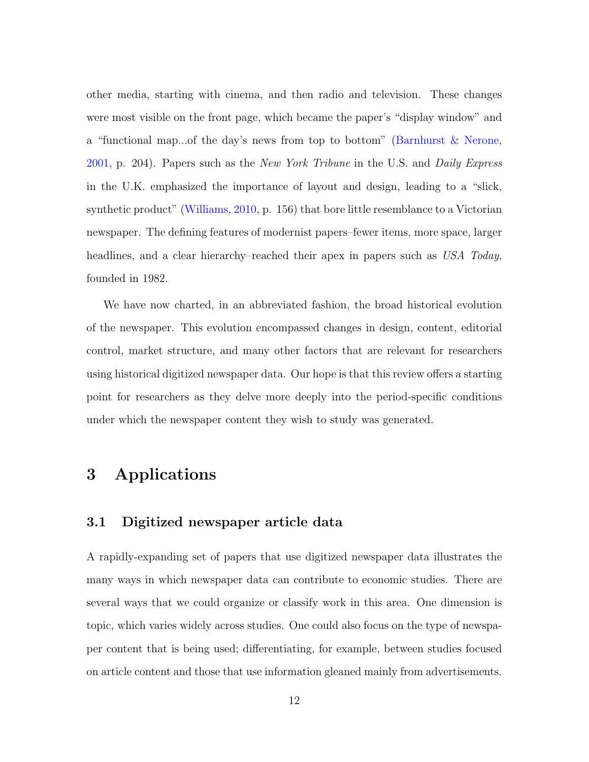other media, starting with cinema, and then radio and television. These changes were most visible on the front page, which became the paper's "display window" and a "functional map...of the day's news from top to bottom" (Barnhurst & Nerone, 2001, p. 204). Papers such as the *New York Tribune* in the U.S. and *Daily Express* in the U.K. emphasized the importance of layout and design, leading to a "slick, synthetic product" (Williams, 2010, p. 156) that bore little resemblance to a Victorian newspaper. The defining features of modernist papers–fewer items, more space, larger headlines, and a clear hierarchy–reached their apex in papers such as *USA Today*, founded in 1982.

We have now charted, in an abbreviated fashion, the broad historical evolution of the newspaper. This evolution encompassed changes in design, content, editorial control, market structure, and many other factors that are relevant for researchers using historical digitized newspaper data. Our hope is that this review offers a starting point for researchers as they delve more deeply into the period-specific conditions under which the newspaper content they wish to study was generated.

# 3 Applications

## 3.1 Digitized newspaper article data

A rapidly-expanding set of papers that use digitized newspaper data illustrates the many ways in which newspaper data can contribute to economic studies. There are several ways that we could organize or classify work in this area. One dimension is topic, which varies widely across studies. One could also focus on the type of newspaper content that is being used; differentiating, for example, between studies focused on article content and those that use information gleaned mainly from advertisements.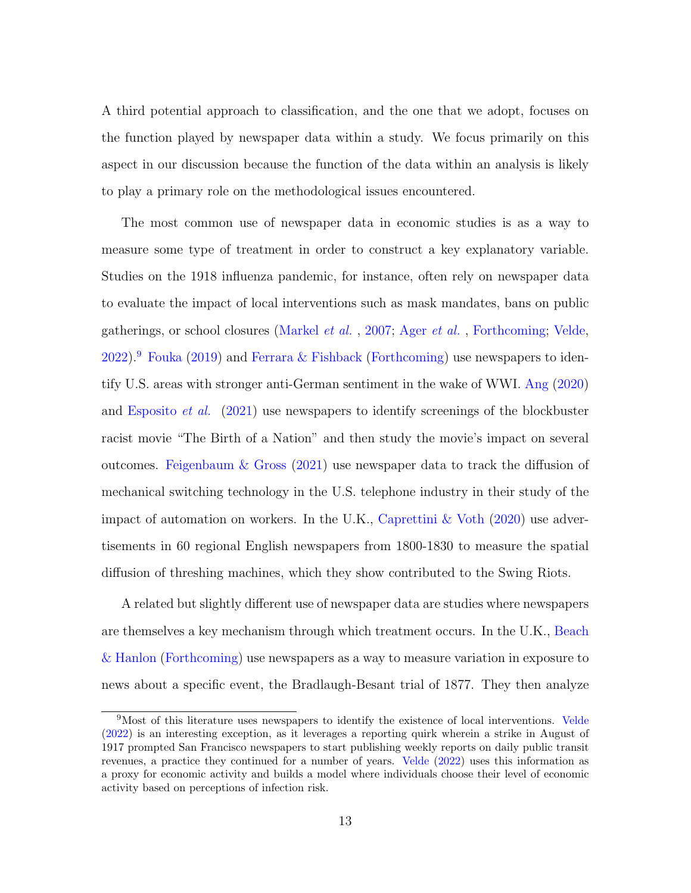A third potential approach to classification, and the one that we adopt, focuses on the function played by newspaper data within a study. We focus primarily on this aspect in our discussion because the function of the data within an analysis is likely to play a primary role on the methodological issues encountered.

The most common use of newspaper data in economic studies is as a way to measure some type of treatment in order to construct a key explanatory variable. Studies on the 1918 influenza pandemic, for instance, often rely on newspaper data to evaluate the impact of local interventions such as mask mandates, bans on public gatherings, or school closures (Markel *et al.* , 2007; Ager *et al.* , Forthcoming; Velde, 2022).[9] Fouka (2019) and Ferrara & Fishback (Forthcoming) use newspapers to identify U.S. areas with stronger anti-German sentiment in the wake of WWI. Ang (2020) and Esposito *et al.* (2021) use newspapers to identify screenings of the blockbuster racist movie "The Birth of a Nation" and then study the movie's impact on several outcomes. Feigenbaum & Gross (2021) use newspaper data to track the diffusion of mechanical switching technology in the U.S. telephone industry in their study of the impact of automation on workers. In the U.K., Caprettini & Voth (2020) use advertisements in 60 regional English newspapers from 1800-1830 to measure the spatial diffusion of threshing machines, which they show contributed to the Swing Riots.

A related but slightly different use of newspaper data are studies where newspapers are themselves a key mechanism through which treatment occurs. In the U.K., Beach & Hanlon (Forthcoming) use newspapers as a way to measure variation in exposure to news about a specific event, the Bradlaugh-Besant trial of 1877. They then analyze

[9] Most of this literature uses newspapers to identify the existence of local interventions. Velde (2022) is an interesting exception, as it leverages a reporting quirk wherein a strike in August of 1917 prompted San Francisco newspapers to start publishing weekly reports on daily public transit revenues, a practice they continued for a number of years. Velde (2022) uses this information as a proxy for economic activity and builds a model where individuals choose their level of economic activity based on perceptions of infection risk.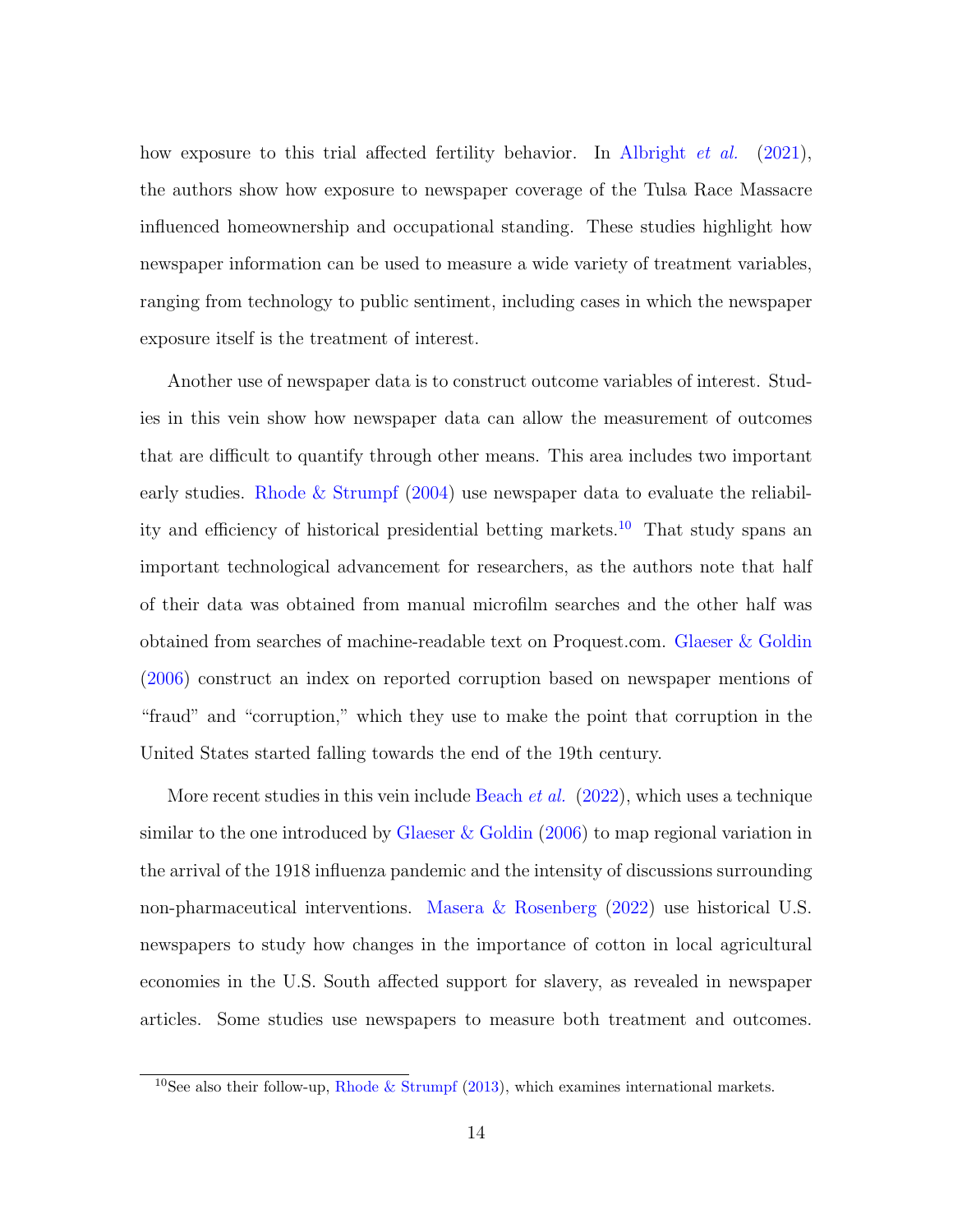how exposure to this trial affected fertility behavior. In Albright *et al.* (2021), the authors show how exposure to newspaper coverage of the Tulsa Race Massacre influenced homeownership and occupational standing. These studies highlight how newspaper information can be used to measure a wide variety of treatment variables, ranging from technology to public sentiment, including cases in which the newspaper exposure itself is the treatment of interest.

Another use of newspaper data is to construct outcome variables of interest. Studies in this vein show how newspaper data can allow the measurement of outcomes that are difficult to quantify through other means. This area includes two important early studies. Rhode & Strumpf (2004) use newspaper data to evaluate the reliability and efficiency of historical presidential betting markets.[10] That study spans an important technological advancement for researchers, as the authors note that half of their data was obtained from manual microfilm searches and the other half was obtained from searches of machine-readable text on Proquest.com. Glaeser & Goldin (2006) construct an index on reported corruption based on newspaper mentions of "fraud" and "corruption," which they use to make the point that corruption in the United States started falling towards the end of the 19th century.

More recent studies in this vein include Beach *et al.* (2022), which uses a technique similar to the one introduced by Glaeser & Goldin (2006) to map regional variation in the arrival of the 1918 influenza pandemic and the intensity of discussions surrounding non-pharmaceutical interventions. Masera & Rosenberg (2022) use historical U.S. newspapers to study how changes in the importance of cotton in local agricultural economies in the U.S. South affected support for slavery, as revealed in newspaper articles. Some studies use newspapers to measure both treatment and outcomes.

[10] See also their follow-up, Rhode & Strumpf (2013), which examines international markets.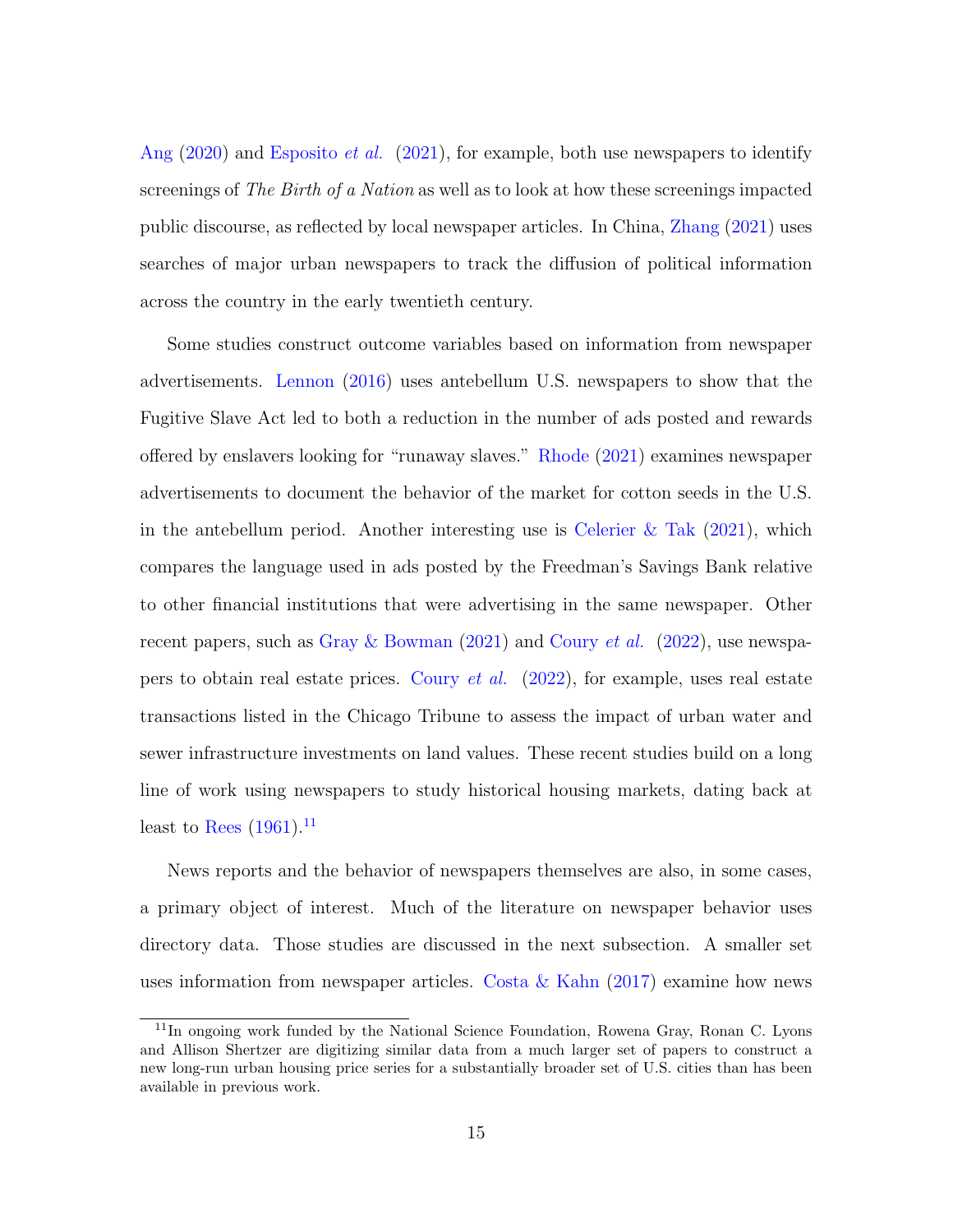Ang (2020) and Esposito *et al.* (2021), for example, both use newspapers to identify screenings of *The Birth of a Nation* as well as to look at how these screenings impacted public discourse, as reflected by local newspaper articles. In China, Zhang (2021) uses searches of major urban newspapers to track the diffusion of political information across the country in the early twentieth century.

Some studies construct outcome variables based on information from newspaper advertisements. Lennon (2016) uses antebellum U.S. newspapers to show that the Fugitive Slave Act led to both a reduction in the number of ads posted and rewards offered by enslavers looking for "runaway slaves." Rhode (2021) examines newspaper advertisements to document the behavior of the market for cotton seeds in the U.S. in the antebellum period. Another interesting use is Celerier & Tak (2021), which compares the language used in ads posted by the Freedman's Savings Bank relative to other financial institutions that were advertising in the same newspaper. Other recent papers, such as Gray & Bowman (2021) and Coury *et al.* (2022), use newspapers to obtain real estate prices. Coury *et al.* (2022), for example, uses real estate transactions listed in the Chicago Tribune to assess the impact of urban water and sewer infrastructure investments on land values. These recent studies build on a long line of work using newspapers to study historical housing markets, dating back at least to Rees (1961).[11]

News reports and the behavior of newspapers themselves are also, in some cases, a primary object of interest. Much of the literature on newspaper behavior uses directory data. Those studies are discussed in the next subsection. A smaller set uses information from newspaper articles. Costa & Kahn (2017) examine how news

[11] In ongoing work funded by the National Science Foundation, Rowena Gray, Ronan C. Lyons and Allison Shertzer are digitizing similar data from a much larger set of papers to construct a new long-run urban housing price series for a substantially broader set of U.S. cities than has been available in previous work.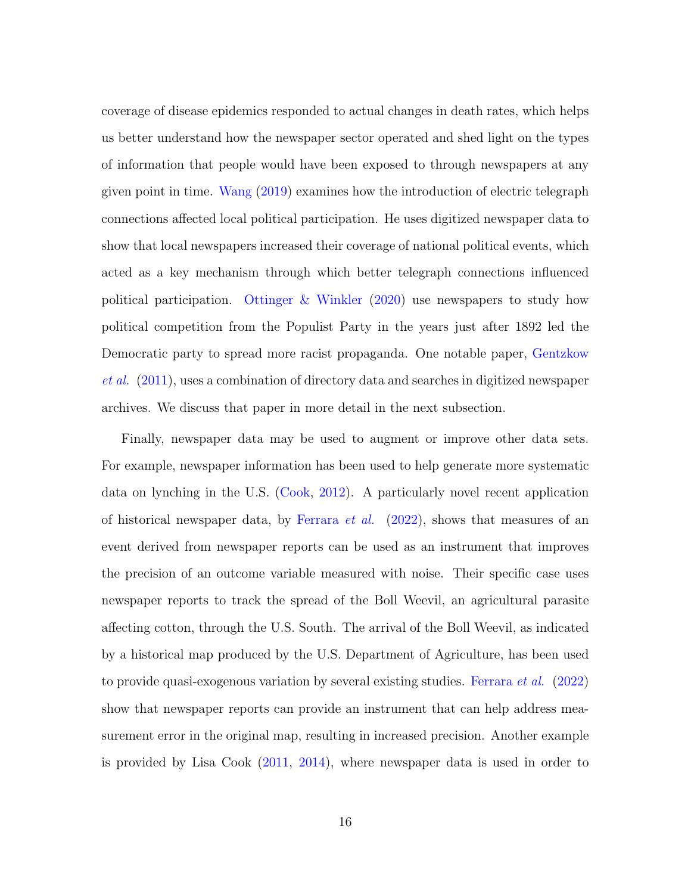coverage of disease epidemics responded to actual changes in death rates, which helps us better understand how the newspaper sector operated and shed light on the types of information that people would have been exposed to through newspapers at any given point in time. Wang (2019) examines how the introduction of electric telegraph connections affected local political participation. He uses digitized newspaper data to show that local newspapers increased their coverage of national political events, which acted as a key mechanism through which better telegraph connections influenced political participation. Ottinger & Winkler (2020) use newspapers to study how political competition from the Populist Party in the years just after 1892 led the Democratic party to spread more racist propaganda. One notable paper, Gentzkow *et al.* (2011), uses a combination of directory data and searches in digitized newspaper archives. We discuss that paper in more detail in the next subsection.

Finally, newspaper data may be used to augment or improve other data sets. For example, newspaper information has been used to help generate more systematic data on lynching in the U.S. (Cook, 2012). A particularly novel recent application of historical newspaper data, by Ferrara *et al.* (2022), shows that measures of an event derived from newspaper reports can be used as an instrument that improves the precision of an outcome variable measured with noise. Their specific case uses newspaper reports to track the spread of the Boll Weevil, an agricultural parasite affecting cotton, through the U.S. South. The arrival of the Boll Weevil, as indicated by a historical map produced by the U.S. Department of Agriculture, has been used to provide quasi-exogenous variation by several existing studies. Ferrara *et al.* (2022) show that newspaper reports can provide an instrument that can help address measurement error in the original map, resulting in increased precision. Another example is provided by Lisa Cook (2011, 2014), where newspaper data is used in order to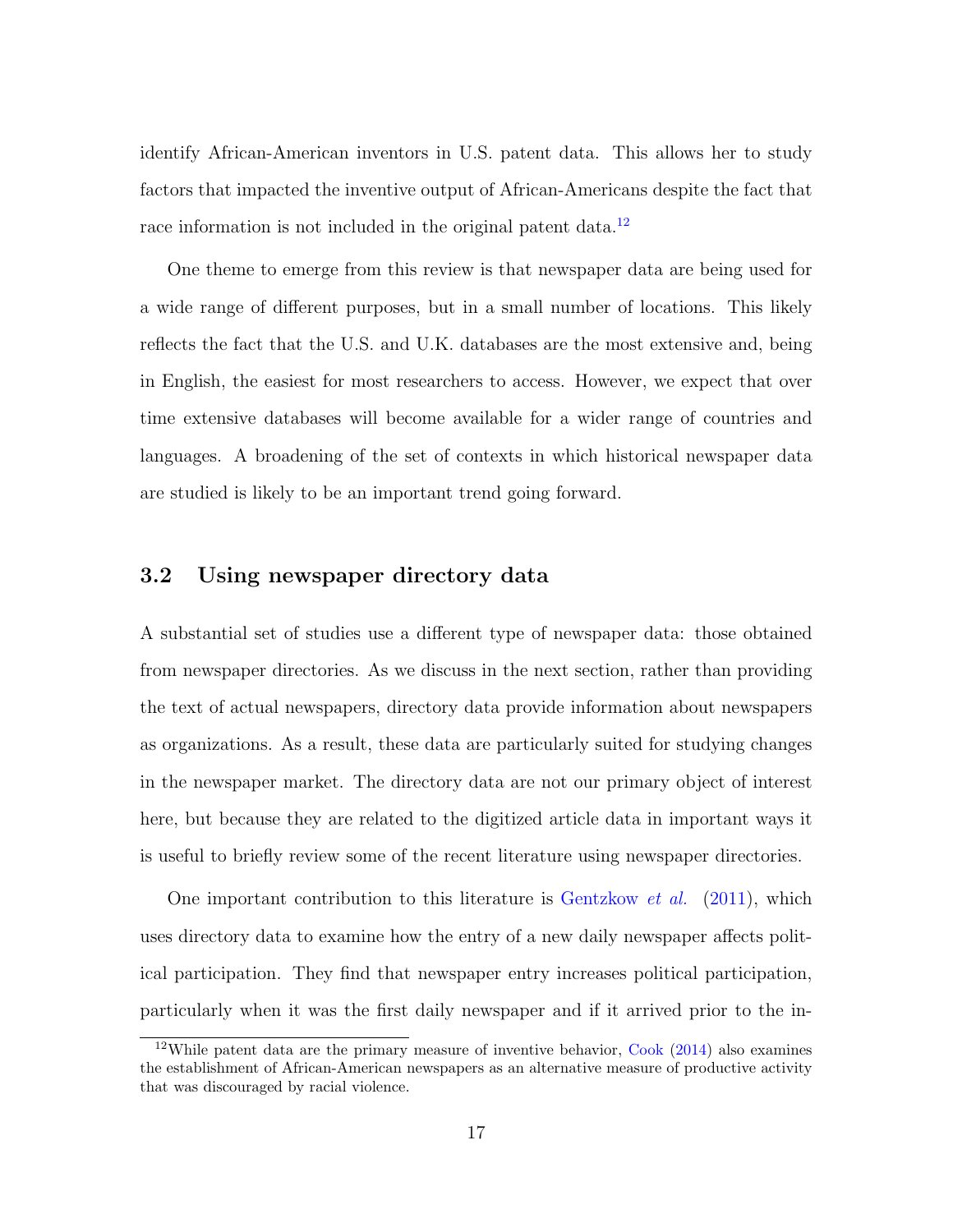identify African-American inventors in U.S. patent data. This allows her to study factors that impacted the inventive output of African-Americans despite the fact that race information is not included in the original patent data.[12]

One theme to emerge from this review is that newspaper data are being used for a wide range of different purposes, but in a small number of locations. This likely reflects the fact that the U.S. and U.K. databases are the most extensive and, being in English, the easiest for most researchers to access. However, we expect that over time extensive databases will become available for a wider range of countries and languages. A broadening of the set of contexts in which historical newspaper data are studied is likely to be an important trend going forward.

## 3.2 Using newspaper directory data

A substantial set of studies use a different type of newspaper data: those obtained from newspaper directories. As we discuss in the next section, rather than providing the text of actual newspapers, directory data provide information about newspapers as organizations. As a result, these data are particularly suited for studying changes in the newspaper market. The directory data are not our primary object of interest here, but because they are related to the digitized article data in important ways it is useful to briefly review some of the recent literature using newspaper directories.

One important contribution to this literature is Gentzkow *et al.* (2011), which uses directory data to examine how the entry of a new daily newspaper affects political participation. They find that newspaper entry increases political participation, particularly when it was the first daily newspaper and if it arrived prior to the in-

[12] While patent data are the primary measure of inventive behavior, Cook (2014) also examines the establishment of African-American newspapers as an alternative measure of productive activity that was discouraged by racial violence.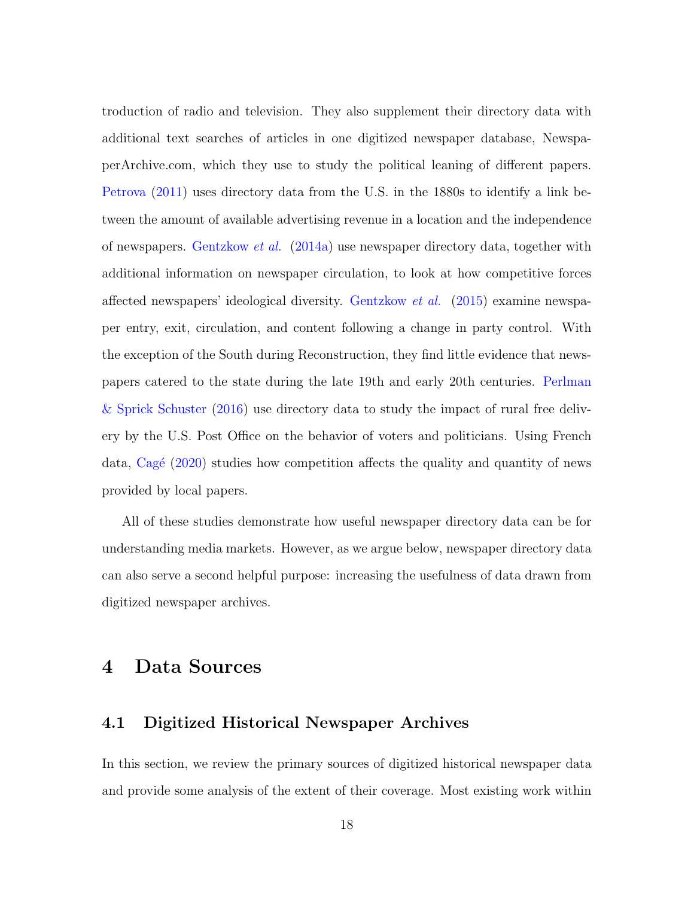troduction of radio and television. They also supplement their directory data with additional text searches of articles in one digitized newspaper database, NewspaperArchive.com, which they use to study the political leaning of different papers. Petrova (2011) uses directory data from the U.S. in the 1880s to identify a link between the amount of available advertising revenue in a location and the independence of newspapers. Gentzkow *et al.* (2014a) use newspaper directory data, together with additional information on newspaper circulation, to look at how competitive forces affected newspapers' ideological diversity. Gentzkow *et al.* (2015) examine newspaper entry, exit, circulation, and content following a change in party control. With the exception of the South during Reconstruction, they find little evidence that newspapers catered to the state during the late 19th and early 20th centuries. Perlman & Sprick Schuster (2016) use directory data to study the impact of rural free delivery by the U.S. Post Office on the behavior of voters and politicians. Using French data, Cagé (2020) studies how competition affects the quality and quantity of news provided by local papers.

All of these studies demonstrate how useful newspaper directory data can be for understanding media markets. However, as we argue below, newspaper directory data can also serve a second helpful purpose: increasing the usefulness of data drawn from digitized newspaper archives.

# 4 Data Sources

## 4.1 Digitized Historical Newspaper Archives

In this section, we review the primary sources of digitized historical newspaper data and provide some analysis of the extent of their coverage. Most existing work within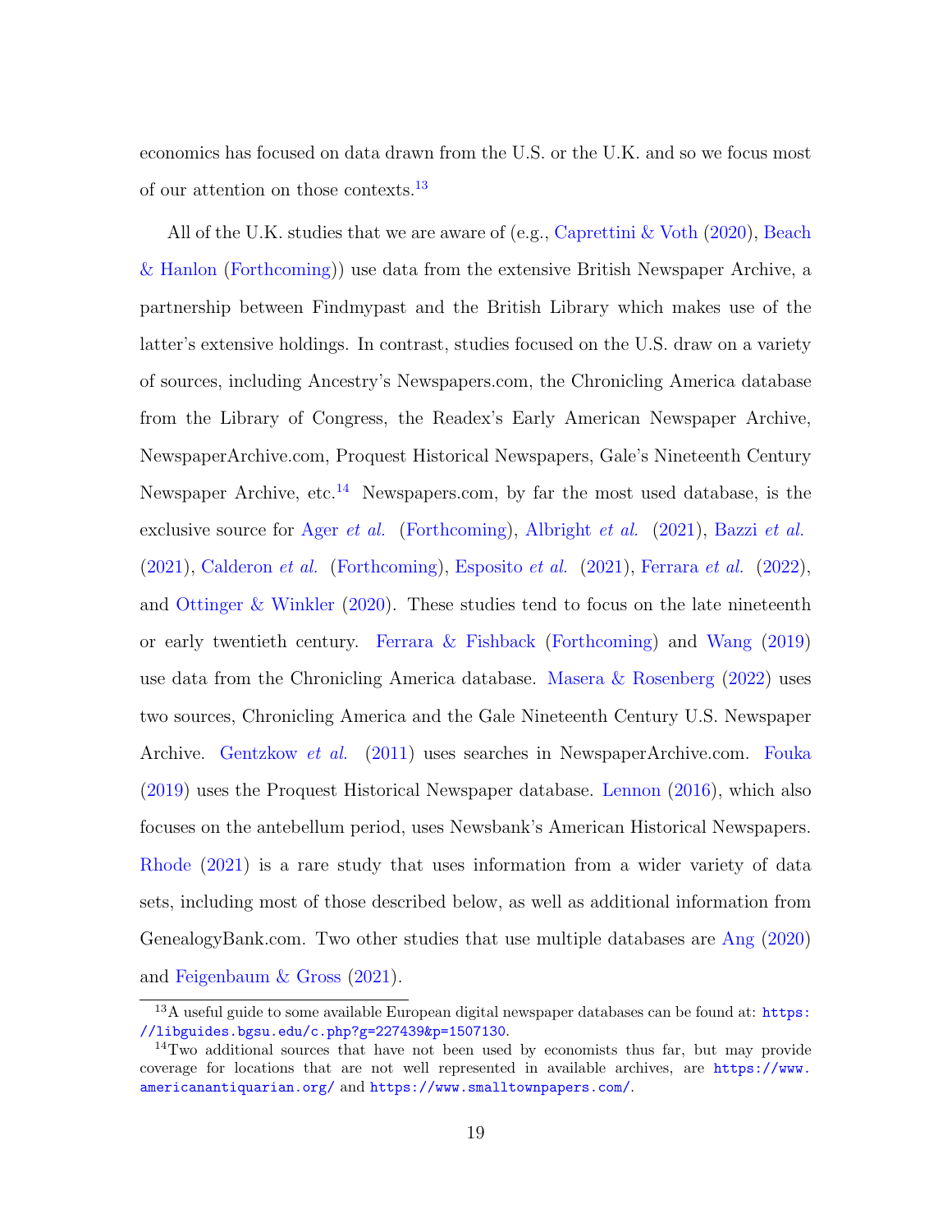economics has focused on data drawn from the U.S. or the U.K. and so we focus most of our attention on those contexts.[13]

All of the U.K. studies that we are aware of (e.g., Caprettini & Voth (2020), Beach & Hanlon (Forthcoming)) use data from the extensive British Newspaper Archive, a partnership between Findmypast and the British Library which makes use of the latter's extensive holdings. In contrast, studies focused on the U.S. draw on a variety of sources, including Ancestry's Newspapers.com, the Chronicling America database from the Library of Congress, the Readex's Early American Newspaper Archive, NewspaperArchive.com, Proquest Historical Newspapers, Gale's Nineteenth Century Newspaper Archive, etc.[14] Newspapers.com, by far the most used database, is the exclusive source for Ager *et al.* (Forthcoming), Albright *et al.* (2021), Bazzi *et al.* (2021), Calderon *et al.* (Forthcoming), Esposito *et al.* (2021), Ferrara *et al.* (2022), and Ottinger & Winkler (2020). These studies tend to focus on the late nineteenth or early twentieth century. Ferrara & Fishback (Forthcoming) and Wang (2019) use data from the Chronicling America database. Masera & Rosenberg (2022) uses two sources, Chronicling America and the Gale Nineteenth Century U.S. Newspaper Archive. Gentzkow *et al.* (2011) uses searches in NewspaperArchive.com. Fouka (2019) uses the Proquest Historical Newspaper database. Lennon (2016), which also focuses on the antebellum period, uses Newsbank's American Historical Newspapers. Rhode (2021) is a rare study that uses information from a wider variety of data sets, including most of those described below, as well as additional information from GenealogyBank.com. Two other studies that use multiple databases are Ang (2020) and Feigenbaum & Gross (2021).

[13] A useful guide to some available European digital newspaper databases can be found at: https://libguides.bgsu.edu/c.php?g=227439&p=1507130.

[14] Two additional sources that have not been used by economists thus far, but may provide coverage for locations that are not well represented in available archives, are https://www.americanantiquarian.org/ and https://www.smalltownpapers.com/.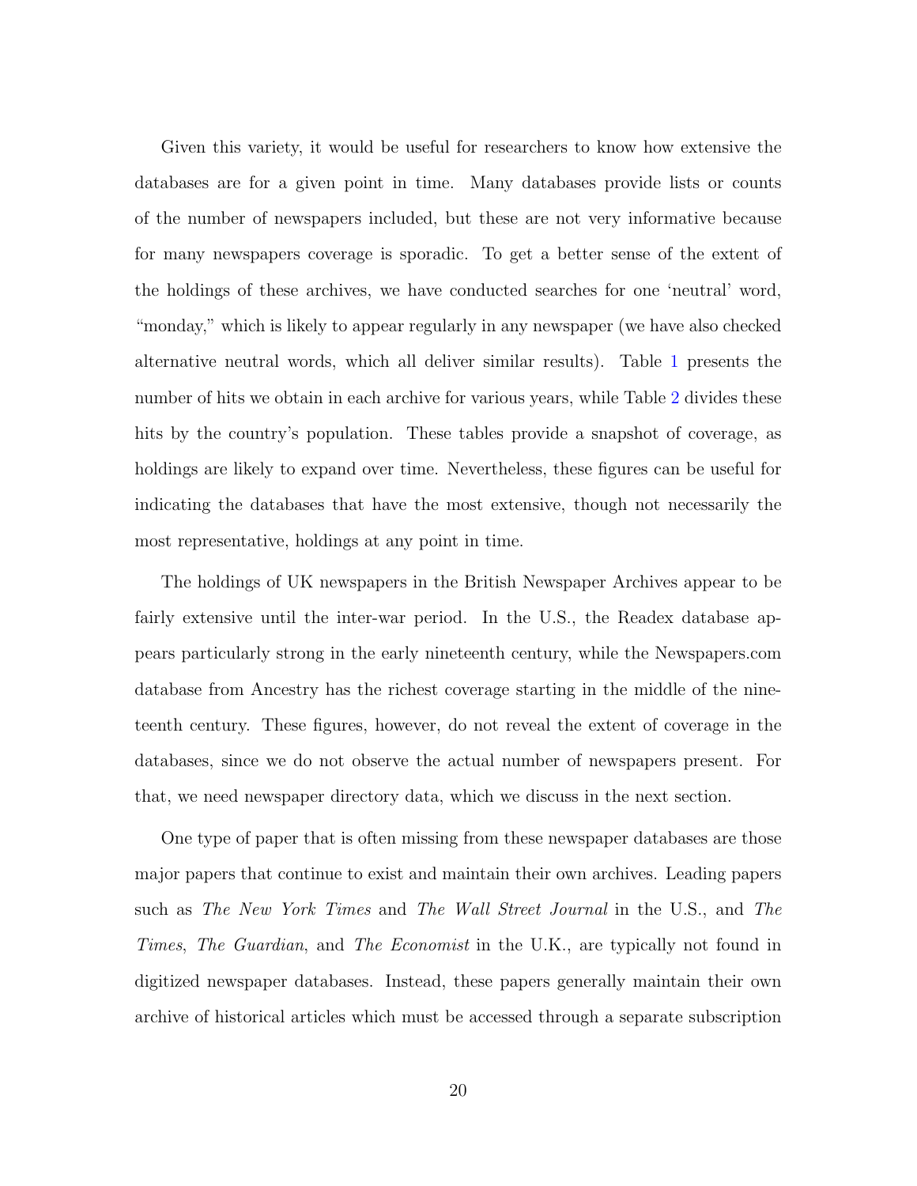Given this variety, it would be useful for researchers to know how extensive the databases are for a given point in time. Many databases provide lists or counts of the number of newspapers included, but these are not very informative because for many newspapers coverage is sporadic. To get a better sense of the extent of the holdings of these archives, we have conducted searches for one 'neutral' word, "monday," which is likely to appear regularly in any newspaper (we have also checked alternative neutral words, which all deliver similar results). Table 1 presents the number of hits we obtain in each archive for various years, while Table 2 divides these hits by the country's population. These tables provide a snapshot of coverage, as holdings are likely to expand over time. Nevertheless, these figures can be useful for indicating the databases that have the most extensive, though not necessarily the most representative, holdings at any point in time.

The holdings of UK newspapers in the British Newspaper Archives appear to be fairly extensive until the inter-war period. In the U.S., the Readex database appears particularly strong in the early nineteenth century, while the Newspapers.com database from Ancestry has the richest coverage starting in the middle of the nineteenth century. These figures, however, do not reveal the extent of coverage in the databases, since we do not observe the actual number of newspapers present. For that, we need newspaper directory data, which we discuss in the next section.

One type of paper that is often missing from these newspaper databases are those major papers that continue to exist and maintain their own archives. Leading papers such as *The New York Times* and *The Wall Street Journal* in the U.S., and *The Times*, *The Guardian*, and *The Economist* in the U.K., are typically not found in digitized newspaper databases. Instead, these papers generally maintain their own archive of historical articles which must be accessed through a separate subscription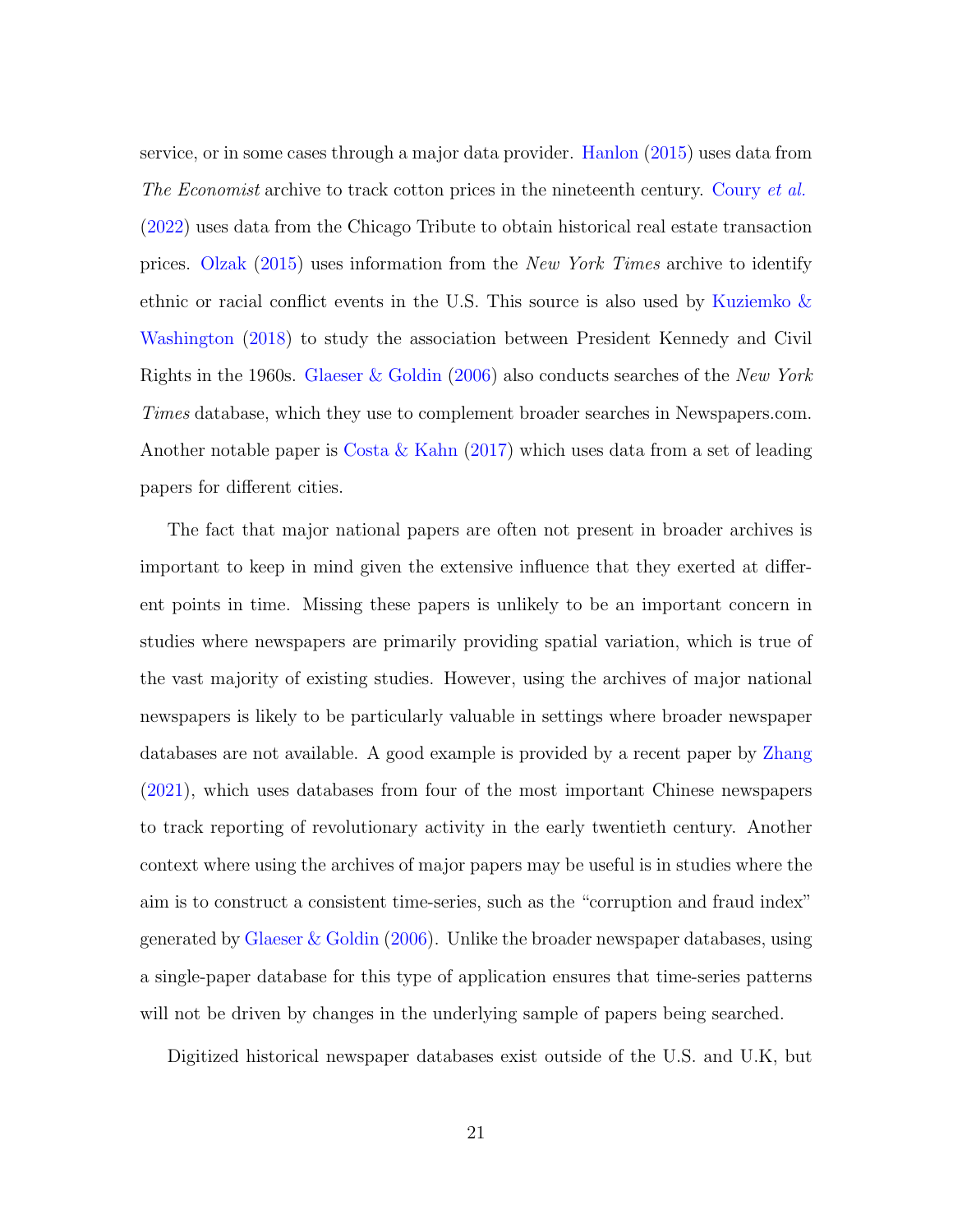service, or in some cases through a major data provider. Hanlon (2015) uses data from *The Economist* archive to track cotton prices in the nineteenth century. Coury *et al.* (2022) uses data from the Chicago Tribute to obtain historical real estate transaction prices. Olzak (2015) uses information from the *New York Times* archive to identify ethnic or racial conflict events in the U.S. This source is also used by Kuziemko & Washington (2018) to study the association between President Kennedy and Civil Rights in the 1960s. Glaeser & Goldin (2006) also conducts searches of the *New York Times* database, which they use to complement broader searches in Newspapers.com. Another notable paper is Costa & Kahn (2017) which uses data from a set of leading papers for different cities.

The fact that major national papers are often not present in broader archives is important to keep in mind given the extensive influence that they exerted at different points in time. Missing these papers is unlikely to be an important concern in studies where newspapers are primarily providing spatial variation, which is true of the vast majority of existing studies. However, using the archives of major national newspapers is likely to be particularly valuable in settings where broader newspaper databases are not available. A good example is provided by a recent paper by Zhang (2021), which uses databases from four of the most important Chinese newspapers to track reporting of revolutionary activity in the early twentieth century. Another context where using the archives of major papers may be useful is in studies where the aim is to construct a consistent time-series, such as the "corruption and fraud index" generated by Glaeser & Goldin (2006). Unlike the broader newspaper databases, using a single-paper database for this type of application ensures that time-series patterns will not be driven by changes in the underlying sample of papers being searched.

Digitized historical newspaper databases exist outside of the U.S. and U.K, but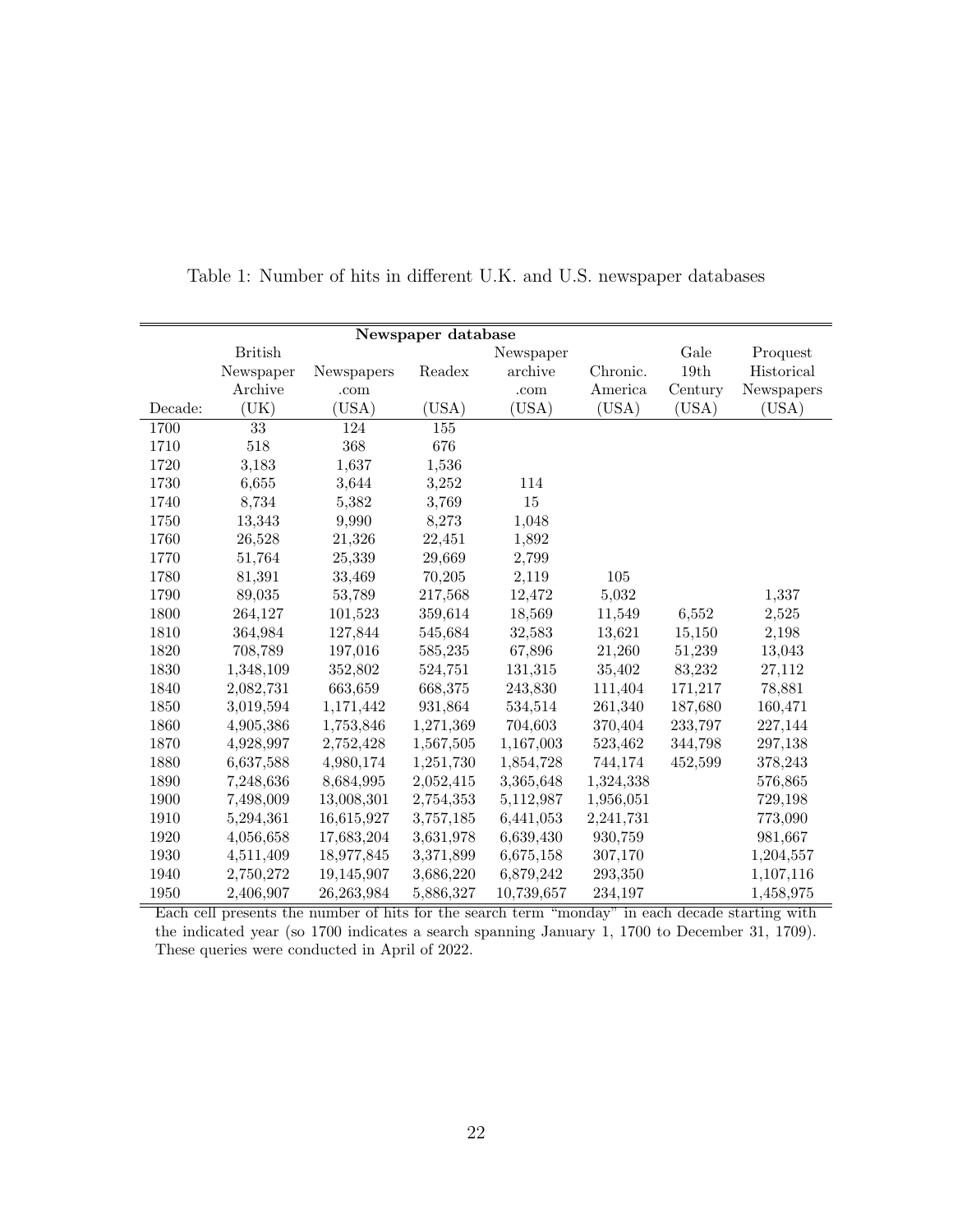Table 1: Number of hits in different U.K. and U.S. newspaper databases

| | Newspaper database | | | | | | |
|---|---|---|---|---|---|---|---|
| Decade: | British Newspaper Archive (UK) | Newspapers .com (USA) | Readex (USA) | Newspaper archive .com (USA) | Chronic. America (USA) | Gale 19th Century (USA) | Proquest Historical Newspapers (USA) |
| 1700 | 33 | 124 | 155 | | | | |
| 1710 | 518 | 368 | 676 | | | | |
| 1720 | 3,183 | 1,637 | 1,536 | | | | |
| 1730 | 6,655 | 3,644 | 3,252 | 114 | | | |
| 1740 | 8,734 | 5,382 | 3,769 | 15 | | | |
| 1750 | 13,343 | 9,990 | 8,273 | 1,048 | | | |
| 1760 | 26,528 | 21,326 | 22,451 | 1,892 | | | |
| 1770 | 51,764 | 25,339 | 29,669 | 2,799 | | | |
| 1780 | 81,391 | 33,469 | 70,205 | 2,119 | 105 | | |
| 1790 | 89,035 | 53,789 | 217,568 | 12,472 | 5,032 | | 1,337 |
| 1800 | 264,127 | 101,523 | 359,614 | 18,569 | 11,549 | 6,552 | 2,525 |
| 1810 | 364,984 | 127,844 | 545,684 | 32,583 | 13,621 | 15,150 | 2,198 |
| 1820 | 708,789 | 197,016 | 585,235 | 67,896 | 21,260 | 51,239 | 13,043 |
| 1830 | 1,348,109 | 352,802 | 524,751 | 131,315 | 35,402 | 83,232 | 27,112 |
| 1840 | 2,082,731 | 663,659 | 668,375 | 243,830 | 111,404 | 171,217 | 78,881 |
| 1850 | 3,019,594 | 1,171,442 | 931,864 | 534,514 | 261,340 | 187,680 | 160,471 |
| 1860 | 4,905,386 | 1,753,846 | 1,271,369 | 704,603 | 370,404 | 233,797 | 227,144 |
| 1870 | 4,928,997 | 2,752,428 | 1,567,505 | 1,167,003 | 523,462 | 344,798 | 297,138 |
| 1880 | 6,637,588 | 4,980,174 | 1,251,730 | 1,854,728 | 744,174 | 452,599 | 378,243 |
| 1890 | 7,248,636 | 8,684,995 | 2,052,415 | 3,365,648 | 1,324,338 | | 576,865 |
| 1900 | 7,498,009 | 13,008,301 | 2,754,353 | 5,112,987 | 1,956,051 | | 729,198 |
| 1910 | 5,294,361 | 16,615,927 | 3,757,185 | 6,441,053 | 2,241,731 | | 773,090 |
| 1920 | 4,056,658 | 17,683,204 | 3,631,978 | 6,639,430 | 930,759 | | 981,667 |
| 1930 | 4,511,409 | 18,977,845 | 3,371,899 | 6,675,158 | 307,170 | | 1,204,557 |
| 1940 | 2,750,272 | 19,145,907 | 3,686,220 | 6,879,242 | 293,350 | | 1,107,116 |
| 1950 | 2,406,907 | 26,263,984 | 5,886,327 | 10,739,657 | 234,197 | | 1,458,975 |

Each cell presents the number of hits for the search term "monday" in each decade starting with the indicated year (so 1700 indicates a search spanning January 1, 1700 to December 31, 1709). These queries were conducted in April of 2022.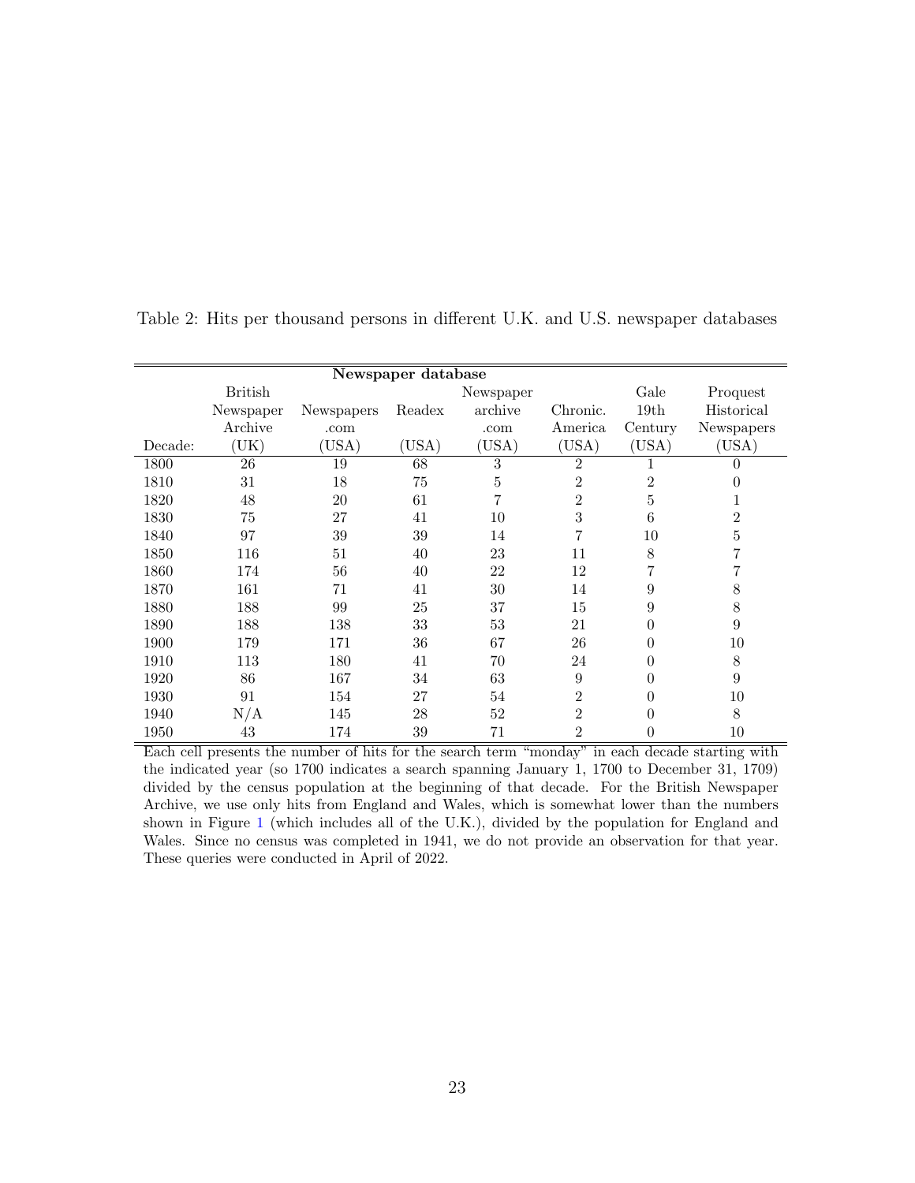Table 2: Hits per thousand persons in different U.K. and U.S. newspaper databases

| | **Newspaper database** | | | | | | |
|---|---|---|---|---|---|---|---|
| Decade: | British Newspaper Archive (UK) | Newspapers .com (USA) | Readex (USA) | Newspaper archive .com (USA) | Chronic. America (USA) | Gale 19th Century (USA) | Proquest Historical Newspapers (USA) |
| 1800 | 26 | 19 | 68 | 3 | 2 | 1 | 0 |
| 1810 | 31 | 18 | 75 | 5 | 2 | 2 | 0 |
| 1820 | 48 | 20 | 61 | 7 | 2 | 5 | 1 |
| 1830 | 75 | 27 | 41 | 10 | 3 | 6 | 2 |
| 1840 | 97 | 39 | 39 | 14 | 7 | 10 | 5 |
| 1850 | 116 | 51 | 40 | 23 | 11 | 8 | 7 |
| 1860 | 174 | 56 | 40 | 22 | 12 | 7 | 7 |
| 1870 | 161 | 71 | 41 | 30 | 14 | 9 | 8 |
| 1880 | 188 | 99 | 25 | 37 | 15 | 9 | 8 |
| 1890 | 188 | 138 | 33 | 53 | 21 | 0 | 9 |
| 1900 | 179 | 171 | 36 | 67 | 26 | 0 | 10 |
| 1910 | 113 | 180 | 41 | 70 | 24 | 0 | 8 |
| 1920 | 86 | 167 | 34 | 63 | 9 | 0 | 9 |
| 1930 | 91 | 154 | 27 | 54 | 2 | 0 | 10 |
| 1940 | N/A | 145 | 28 | 52 | 2 | 0 | 8 |
| 1950 | 43 | 174 | 39 | 71 | 2 | 0 | 10 |

Each cell presents the number of hits for the search term "monday" in each decade starting with the indicated year (so 1700 indicates a search spanning January 1, 1700 to December 31, 1709) divided by the census population at the beginning of that decade. For the British Newspaper Archive, we use only hits from England and Wales, which is somewhat lower than the numbers shown in Figure 1 (which includes all of the U.K.), divided by the population for England and Wales. Since no census was completed in 1941, we do not provide an observation for that year. These queries were conducted in April of 2022.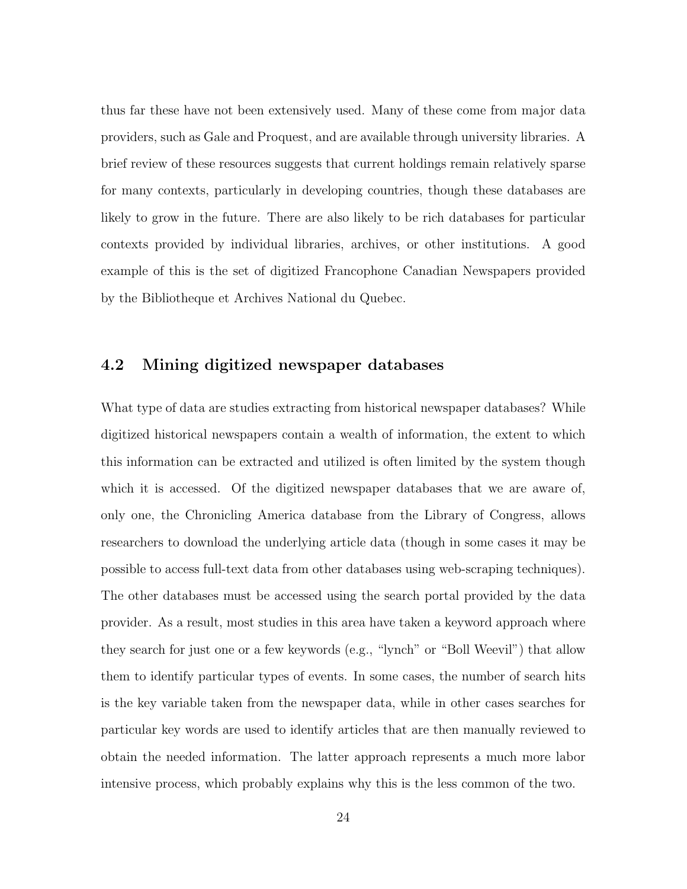thus far these have not been extensively used. Many of these come from major data providers, such as Gale and Proquest, and are available through university libraries. A brief review of these resources suggests that current holdings remain relatively sparse for many contexts, particularly in developing countries, though these databases are likely to grow in the future. There are also likely to be rich databases for particular contexts provided by individual libraries, archives, or other institutions. A good example of this is the set of digitized Francophone Canadian Newspapers provided by the Bibliotheque et Archives National du Quebec.

## 4.2 Mining digitized newspaper databases

What type of data are studies extracting from historical newspaper databases? While digitized historical newspapers contain a wealth of information, the extent to which this information can be extracted and utilized is often limited by the system though which it is accessed. Of the digitized newspaper databases that we are aware of, only one, the Chronicling America database from the Library of Congress, allows researchers to download the underlying article data (though in some cases it may be possible to access full-text data from other databases using web-scraping techniques). The other databases must be accessed using the search portal provided by the data provider. As a result, most studies in this area have taken a keyword approach where they search for just one or a few keywords (e.g., "lynch" or "Boll Weevil") that allow them to identify particular types of events. In some cases, the number of search hits is the key variable taken from the newspaper data, while in other cases searches for particular key words are used to identify articles that are then manually reviewed to obtain the needed information. The latter approach represents a much more labor intensive process, which probably explains why this is the less common of the two.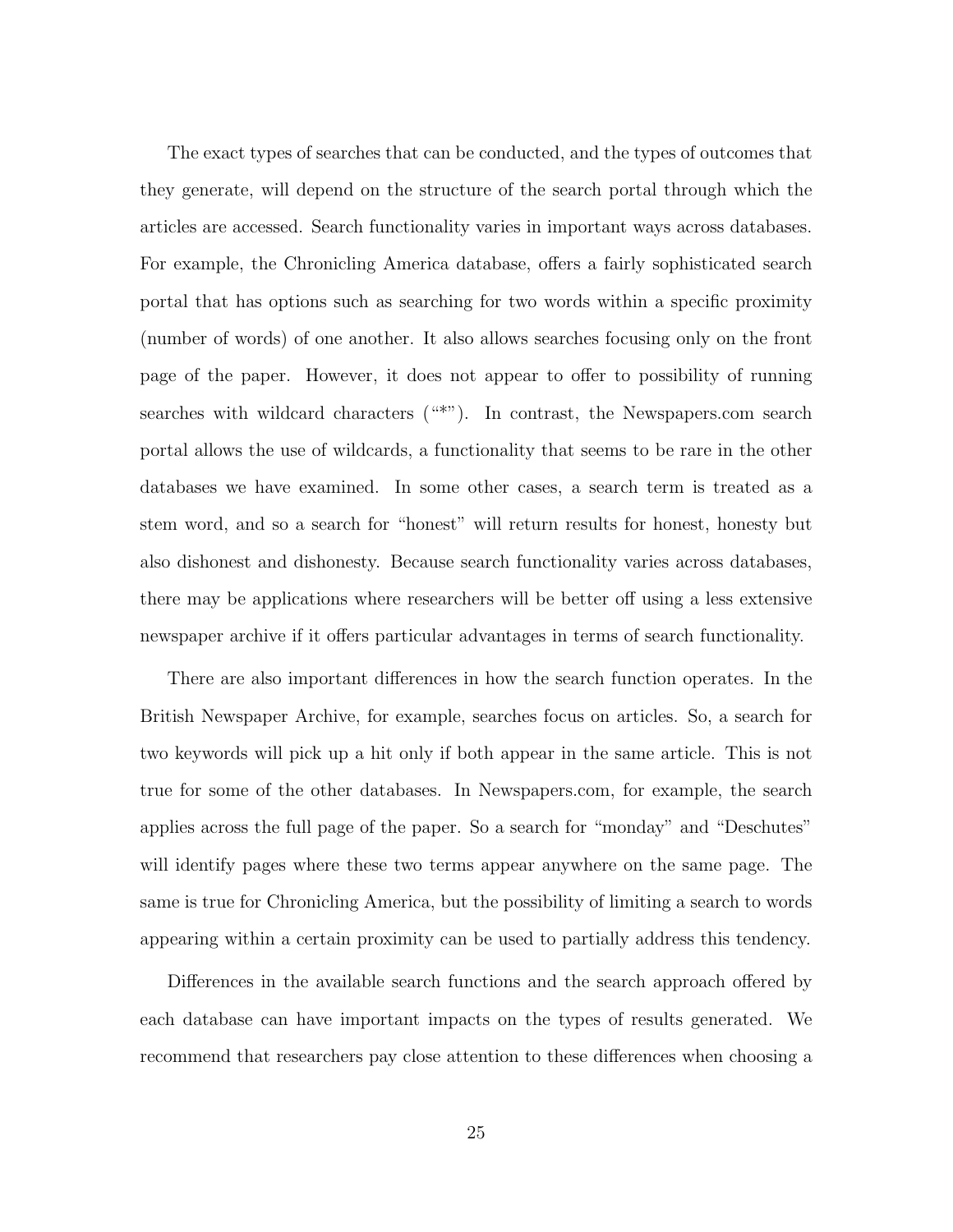The exact types of searches that can be conducted, and the types of outcomes that they generate, will depend on the structure of the search portal through which the articles are accessed. Search functionality varies in important ways across databases. For example, the Chronicling America database, offers a fairly sophisticated search portal that has options such as searching for two words within a specific proximity (number of words) of one another. It also allows searches focusing only on the front page of the paper. However, it does not appear to offer to possibility of running searches with wildcard characters ("*"). In contrast, the Newspapers.com search portal allows the use of wildcards, a functionality that seems to be rare in the other databases we have examined. In some other cases, a search term is treated as a stem word, and so a search for "honest" will return results for honest, honesty but also dishonest and dishonesty. Because search functionality varies across databases, there may be applications where researchers will be better off using a less extensive newspaper archive if it offers particular advantages in terms of search functionality.

There are also important differences in how the search function operates. In the British Newspaper Archive, for example, searches focus on articles. So, a search for two keywords will pick up a hit only if both appear in the same article. This is not true for some of the other databases. In Newspapers.com, for example, the search applies across the full page of the paper. So a search for "monday" and "Deschutes" will identify pages where these two terms appear anywhere on the same page. The same is true for Chronicling America, but the possibility of limiting a search to words appearing within a certain proximity can be used to partially address this tendency.

Differences in the available search functions and the search approach offered by each database can have important impacts on the types of results generated. We recommend that researchers pay close attention to these differences when choosing a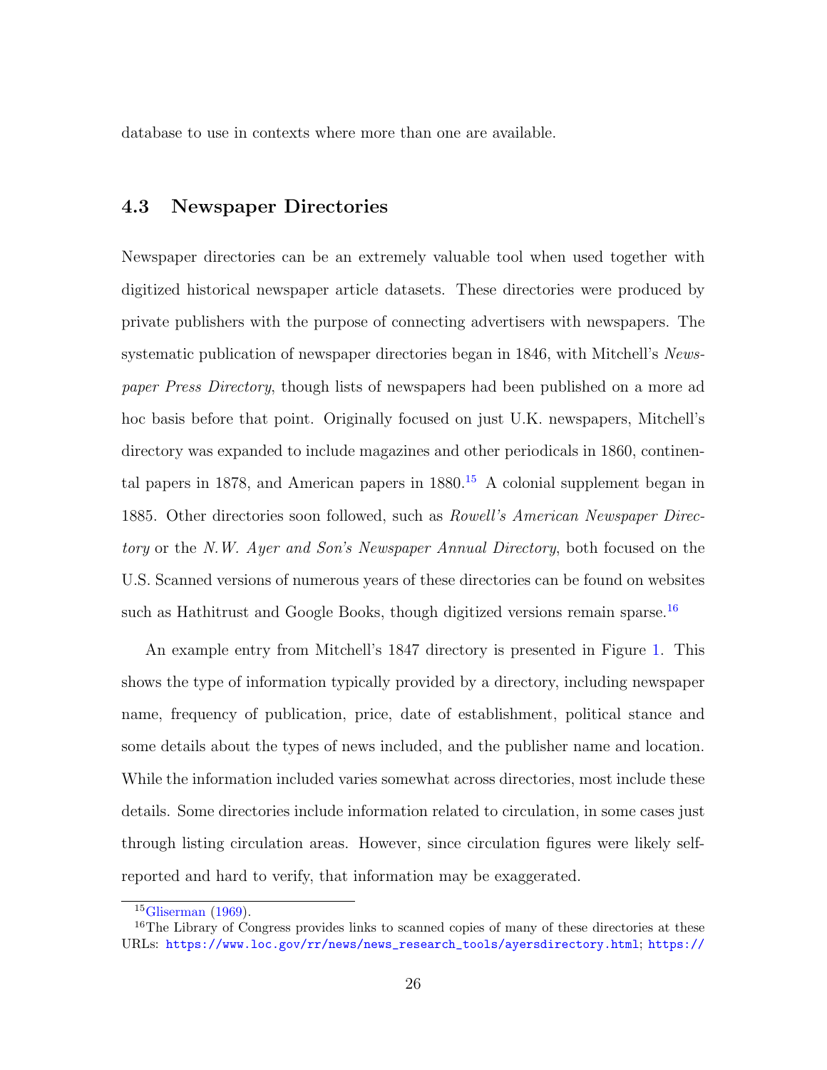database to use in contexts where more than one are available.

### 4.3 Newspaper Directories

Newspaper directories can be an extremely valuable tool when used together with digitized historical newspaper article datasets. These directories were produced by private publishers with the purpose of connecting advertisers with newspapers. The systematic publication of newspaper directories began in 1846, with Mitchell's *Newspaper Press Directory*, though lists of newspapers had been published on a more ad hoc basis before that point. Originally focused on just U.K. newspapers, Mitchell's directory was expanded to include magazines and other periodicals in 1860, continental papers in 1878, and American papers in 1880.[15] A colonial supplement began in 1885. Other directories soon followed, such as *Rowell's American Newspaper Directory* or the *N.W. Ayer and Son's Newspaper Annual Directory*, both focused on the U.S. Scanned versions of numerous years of these directories can be found on websites such as Hathitrust and Google Books, though digitized versions remain sparse.[16]

An example entry from Mitchell's 1847 directory is presented in Figure 1. This shows the type of information typically provided by a directory, including newspaper name, frequency of publication, price, date of establishment, political stance and some details about the types of news included, and the publisher name and location. While the information included varies somewhat across directories, most include these details. Some directories include information related to circulation, in some cases just through listing circulation areas. However, since circulation figures were likely self-reported and hard to verify, that information may be exaggerated.

[15] Gliserman (1969).

[16] The Library of Congress provides links to scanned copies of many of these directories at these URLs: https://www.loc.gov/rr/news/news_research_tools/ayersdirectory.html; https://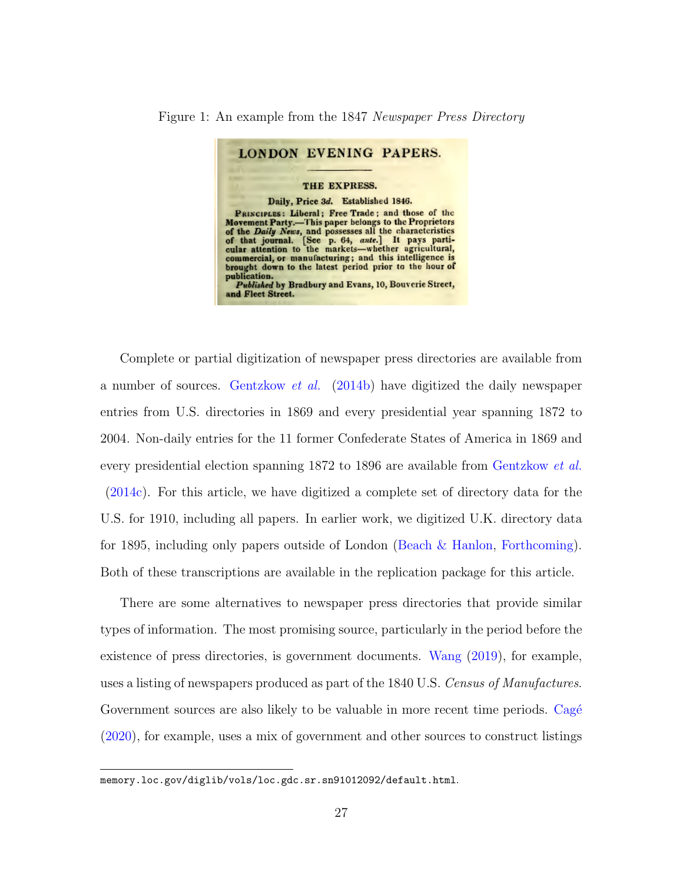Figure 1: An example from the 1847 *Newspaper Press Directory*

LONDON EVENING PAPERS.

THE EXPRESS.

Daily, Price 3*d*. Established 1846.

PRINCIPLES: Liberal; Free Trade; and those of the Movement Party.—This paper belongs to the Proprietors of the *Daily News*, and possesses all the characteristics of that journal. [See p. 64, *ante*.] It pays particular attention to the markets—whether agricultural, commercial, or manufacturing; and this intelligence is brought down to the latest period prior to the hour of publication.

*Published* by Bradbury and Evans, 10, Bouverie Street, and Fleet Street.

Complete or partial digitization of newspaper press directories are available from a number of sources. Gentzkow *et al.* (2014b) have digitized the daily newspaper entries from U.S. directories in 1869 and every presidential year spanning 1872 to 2004. Non-daily entries for the 11 former Confederate States of America in 1869 and every presidential election spanning 1872 to 1896 are available from Gentzkow *et al.* (2014c). For this article, we have digitized a complete set of directory data for the U.S. for 1910, including all papers. In earlier work, we digitized U.K. directory data for 1895, including only papers outside of London (Beach & Hanlon, Forthcoming). Both of these transcriptions are available in the replication package for this article.

There are some alternatives to newspaper press directories that provide similar types of information. The most promising source, particularly in the period before the existence of press directories, is government documents. Wang (2019), for example, uses a listing of newspapers produced as part of the 1840 U.S. *Census of Manufactures*. Government sources are also likely to be valuable in more recent time periods. Cagé (2020), for example, uses a mix of government and other sources to construct listings

memory.loc.gov/diglib/vols/loc.gdc.sr.sn91012092/default.html.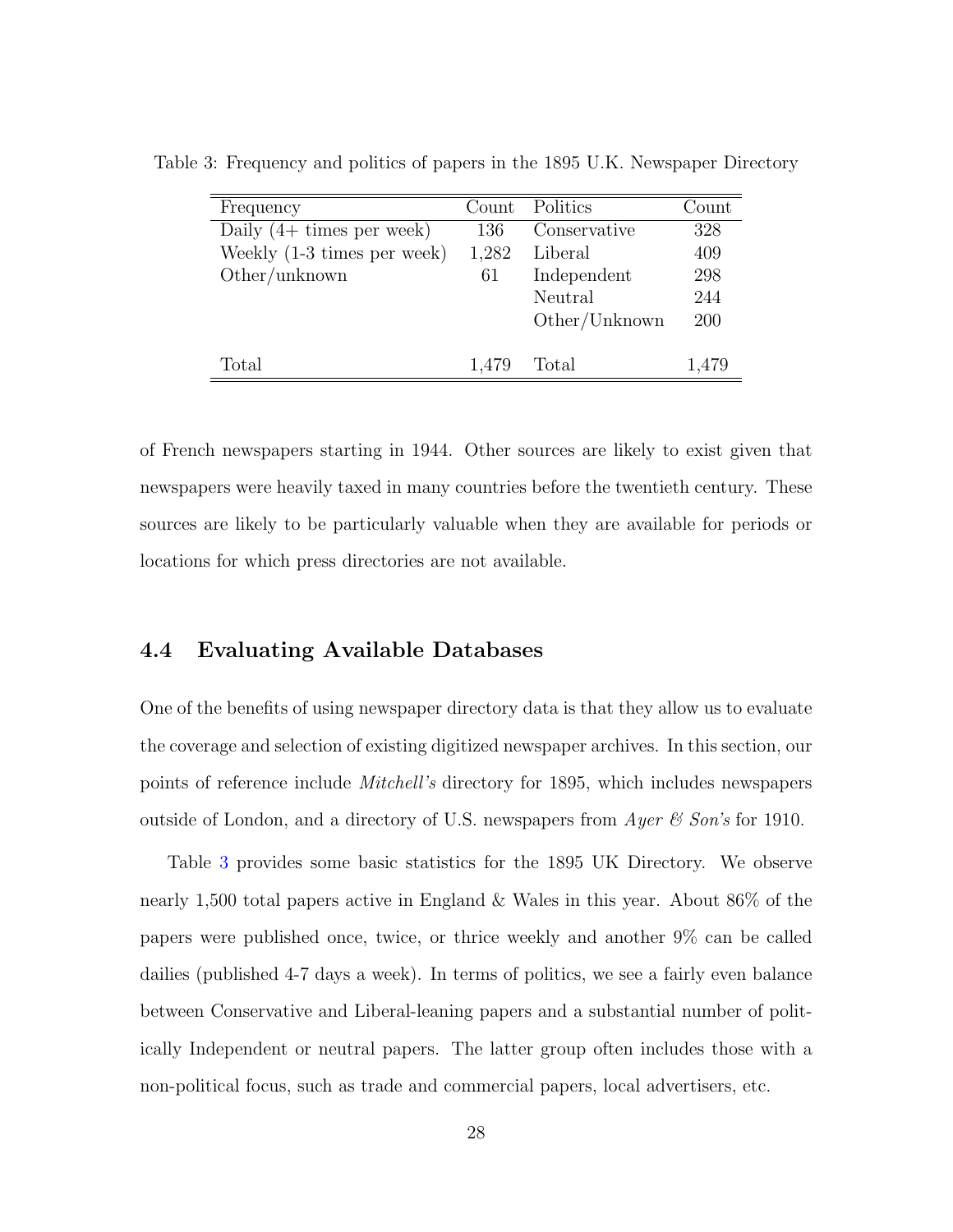Table 3: Frequency and politics of papers in the 1895 U.K. Newspaper Directory

| Frequency | Count | Politics | Count |
|---|---|---|---|
| Daily (4+ times per week) | 136 | Conservative | 328 |
| Weekly (1-3 times per week) | 1,282 | Liberal | 409 |
| Other/unknown | 61 | Independent | 298 |
| | | Neutral | 244 |
| | | Other/Unknown | 200 |
| Total | 1,479 | Total | 1,479 |

of French newspapers starting in 1944. Other sources are likely to exist given that newspapers were heavily taxed in many countries before the twentieth century. These sources are likely to be particularly valuable when they are available for periods or locations for which press directories are not available.

### 4.4 Evaluating Available Databases

One of the benefits of using newspaper directory data is that they allow us to evaluate the coverage and selection of existing digitized newspaper archives. In this section, our points of reference include *Mitchell's* directory for 1895, which includes newspapers outside of London, and a directory of U.S. newspapers from *Ayer & Son's* for 1910.

Table 3 provides some basic statistics for the 1895 UK Directory. We observe nearly 1,500 total papers active in England & Wales in this year. About 86% of the papers were published once, twice, or thrice weekly and another 9% can be called dailies (published 4-7 days a week). In terms of politics, we see a fairly even balance between Conservative and Liberal-leaning papers and a substantial number of politically Independent or neutral papers. The latter group often includes those with a non-political focus, such as trade and commercial papers, local advertisers, etc.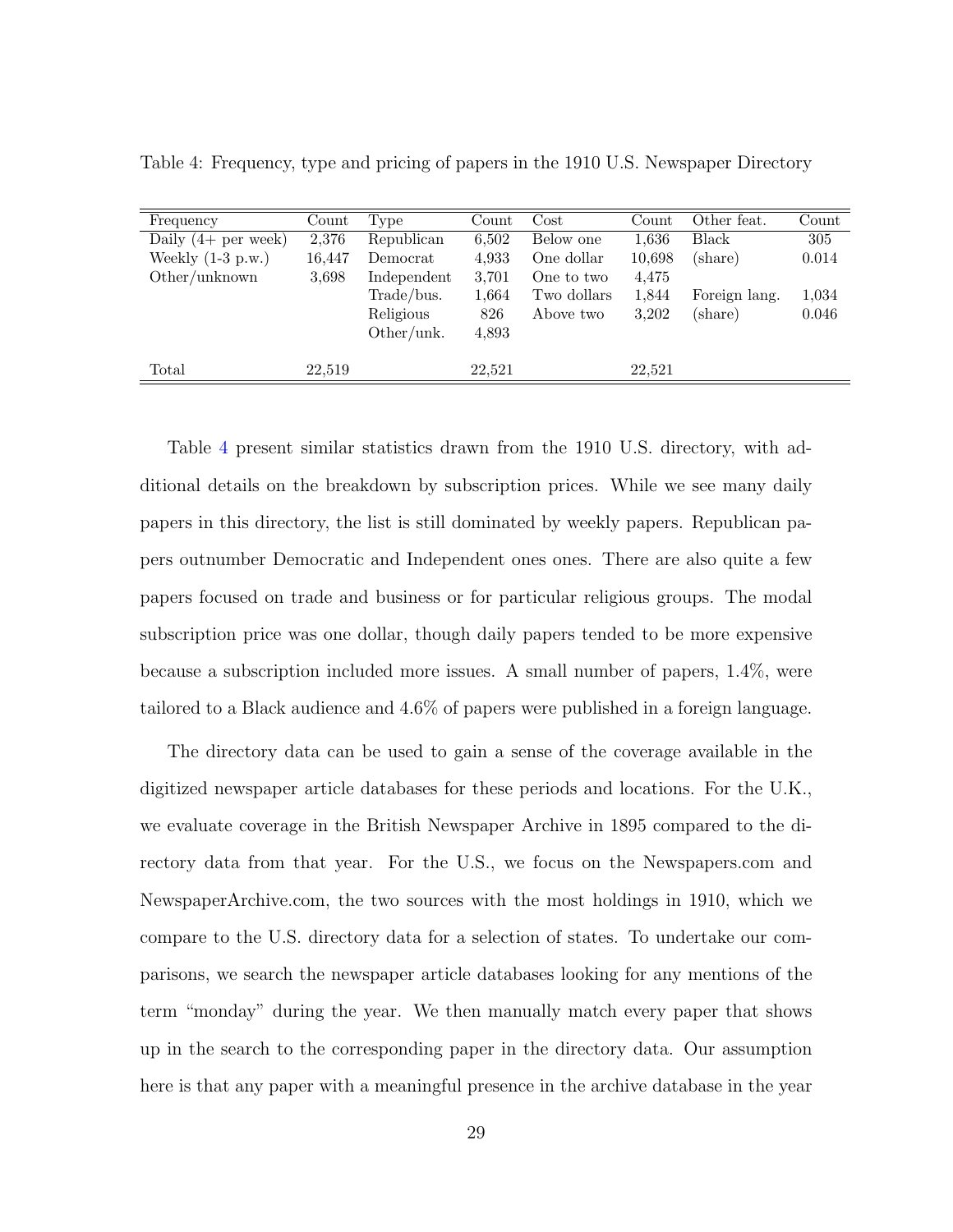Table 4: Frequency, type and pricing of papers in the 1910 U.S. Newspaper Directory

| Frequency | Count | Type | Count | Cost | Count | Other feat. | Count |
|---|---|---|---|---|---|---|---|
| Daily (4+ per week) | 2,376 | Republican | 6,502 | Below one | 1,636 | Black | 305 |
| Weekly (1-3 p.w.) | 16,447 | Democrat | 4,933 | One dollar | 10,698 | (share) | 0.014 |
| Other/unknown | 3,698 | Independent | 3,701 | One to two | 4,475 | | |
| | | Trade/bus. | 1,664 | Two dollars | 1,844 | Foreign lang. | 1,034 |
| | | Religious | 826 | Above two | 3,202 | (share) | 0.046 |
| | | Other/unk. | 4,893 | | | | |
| Total | 22,519 | | 22,521 | | 22,521 | | |

Table 4 present similar statistics drawn from the 1910 U.S. directory, with additional details on the breakdown by subscription prices. While we see many daily papers in this directory, the list is still dominated by weekly papers. Republican papers outnumber Democratic and Independent ones ones. There are also quite a few papers focused on trade and business or for particular religious groups. The modal subscription price was one dollar, though daily papers tended to be more expensive because a subscription included more issues. A small number of papers, 1.4%, were tailored to a Black audience and 4.6% of papers were published in a foreign language.

The directory data can be used to gain a sense of the coverage available in the digitized newspaper article databases for these periods and locations. For the U.K., we evaluate coverage in the British Newspaper Archive in 1895 compared to the directory data from that year. For the U.S., we focus on the Newspapers.com and NewspaperArchive.com, the two sources with the most holdings in 1910, which we compare to the U.S. directory data for a selection of states. To undertake our comparisons, we search the newspaper article databases looking for any mentions of the term "monday" during the year. We then manually match every paper that shows up in the search to the corresponding paper in the directory data. Our assumption here is that any paper with a meaningful presence in the archive database in the year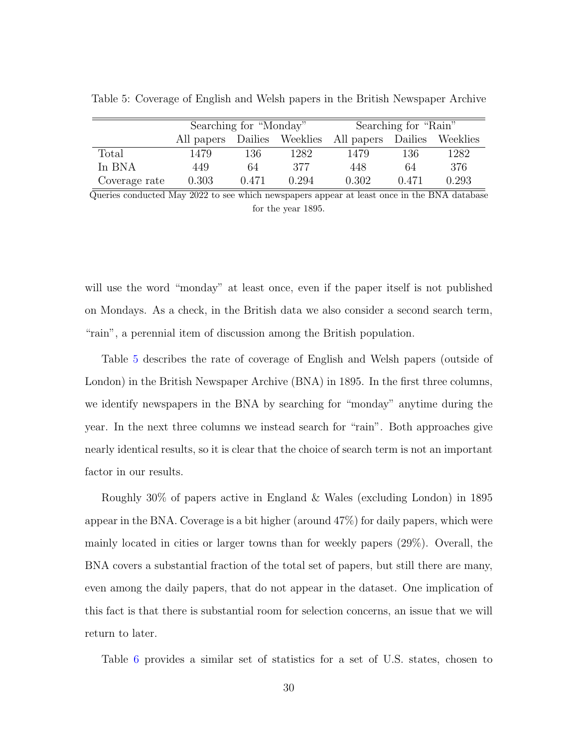Table 5: Coverage of English and Welsh papers in the British Newspaper Archive

| | Searching for "Monday" | | | Searching for "Rain" | | |
|---|---|---|---|---|---|---|
| | All papers | Dailies | Weeklies | All papers | Dailies | Weeklies |
| Total | 1479 | 136 | 1282 | 1479 | 136 | 1282 |
| In BNA | 449 | 64 | 377 | 448 | 64 | 376 |
| Coverage rate | 0.303 | 0.471 | 0.294 | 0.302 | 0.471 | 0.293 |

Queries conducted May 2022 to see which newspapers appear at least once in the BNA database for the year 1895.

will use the word "monday" at least once, even if the paper itself is not published on Mondays. As a check, in the British data we also consider a second search term, "rain", a perennial item of discussion among the British population.

Table 5 describes the rate of coverage of English and Welsh papers (outside of London) in the British Newspaper Archive (BNA) in 1895. In the first three columns, we identify newspapers in the BNA by searching for "monday" anytime during the year. In the next three columns we instead search for "rain". Both approaches give nearly identical results, so it is clear that the choice of search term is not an important factor in our results.

Roughly 30% of papers active in England & Wales (excluding London) in 1895 appear in the BNA. Coverage is a bit higher (around 47%) for daily papers, which were mainly located in cities or larger towns than for weekly papers (29%). Overall, the BNA covers a substantial fraction of the total set of papers, but still there are many, even among the daily papers, that do not appear in the dataset. One implication of this fact is that there is substantial room for selection concerns, an issue that we will return to later.

Table 6 provides a similar set of statistics for a set of U.S. states, chosen to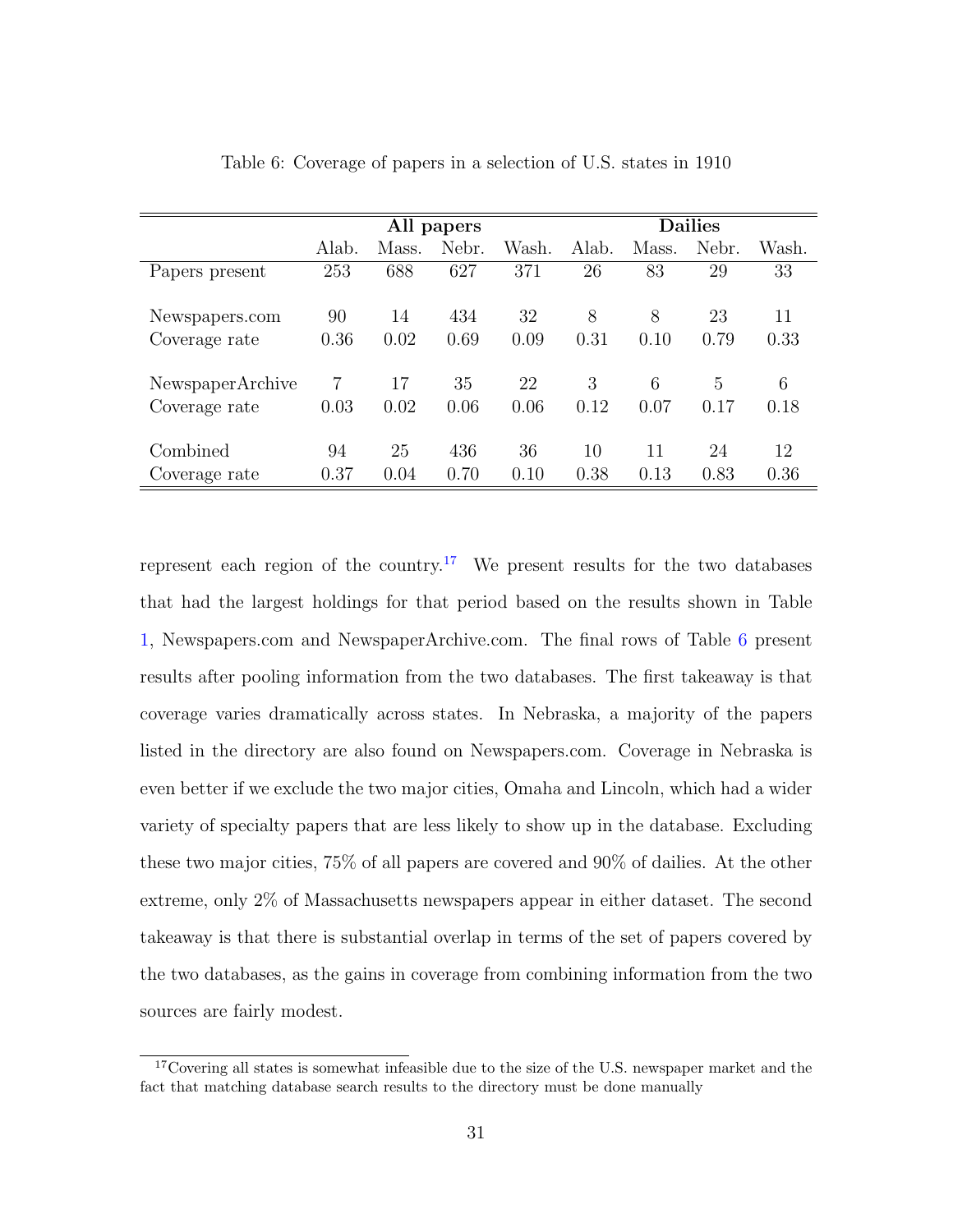Table 6: Coverage of papers in a selection of U.S. states in 1910

| | All papers | | | | Dailies | | | |
|---|---|---|---|---|---|---|---|---|
| | Alab. | Mass. | Nebr. | Wash. | Alab. | Mass. | Nebr. | Wash. |
| Papers present | 253 | 688 | 627 | 371 | 26 | 83 | 29 | 33 |
| Newspapers.com | 90 | 14 | 434 | 32 | 8 | 8 | 23 | 11 |
| Coverage rate | 0.36 | 0.02 | 0.69 | 0.09 | 0.31 | 0.10 | 0.79 | 0.33 |
| NewspaperArchive | 7 | 17 | 35 | 22 | 3 | 6 | 5 | 6 |
| Coverage rate | 0.03 | 0.02 | 0.06 | 0.06 | 0.12 | 0.07 | 0.17 | 0.18 |
| Combined | 94 | 25 | 436 | 36 | 10 | 11 | 24 | 12 |
| Coverage rate | 0.37 | 0.04 | 0.70 | 0.10 | 0.38 | 0.13 | 0.83 | 0.36 |

represent each region of the country.[17] We present results for the two databases that had the largest holdings for that period based on the results shown in Table 1, Newspapers.com and NewspaperArchive.com. The final rows of Table 6 present results after pooling information from the two databases. The first takeaway is that coverage varies dramatically across states. In Nebraska, a majority of the papers listed in the directory are also found on Newspapers.com. Coverage in Nebraska is even better if we exclude the two major cities, Omaha and Lincoln, which had a wider variety of specialty papers that are less likely to show up in the database. Excluding these two major cities, 75% of all papers are covered and 90% of dailies. At the other extreme, only 2% of Massachusetts newspapers appear in either dataset. The second takeaway is that there is substantial overlap in terms of the set of papers covered by the two databases, as the gains in coverage from combining information from the two sources are fairly modest.

[17] Covering all states is somewhat infeasible due to the size of the U.S. newspaper market and the fact that matching database search results to the directory must be done manually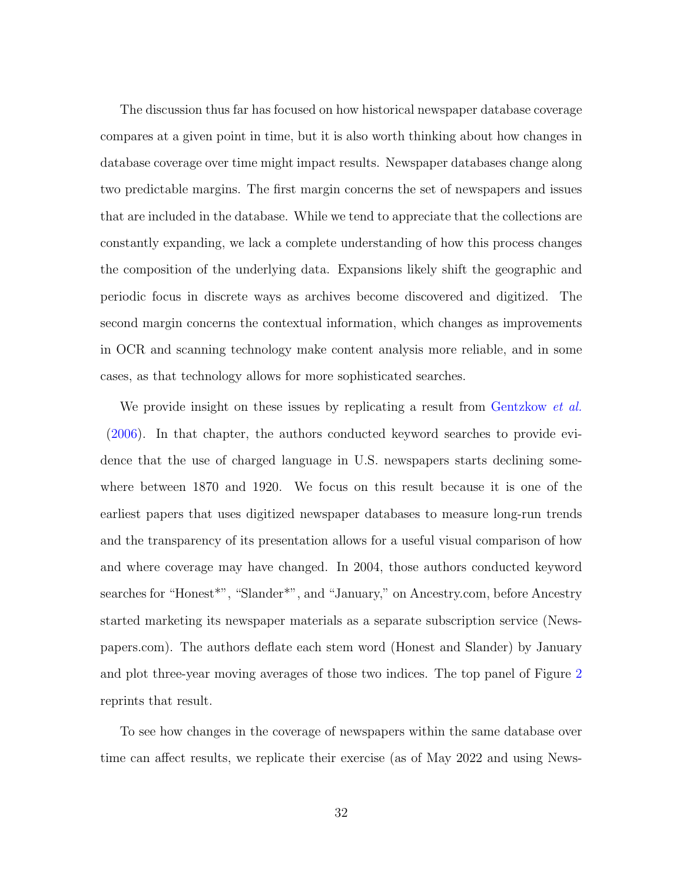The discussion thus far has focused on how historical newspaper database coverage compares at a given point in time, but it is also worth thinking about how changes in database coverage over time might impact results. Newspaper databases change along two predictable margins. The first margin concerns the set of newspapers and issues that are included in the database. While we tend to appreciate that the collections are constantly expanding, we lack a complete understanding of how this process changes the composition of the underlying data. Expansions likely shift the geographic and periodic focus in discrete ways as archives become discovered and digitized. The second margin concerns the contextual information, which changes as improvements in OCR and scanning technology make content analysis more reliable, and in some cases, as that technology allows for more sophisticated searches.

We provide insight on these issues by replicating a result from Gentzkow *et al.* (2006). In that chapter, the authors conducted keyword searches to provide evidence that the use of charged language in U.S. newspapers starts declining somewhere between 1870 and 1920. We focus on this result because it is one of the earliest papers that uses digitized newspaper databases to measure long-run trends and the transparency of its presentation allows for a useful visual comparison of how and where coverage may have changed. In 2004, those authors conducted keyword searches for “Honest*”, “Slander*”, and “January,” on Ancestry.com, before Ancestry started marketing its newspaper materials as a separate subscription service (Newspapers.com). The authors deflate each stem word (Honest and Slander) by January and plot three-year moving averages of those two indices. The top panel of Figure 2 reprints that result.

To see how changes in the coverage of newspapers within the same database over time can affect results, we replicate their exercise (as of May 2022 and using News-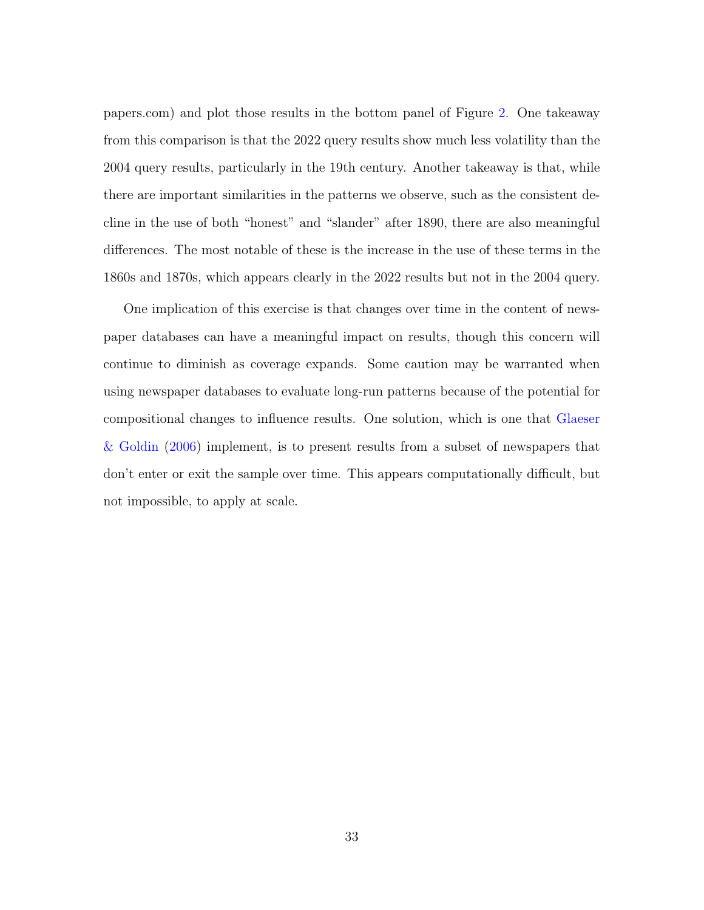papers.com) and plot those results in the bottom panel of Figure 2. One takeaway from this comparison is that the 2022 query results show much less volatility than the 2004 query results, particularly in the 19th century. Another takeaway is that, while there are important similarities in the patterns we observe, such as the consistent decline in the use of both "honest" and "slander" after 1890, there are also meaningful differences. The most notable of these is the increase in the use of these terms in the 1860s and 1870s, which appears clearly in the 2022 results but not in the 2004 query.

One implication of this exercise is that changes over time in the content of newspaper databases can have a meaningful impact on results, though this concern will continue to diminish as coverage expands. Some caution may be warranted when using newspaper databases to evaluate long-run patterns because of the potential for compositional changes to influence results. One solution, which is one that Glaeser & Goldin (2006) implement, is to present results from a subset of newspapers that don't enter or exit the sample over time. This appears computationally difficult, but not impossible, to apply at scale.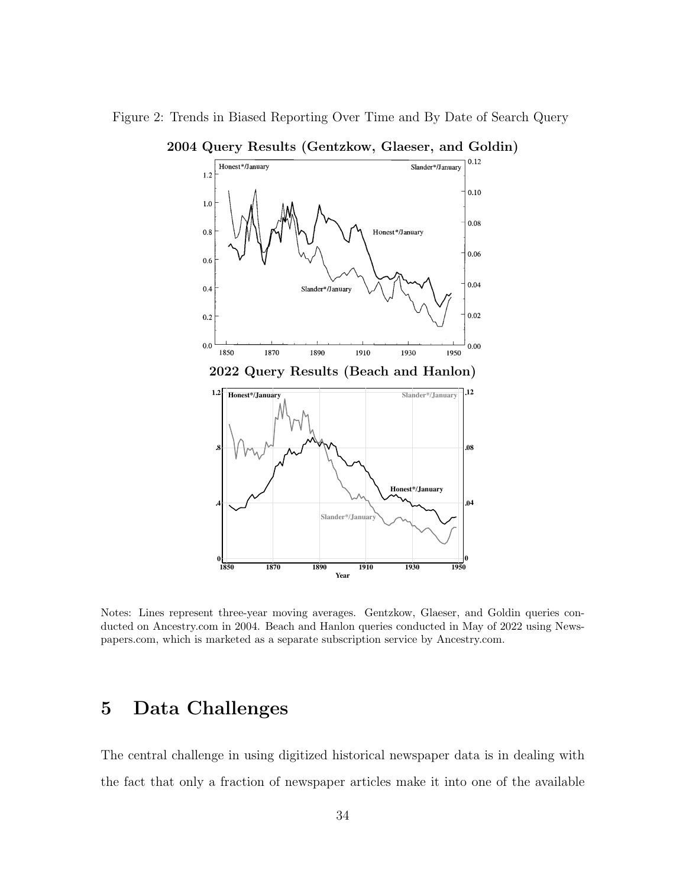Figure 2: Trends in Biased Reporting Over Time and By Date of Search Query

Notes: Lines represent three-year moving averages. Gentzkow, Glaeser, and Goldin queries conducted on Ancestry.com in 2004. Beach and Hanlon queries conducted in May of 2022 using Newspapers.com, which is marketed as a separate subscription service by Ancestry.com.

# 5 Data Challenges

The central challenge in using digitized historical newspaper data is in dealing with the fact that only a fraction of newspaper articles make it into one of the available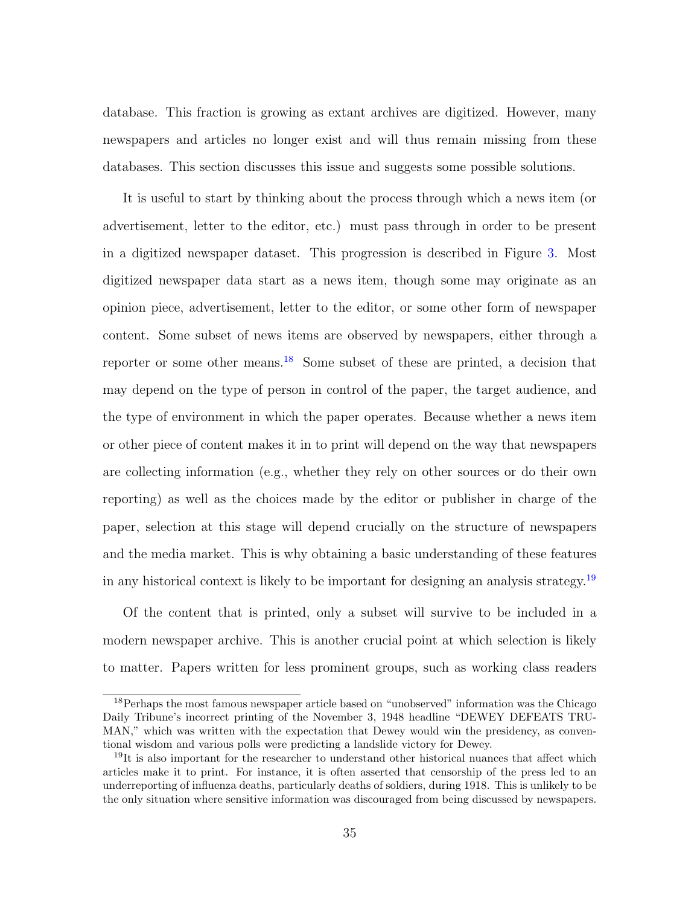database. This fraction is growing as extant archives are digitized. However, many newspapers and articles no longer exist and will thus remain missing from these databases. This section discusses this issue and suggests some possible solutions.

It is useful to start by thinking about the process through which a news item (or advertisement, letter to the editor, etc.) must pass through in order to be present in a digitized newspaper dataset. This progression is described in Figure 3. Most digitized newspaper data start as a news item, though some may originate as an opinion piece, advertisement, letter to the editor, or some other form of newspaper content. Some subset of news items are observed by newspapers, either through a reporter or some other means.[18] Some subset of these are printed, a decision that may depend on the type of person in control of the paper, the target audience, and the type of environment in which the paper operates. Because whether a news item or other piece of content makes it in to print will depend on the way that newspapers are collecting information (e.g., whether they rely on other sources or do their own reporting) as well as the choices made by the editor or publisher in charge of the paper, selection at this stage will depend crucially on the structure of newspapers and the media market. This is why obtaining a basic understanding of these features in any historical context is likely to be important for designing an analysis strategy.[19]

Of the content that is printed, only a subset will survive to be included in a modern newspaper archive. This is another crucial point at which selection is likely to matter. Papers written for less prominent groups, such as working class readers

[18] Perhaps the most famous newspaper article based on "unobserved" information was the Chicago Daily Tribune's incorrect printing of the November 3, 1948 headline "DEWEY DEFEATS TRUMAN," which was written with the expectation that Dewey would win the presidency, as conventional wisdom and various polls were predicting a landslide victory for Dewey.

[19] It is also important for the researcher to understand other historical nuances that affect which articles make it to print. For instance, it is often asserted that censorship of the press led to an underreporting of influenza deaths, particularly deaths of soldiers, during 1918. This is unlikely to be the only situation where sensitive information was discouraged from being discussed by newspapers.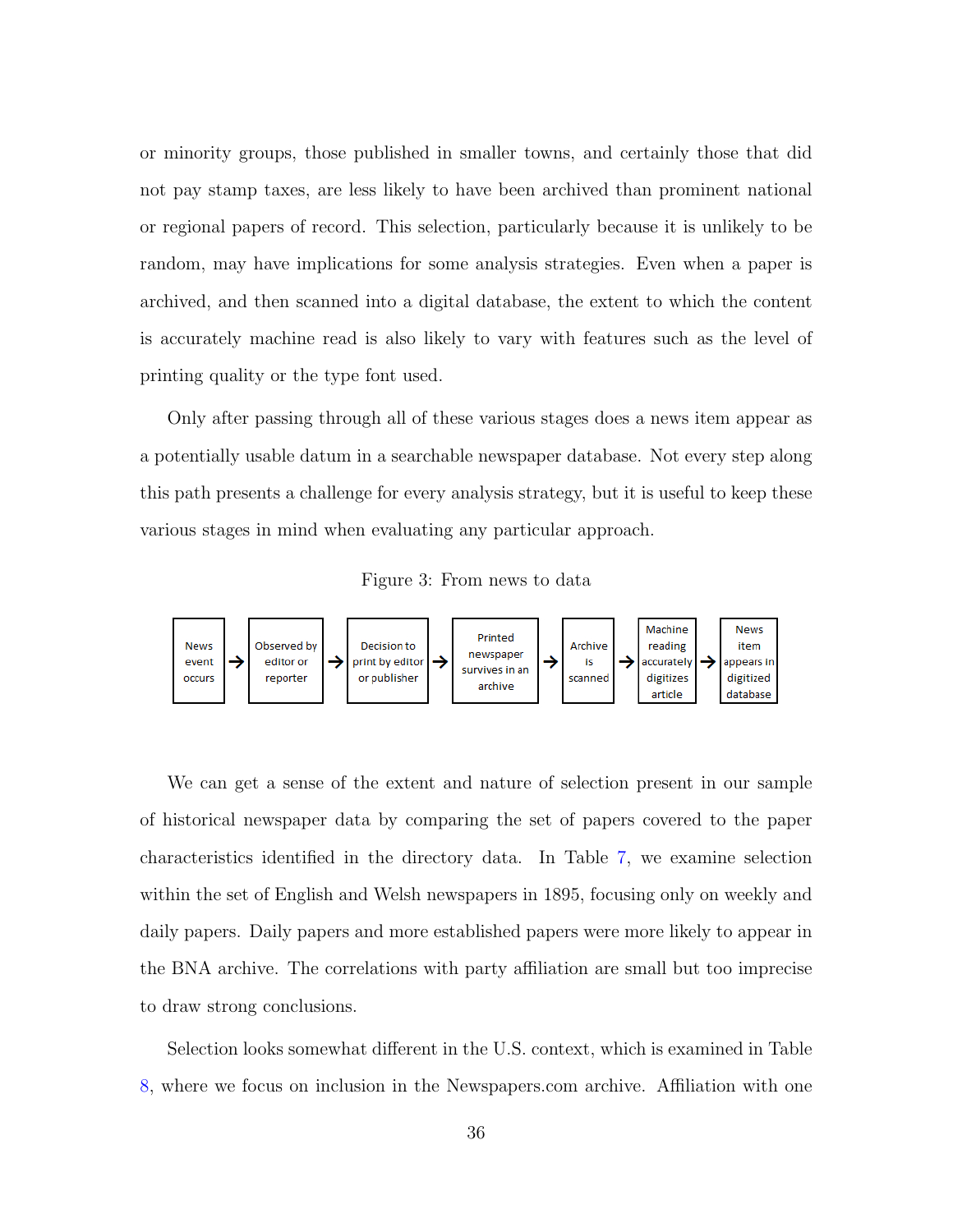or minority groups, those published in smaller towns, and certainly those that did not pay stamp taxes, are less likely to have been archived than prominent national or regional papers of record. This selection, particularly because it is unlikely to be random, may have implications for some analysis strategies. Even when a paper is archived, and then scanned into a digital database, the extent to which the content is accurately machine read is also likely to vary with features such as the level of printing quality or the type font used.

Only after passing through all of these various stages does a news item appear as a potentially usable datum in a searchable newspaper database. Not every step along this path presents a challenge for every analysis strategy, but it is useful to keep these various stages in mind when evaluating any particular approach.

Figure 3: From news to data

News event occurs → Observed by editor or reporter → Decision to print by editor or publisher → Printed newspaper survives in an archive → Archive is scanned → Machine reading accurately digitizes article → News item appears in digitized database

We can get a sense of the extent and nature of selection present in our sample of historical newspaper data by comparing the set of papers covered to the paper characteristics identified in the directory data. In Table 7, we examine selection within the set of English and Welsh newspapers in 1895, focusing only on weekly and daily papers. Daily papers and more established papers were more likely to appear in the BNA archive. The correlations with party affiliation are small but too imprecise to draw strong conclusions.

Selection looks somewhat different in the U.S. context, which is examined in Table 8, where we focus on inclusion in the Newspapers.com archive. Affiliation with one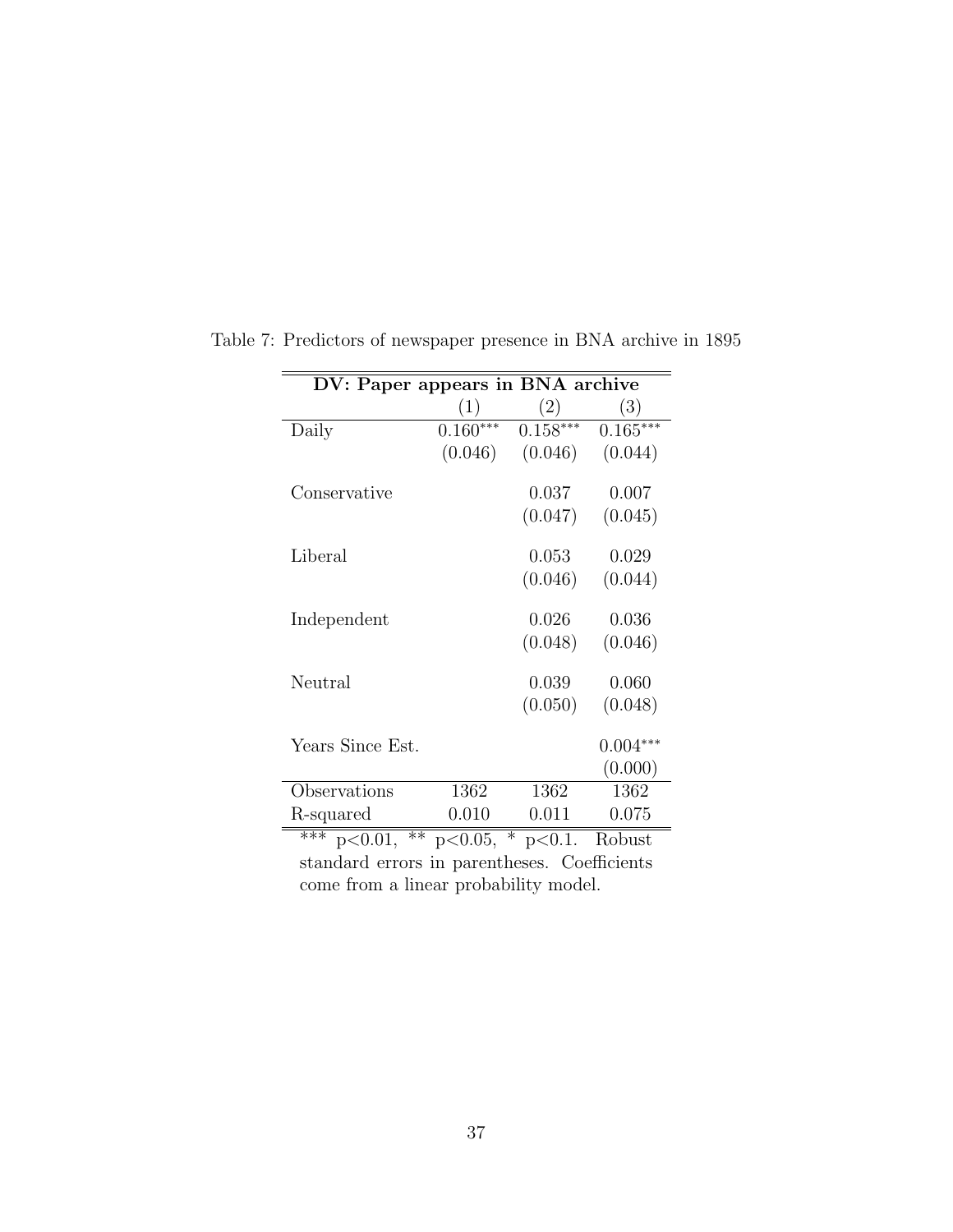Table 7: Predictors of newspaper presence in BNA archive in 1895

| DV: Paper appears in BNA archive | | | |
|---|---|---|---|
| | (1) | (2) | (3) |
| Daily | 0.160*** | 0.158*** | 0.165*** |
| | (0.046) | (0.046) | (0.044) |
| Conservative | | 0.037 | 0.007 |
| | | (0.047) | (0.045) |
| Liberal | | 0.053 | 0.029 |
| | | (0.046) | (0.044) |
| Independent | | 0.026 | 0.036 |
| | | (0.048) | (0.046) |
| Neutral | | 0.039 | 0.060 |
| | | (0.050) | (0.048) |
| Years Since Est. | | | 0.004*** |
| | | | (0.000) |
| Observations | 1362 | 1362 | 1362 |
| R-squared | 0.010 | 0.011 | 0.075 |

*** $p<0.01$, ** $p<0.05$, * $p<0.1$. Robust standard errors in parentheses. Coefficients come from a linear probability model.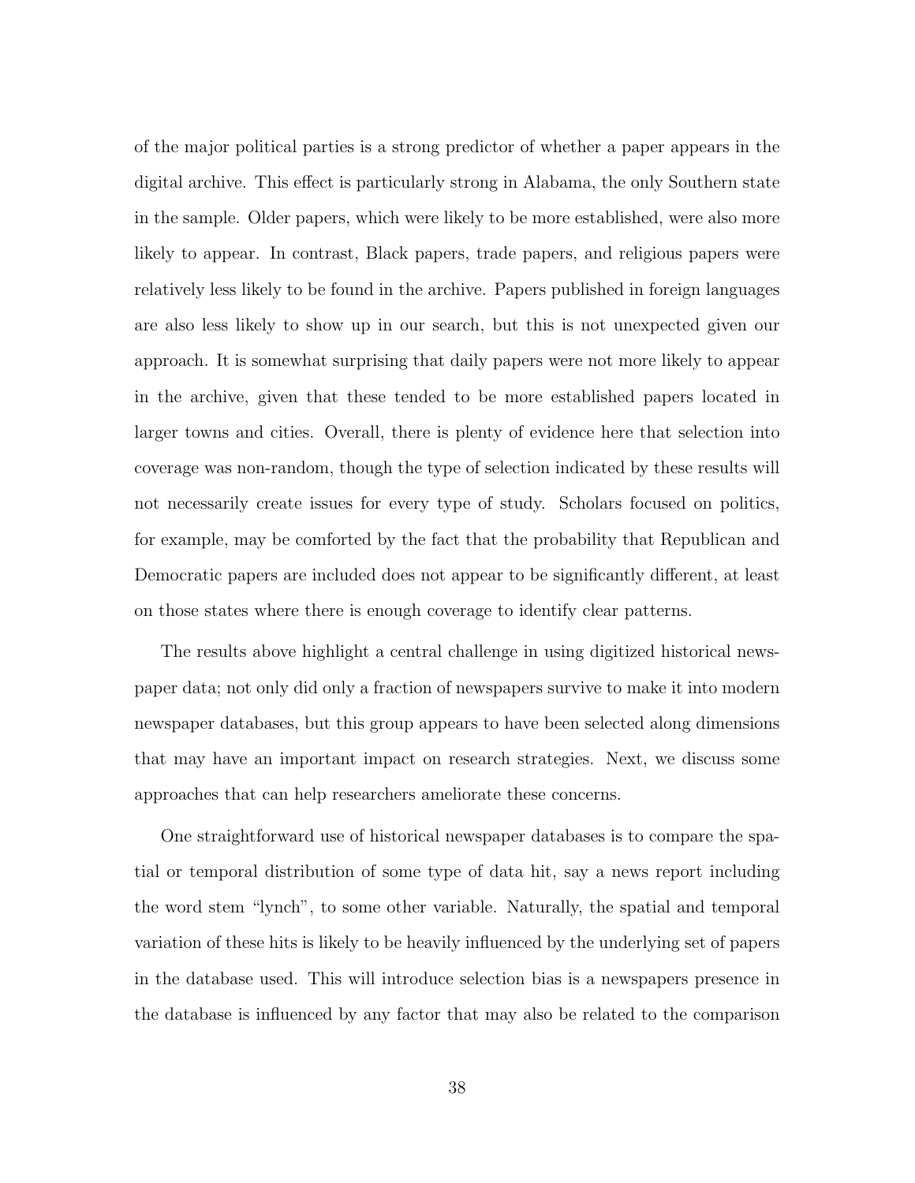of the major political parties is a strong predictor of whether a paper appears in the digital archive. This effect is particularly strong in Alabama, the only Southern state in the sample. Older papers, which were likely to be more established, were also more likely to appear. In contrast, Black papers, trade papers, and religious papers were relatively less likely to be found in the archive. Papers published in foreign languages are also less likely to show up in our search, but this is not unexpected given our approach. It is somewhat surprising that daily papers were not more likely to appear in the archive, given that these tended to be more established papers located in larger towns and cities. Overall, there is plenty of evidence here that selection into coverage was non-random, though the type of selection indicated by these results will not necessarily create issues for every type of study. Scholars focused on politics, for example, may be comforted by the fact that the probability that Republican and Democratic papers are included does not appear to be significantly different, at least on those states where there is enough coverage to identify clear patterns.

The results above highlight a central challenge in using digitized historical newspaper data; not only did only a fraction of newspapers survive to make it into modern newspaper databases, but this group appears to have been selected along dimensions that may have an important impact on research strategies. Next, we discuss some approaches that can help researchers ameliorate these concerns.

One straightforward use of historical newspaper databases is to compare the spatial or temporal distribution of some type of data hit, say a news report including the word stem "lynch", to some other variable. Naturally, the spatial and temporal variation of these hits is likely to be heavily influenced by the underlying set of papers in the database used. This will introduce selection bias is a newspapers presence in the database is influenced by any factor that may also be related to the comparison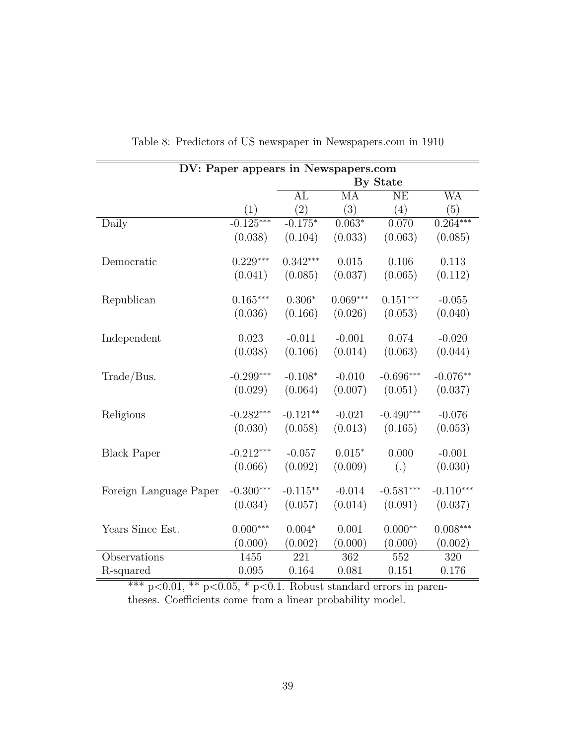Table 8: Predictors of US newspaper in Newspapers.com in 1910

| **DV: Paper appears in Newspapers.com** | | | | | |
|---|---|---|---|---|---|
| | | **By State** | | | |
| | | AL | MA | NE | WA |
| | (1) | (2) | (3) | (4) | (5) |
| Daily | -0.125*** | -0.175* | 0.063* | 0.070 | 0.264*** |
| | (0.038) | (0.104) | (0.033) | (0.063) | (0.085) |
| Democratic | 0.229*** | 0.342*** | 0.015 | 0.106 | 0.113 |
| | (0.041) | (0.085) | (0.037) | (0.065) | (0.112) |
| Republican | 0.165*** | 0.306* | 0.069*** | 0.151*** | -0.055 |
| | (0.036) | (0.166) | (0.026) | (0.053) | (0.040) |
| Independent | 0.023 | -0.011 | -0.001 | 0.074 | -0.020 |
| | (0.038) | (0.106) | (0.014) | (0.063) | (0.044) |
| Trade/Bus. | -0.299*** | -0.108* | -0.010 | -0.696*** | -0.076** |
| | (0.029) | (0.064) | (0.007) | (0.051) | (0.037) |
| Religious | -0.282*** | -0.121** | -0.021 | -0.490*** | -0.076 |
| | (0.030) | (0.058) | (0.013) | (0.165) | (0.053) |
| Black Paper | -0.212*** | -0.057 | 0.015* | 0.000 | -0.001 |
| | (0.066) | (0.092) | (0.009) | (.) | (0.030) |
| Foreign Language Paper | -0.300*** | -0.115** | -0.014 | -0.581*** | -0.110*** |
| | (0.034) | (0.057) | (0.014) | (0.091) | (0.037) |
| Years Since Est. | 0.000*** | 0.004* | 0.001 | 0.000** | 0.008*** |
| | (0.000) | (0.002) | (0.000) | (0.000) | (0.002) |
| Observations | 1455 | 221 | 362 | 552 | 320 |
| R-squared | 0.095 | 0.164 | 0.081 | 0.151 | 0.176 |

*** $p<0.01$, ** $p<0.05$, * $p<0.1$. Robust standard errors in parentheses. Coefficients come from a linear probability model.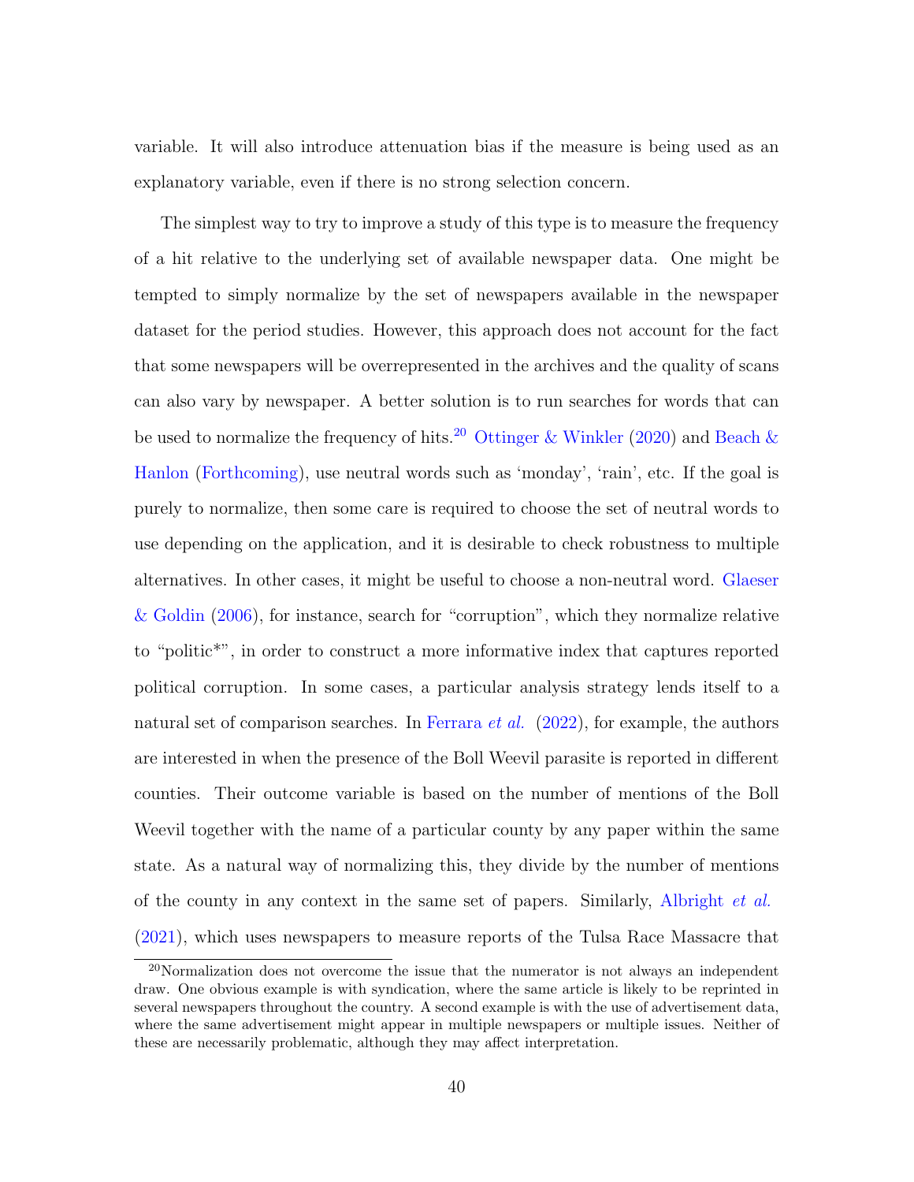variable. It will also introduce attenuation bias if the measure is being used as an explanatory variable, even if there is no strong selection concern.

The simplest way to try to improve a study of this type is to measure the frequency of a hit relative to the underlying set of available newspaper data. One might be tempted to simply normalize by the set of newspapers available in the newspaper dataset for the period studies. However, this approach does not account for the fact that some newspapers will be overrepresented in the archives and the quality of scans can also vary by newspaper. A better solution is to run searches for words that can be used to normalize the frequency of hits.[20] Ottinger & Winkler (2020) and Beach & Hanlon (Forthcoming), use neutral words such as 'monday', 'rain', etc. If the goal is purely to normalize, then some care is required to choose the set of neutral words to use depending on the application, and it is desirable to check robustness to multiple alternatives. In other cases, it might be useful to choose a non-neutral word. Glaeser & Goldin (2006), for instance, search for "corruption", which they normalize relative to "politic*", in order to construct a more informative index that captures reported political corruption. In some cases, a particular analysis strategy lends itself to a natural set of comparison searches. In Ferrara *et al.* (2022), for example, the authors are interested in when the presence of the Boll Weevil parasite is reported in different counties. Their outcome variable is based on the number of mentions of the Boll Weevil together with the name of a particular county by any paper within the same state. As a natural way of normalizing this, they divide by the number of mentions of the county in any context in the same set of papers. Similarly, Albright *et al.* (2021), which uses newspapers to measure reports of the Tulsa Race Massacre that

[20] Normalization does not overcome the issue that the numerator is not always an independent draw. One obvious example is with syndication, where the same article is likely to be reprinted in several newspapers throughout the country. A second example is with the use of advertisement data, where the same advertisement might appear in multiple newspapers or multiple issues. Neither of these are necessarily problematic, although they may affect interpretation.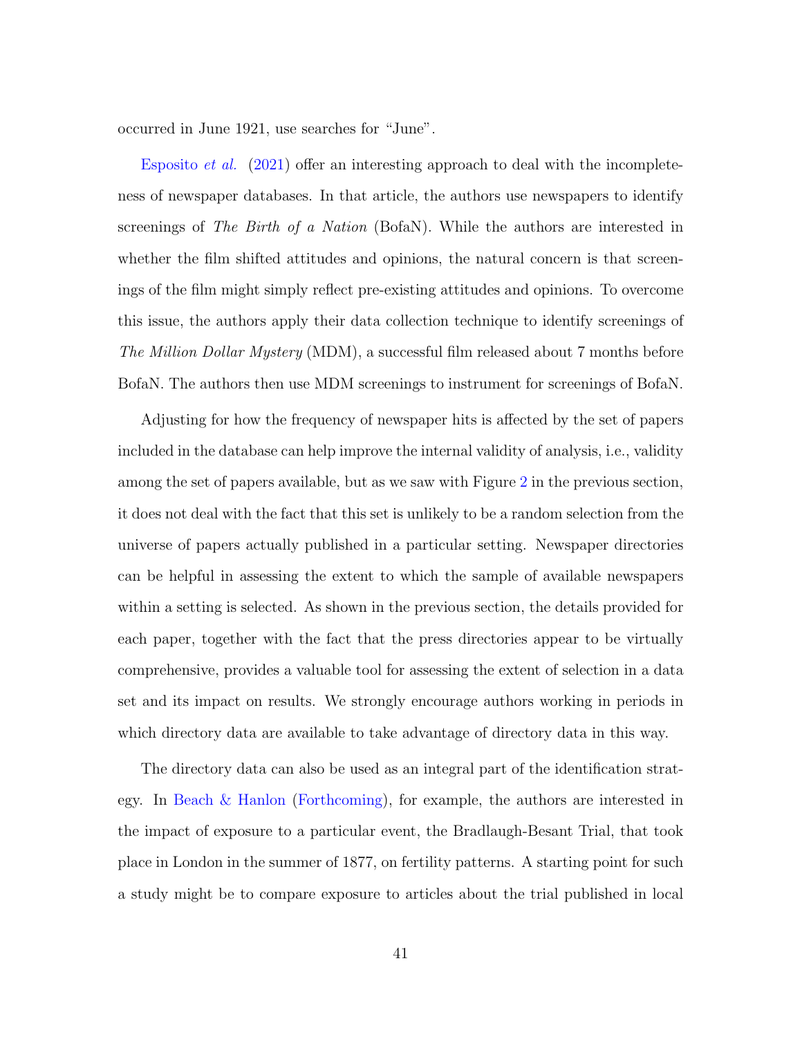occurred in June 1921, use searches for "June".

Esposito *et al.* (2021) offer an interesting approach to deal with the incompleteness of newspaper databases. In that article, the authors use newspapers to identify screenings of *The Birth of a Nation* (BofaN). While the authors are interested in whether the film shifted attitudes and opinions, the natural concern is that screenings of the film might simply reflect pre-existing attitudes and opinions. To overcome this issue, the authors apply their data collection technique to identify screenings of *The Million Dollar Mystery* (MDM), a successful film released about 7 months before BofaN. The authors then use MDM screenings to instrument for screenings of BofaN.

Adjusting for how the frequency of newspaper hits is affected by the set of papers included in the database can help improve the internal validity of analysis, i.e., validity among the set of papers available, but as we saw with Figure 2 in the previous section, it does not deal with the fact that this set is unlikely to be a random selection from the universe of papers actually published in a particular setting. Newspaper directories can be helpful in assessing the extent to which the sample of available newspapers within a setting is selected. As shown in the previous section, the details provided for each paper, together with the fact that the press directories appear to be virtually comprehensive, provides a valuable tool for assessing the extent of selection in a data set and its impact on results. We strongly encourage authors working in periods in which directory data are available to take advantage of directory data in this way.

The directory data can also be used as an integral part of the identification strategy. In Beach & Hanlon (Forthcoming), for example, the authors are interested in the impact of exposure to a particular event, the Bradlaugh-Besant Trial, that took place in London in the summer of 1877, on fertility patterns. A starting point for such a study might be to compare exposure to articles about the trial published in local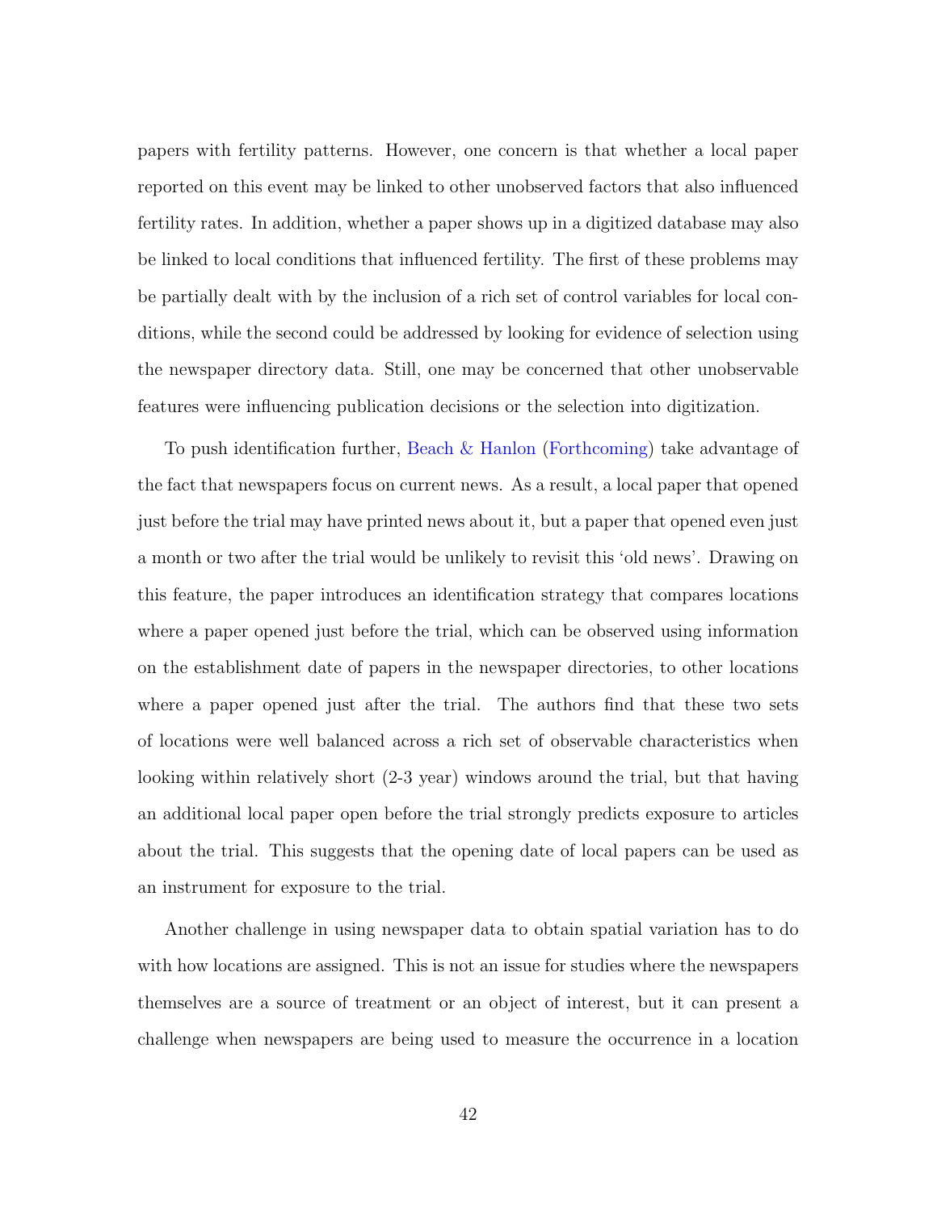papers with fertility patterns. However, one concern is that whether a local paper reported on this event may be linked to other unobserved factors that also influenced fertility rates. In addition, whether a paper shows up in a digitized database may also be linked to local conditions that influenced fertility. The first of these problems may be partially dealt with by the inclusion of a rich set of control variables for local conditions, while the second could be addressed by looking for evidence of selection using the newspaper directory data. Still, one may be concerned that other unobservable features were influencing publication decisions or the selection into digitization.

To push identification further, Beach & Hanlon (Forthcoming) take advantage of the fact that newspapers focus on current news. As a result, a local paper that opened just before the trial may have printed news about it, but a paper that opened even just a month or two after the trial would be unlikely to revisit this 'old news'. Drawing on this feature, the paper introduces an identification strategy that compares locations where a paper opened just before the trial, which can be observed using information on the establishment date of papers in the newspaper directories, to other locations where a paper opened just after the trial. The authors find that these two sets of locations were well balanced across a rich set of observable characteristics when looking within relatively short (2-3 year) windows around the trial, but that having an additional local paper open before the trial strongly predicts exposure to articles about the trial. This suggests that the opening date of local papers can be used as an instrument for exposure to the trial.

Another challenge in using newspaper data to obtain spatial variation has to do with how locations are assigned. This is not an issue for studies where the newspapers themselves are a source of treatment or an object of interest, but it can present a challenge when newspapers are being used to measure the occurrence in a location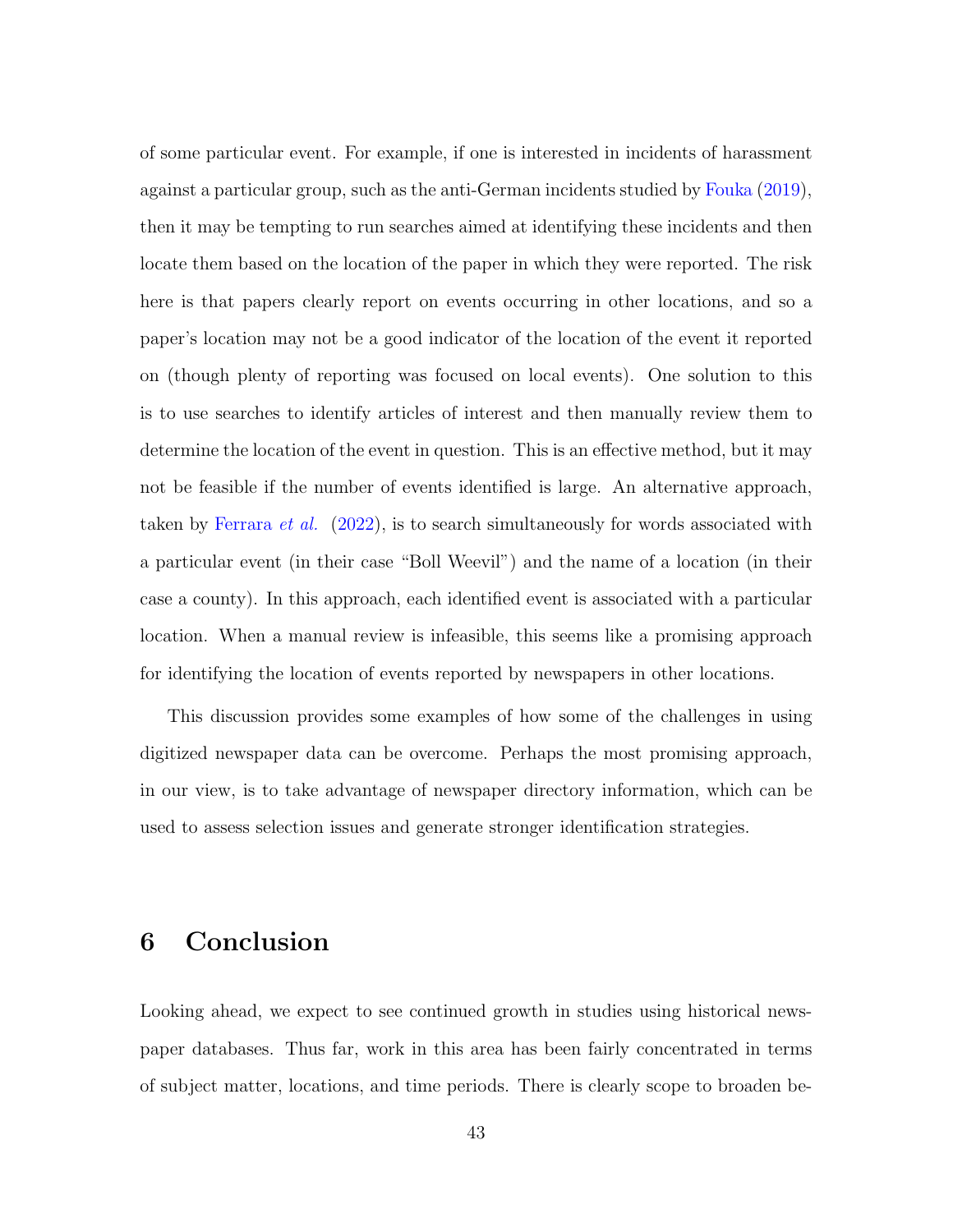of some particular event. For example, if one is interested in incidents of harassment against a particular group, such as the anti-German incidents studied by Fouka (2019), then it may be tempting to run searches aimed at identifying these incidents and then locate them based on the location of the paper in which they were reported. The risk here is that papers clearly report on events occurring in other locations, and so a paper's location may not be a good indicator of the location of the event it reported on (though plenty of reporting was focused on local events). One solution to this is to use searches to identify articles of interest and then manually review them to determine the location of the event in question. This is an effective method, but it may not be feasible if the number of events identified is large. An alternative approach, taken by Ferrara *et al.* (2022), is to search simultaneously for words associated with a particular event (in their case "Boll Weevil") and the name of a location (in their case a county). In this approach, each identified event is associated with a particular location. When a manual review is infeasible, this seems like a promising approach for identifying the location of events reported by newspapers in other locations.

This discussion provides some examples of how some of the challenges in using digitized newspaper data can be overcome. Perhaps the most promising approach, in our view, is to take advantage of newspaper directory information, which can be used to assess selection issues and generate stronger identification strategies.

# 6 Conclusion

Looking ahead, we expect to see continued growth in studies using historical newspaper databases. Thus far, work in this area has been fairly concentrated in terms of subject matter, locations, and time periods. There is clearly scope to broaden be-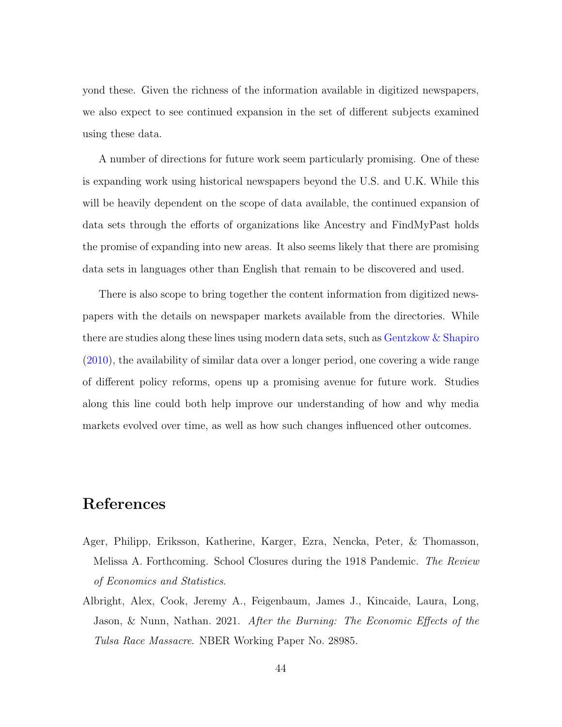yond these. Given the richness of the information available in digitized newspapers, we also expect to see continued expansion in the set of different subjects examined using these data.

A number of directions for future work seem particularly promising. One of these is expanding work using historical newspapers beyond the U.S. and U.K. While this will be heavily dependent on the scope of data available, the continued expansion of data sets through the efforts of organizations like Ancestry and FindMyPast holds the promise of expanding into new areas. It also seems likely that there are promising data sets in languages other than English that remain to be discovered and used.

There is also scope to bring together the content information from digitized newspapers with the details on newspaper markets available from the directories. While there are studies along these lines using modern data sets, such as Gentzkow & Shapiro (2010), the availability of similar data over a longer period, one covering a wide range of different policy reforms, opens up a promising avenue for future work. Studies along this line could both help improve our understanding of how and why media markets evolved over time, as well as how such changes influenced other outcomes.

# References

Ager, Philipp, Eriksson, Katherine, Karger, Ezra, Nencka, Peter, & Thomasson, Melissa A. Forthcoming. School Closures during the 1918 Pandemic. *The Review of Economics and Statistics*.

Albright, Alex, Cook, Jeremy A., Feigenbaum, James J., Kincaide, Laura, Long, Jason, & Nunn, Nathan. 2021. *After the Burning: The Economic Effects of the Tulsa Race Massacre*. NBER Working Paper No. 28985.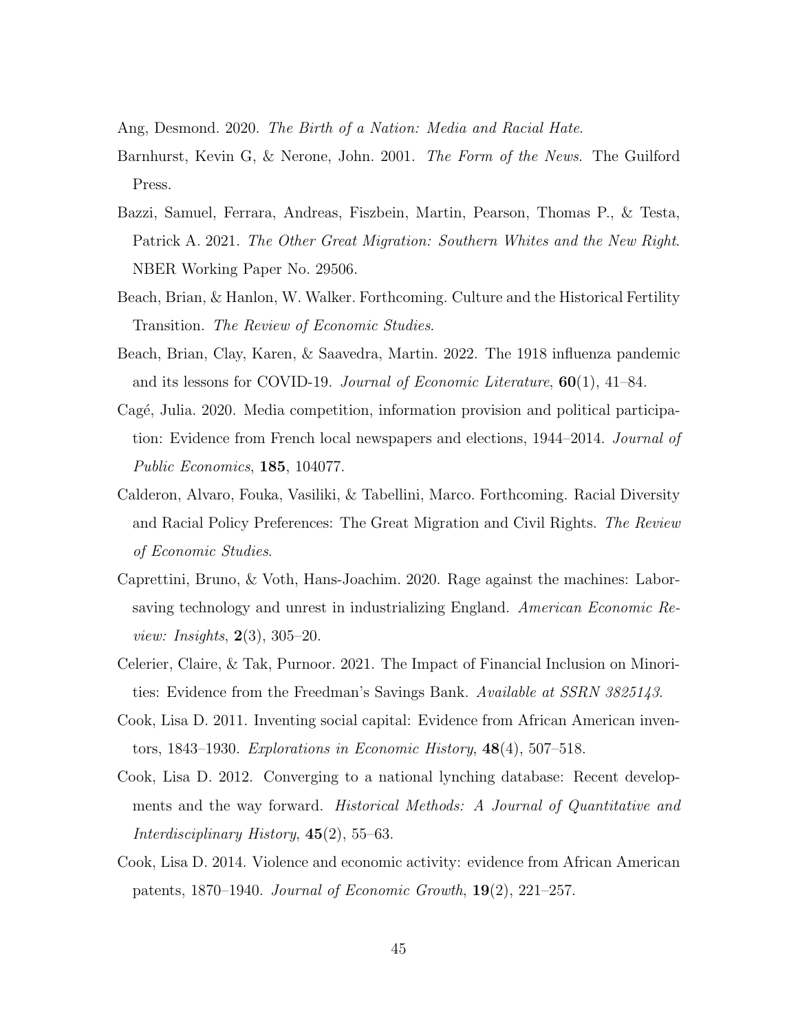Ang, Desmond. 2020. *The Birth of a Nation: Media and Racial Hate*.

Barnhurst, Kevin G, & Nerone, John. 2001. *The Form of the News*. The Guilford Press.

Bazzi, Samuel, Ferrara, Andreas, Fiszbein, Martin, Pearson, Thomas P., & Testa, Patrick A. 2021. *The Other Great Migration: Southern Whites and the New Right*. NBER Working Paper No. 29506.

Beach, Brian, & Hanlon, W. Walker. Forthcoming. Culture and the Historical Fertility Transition. *The Review of Economic Studies*.

Beach, Brian, Clay, Karen, & Saavedra, Martin. 2022. The 1918 influenza pandemic and its lessons for COVID-19. *Journal of Economic Literature*, **60**(1), 41–84.

Cagé, Julia. 2020. Media competition, information provision and political participation: Evidence from French local newspapers and elections, 1944–2014. *Journal of Public Economics*, **185**, 104077.

Calderon, Alvaro, Fouka, Vasiliki, & Tabellini, Marco. Forthcoming. Racial Diversity and Racial Policy Preferences: The Great Migration and Civil Rights. *The Review of Economic Studies*.

Caprettini, Bruno, & Voth, Hans-Joachim. 2020. Rage against the machines: Labor-saving technology and unrest in industrializing England. *American Economic Review: Insights*, **2**(3), 305–20.

Celerier, Claire, & Tak, Purnoor. 2021. The Impact of Financial Inclusion on Minorities: Evidence from the Freedman's Savings Bank. *Available at SSRN 3825143*.

Cook, Lisa D. 2011. Inventing social capital: Evidence from African American inventors, 1843–1930. *Explorations in Economic History*, **48**(4), 507–518.

Cook, Lisa D. 2012. Converging to a national lynching database: Recent developments and the way forward. *Historical Methods: A Journal of Quantitative and Interdisciplinary History*, **45**(2), 55–63.

Cook, Lisa D. 2014. Violence and economic activity: evidence from African American patents, 1870–1940. *Journal of Economic Growth*, **19**(2), 221–257.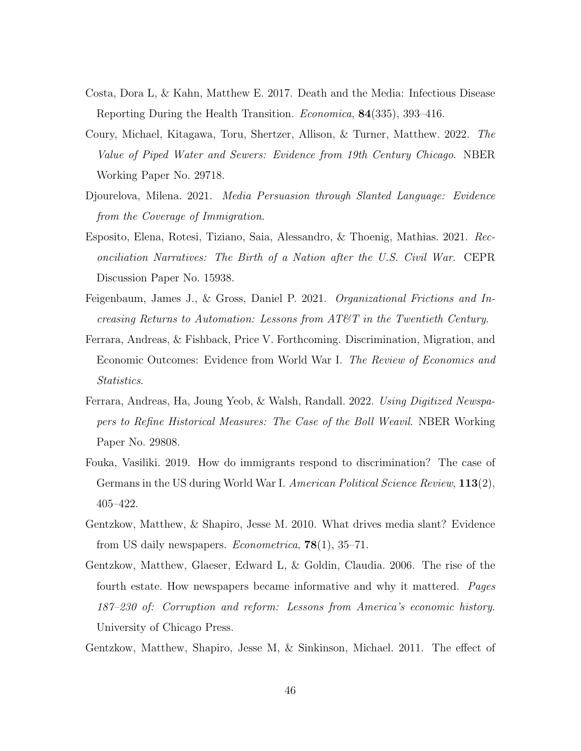Costa, Dora L, & Kahn, Matthew E. 2017. Death and the Media: Infectious Disease Reporting During the Health Transition. *Economica*, **84**(335), 393–416.

Coury, Michael, Kitagawa, Toru, Shertzer, Allison, & Turner, Matthew. 2022. *The Value of Piped Water and Sewers: Evidence from 19th Century Chicago*. NBER Working Paper No. 29718.

Djourelova, Milena. 2021. *Media Persuasion through Slanted Language: Evidence from the Coverage of Immigration*.

Esposito, Elena, Rotesi, Tiziano, Saia, Alessandro, & Thoenig, Mathias. 2021. *Reconciliation Narratives: The Birth of a Nation after the U.S. Civil War*. CEPR Discussion Paper No. 15938.

Feigenbaum, James J., & Gross, Daniel P. 2021. *Organizational Frictions and Increasing Returns to Automation: Lessons from AT&T in the Twentieth Century*.

Ferrara, Andreas, & Fishback, Price V. Forthcoming. Discrimination, Migration, and Economic Outcomes: Evidence from World War I. *The Review of Economics and Statistics*.

Ferrara, Andreas, Ha, Joung Yeob, & Walsh, Randall. 2022. *Using Digitized Newspapers to Refine Historical Measures: The Case of the Boll Weavil*. NBER Working Paper No. 29808.

Fouka, Vasiliki. 2019. How do immigrants respond to discrimination? The case of Germans in the US during World War I. *American Political Science Review*, **113**(2), 405–422.

Gentzkow, Matthew, & Shapiro, Jesse M. 2010. What drives media slant? Evidence from US daily newspapers. *Econometrica*, **78**(1), 35–71.

Gentzkow, Matthew, Glaeser, Edward L, & Goldin, Claudia. 2006. The rise of the fourth estate. How newspapers became informative and why it mattered. *Pages 187–230 of: Corruption and reform: Lessons from America's economic history*. University of Chicago Press.

Gentzkow, Matthew, Shapiro, Jesse M, & Sinkinson, Michael. 2011. The effect of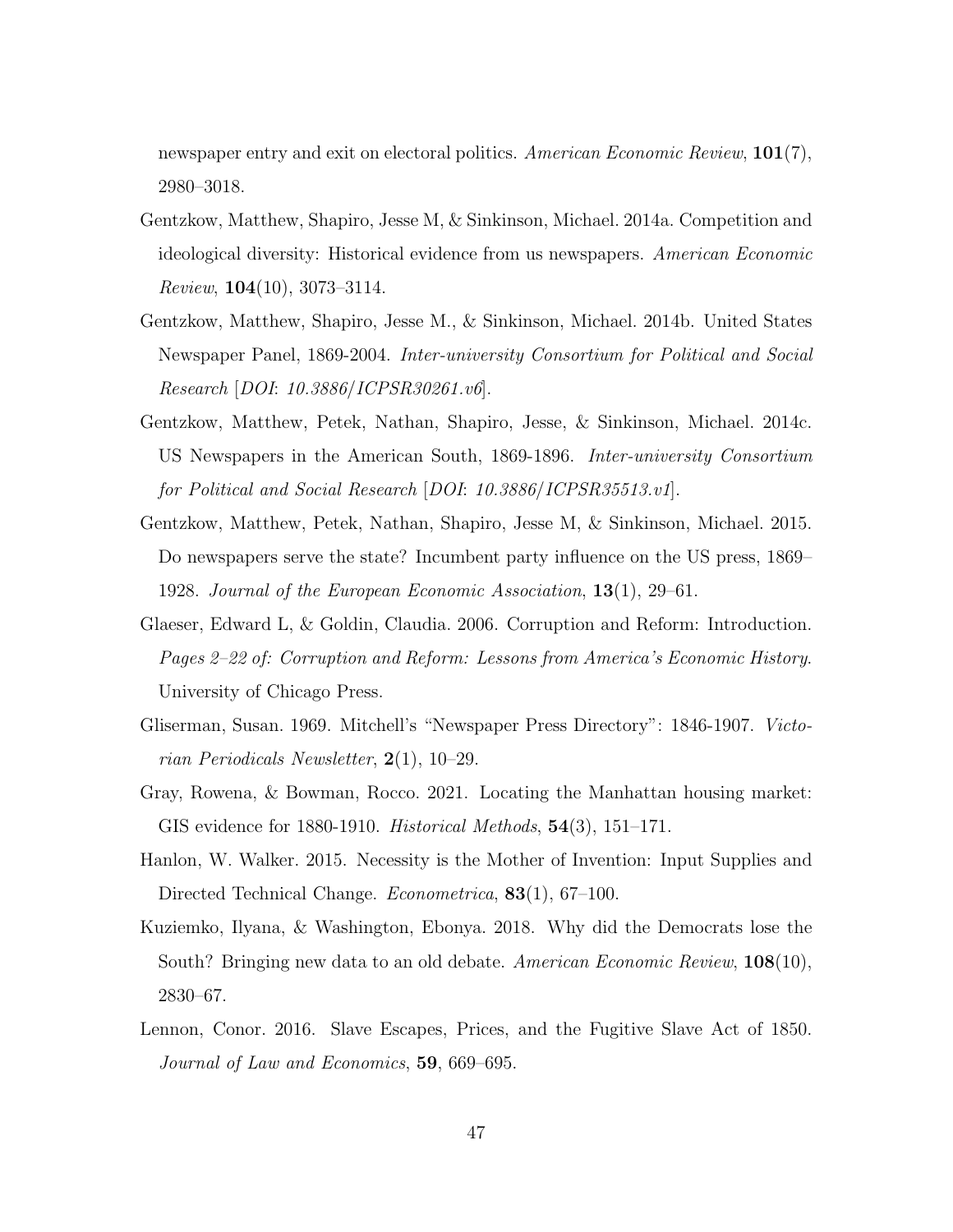newspaper entry and exit on electoral politics. *American Economic Review*, **101**(7), 2980–3018.

Gentzkow, Matthew, Shapiro, Jesse M, & Sinkinson, Michael. 2014a. Competition and ideological diversity: Historical evidence from us newspapers. *American Economic Review*, **104**(10), 3073–3114.

Gentzkow, Matthew, Shapiro, Jesse M., & Sinkinson, Michael. 2014b. United States Newspaper Panel, 1869-2004. *Inter-university Consortium for Political and Social Research* [*DOI*: *10.3886/ICPSR30261.v6*].

Gentzkow, Matthew, Petek, Nathan, Shapiro, Jesse, & Sinkinson, Michael. 2014c. US Newspapers in the American South, 1869-1896. *Inter-university Consortium for Political and Social Research* [*DOI*: *10.3886/ICPSR35513.v1*].

Gentzkow, Matthew, Petek, Nathan, Shapiro, Jesse M, & Sinkinson, Michael. 2015. Do newspapers serve the state? Incumbent party influence on the US press, 1869–1928. *Journal of the European Economic Association*, **13**(1), 29–61.

Glaeser, Edward L, & Goldin, Claudia. 2006. Corruption and Reform: Introduction. *Pages 2–22 of: Corruption and Reform: Lessons from America's Economic History*. University of Chicago Press.

Gliserman, Susan. 1969. Mitchell's "Newspaper Press Directory": 1846-1907. *Victorian Periodicals Newsletter*, **2**(1), 10–29.

Gray, Rowena, & Bowman, Rocco. 2021. Locating the Manhattan housing market: GIS evidence for 1880-1910. *Historical Methods*, **54**(3), 151–171.

Hanlon, W. Walker. 2015. Necessity is the Mother of Invention: Input Supplies and Directed Technical Change. *Econometrica*, **83**(1), 67–100.

Kuziemko, Ilyana, & Washington, Ebonya. 2018. Why did the Democrats lose the South? Bringing new data to an old debate. *American Economic Review*, **108**(10), 2830–67.

Lennon, Conor. 2016. Slave Escapes, Prices, and the Fugitive Slave Act of 1850. *Journal of Law and Economics*, **59**, 669–695.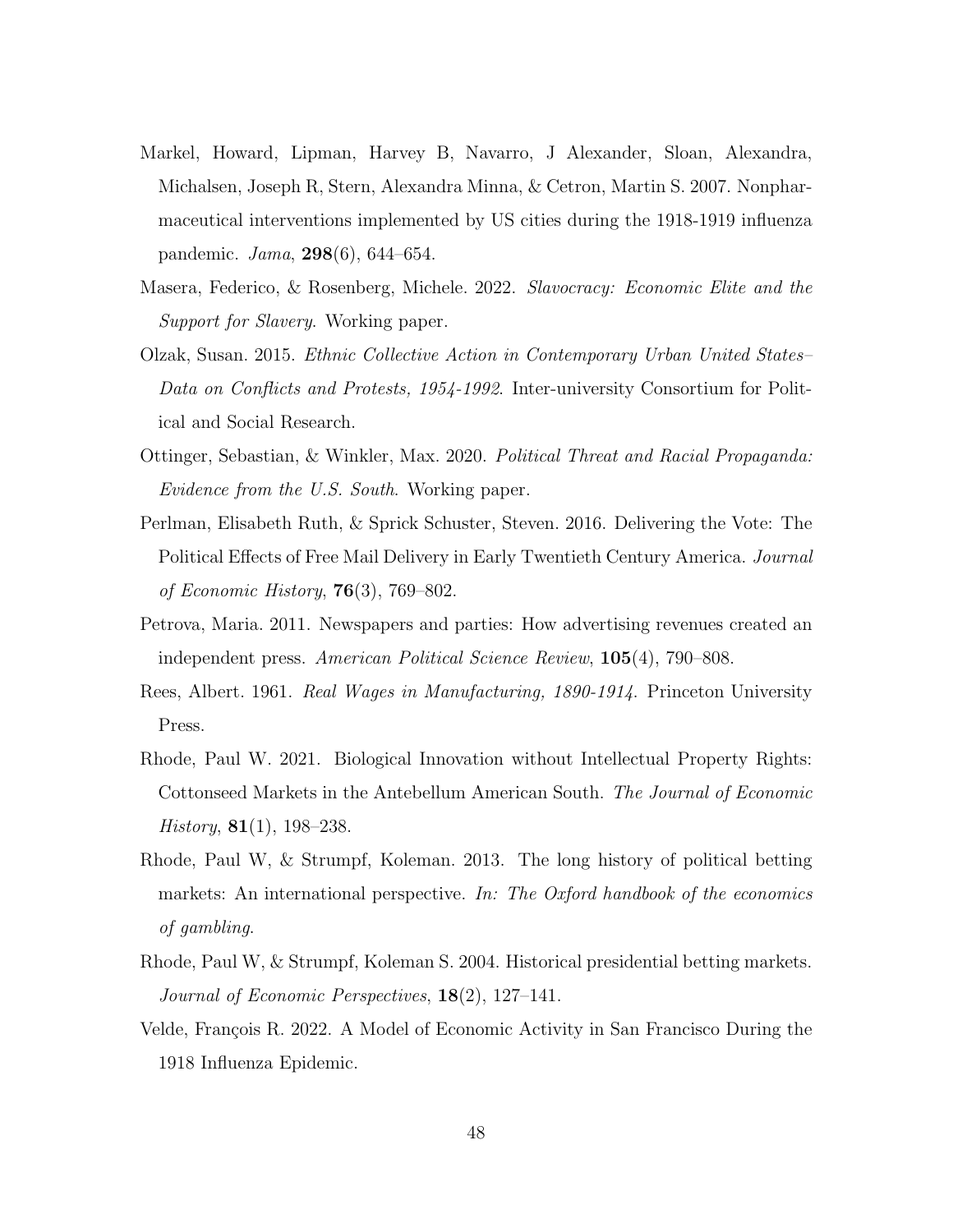Markel, Howard, Lipman, Harvey B, Navarro, J Alexander, Sloan, Alexandra, Michalsen, Joseph R, Stern, Alexandra Minna, & Cetron, Martin S. 2007. Nonpharmaceutical interventions implemented by US cities during the 1918-1919 influenza pandemic. *Jama*, **298**(6), 644–654.

Masera, Federico, & Rosenberg, Michele. 2022. *Slavocracy: Economic Elite and the Support for Slavery*. Working paper.

Olzak, Susan. 2015. *Ethnic Collective Action in Contemporary Urban United States–Data on Conflicts and Protests, 1954-1992*. Inter-university Consortium for Political and Social Research.

Ottinger, Sebastian, & Winkler, Max. 2020. *Political Threat and Racial Propaganda: Evidence from the U.S. South*. Working paper.

Perlman, Elisabeth Ruth, & Sprick Schuster, Steven. 2016. Delivering the Vote: The Political Effects of Free Mail Delivery in Early Twentieth Century America. *Journal of Economic History*, **76**(3), 769–802.

Petrova, Maria. 2011. Newspapers and parties: How advertising revenues created an independent press. *American Political Science Review*, **105**(4), 790–808.

Rees, Albert. 1961. *Real Wages in Manufacturing, 1890-1914*. Princeton University Press.

Rhode, Paul W. 2021. Biological Innovation without Intellectual Property Rights: Cottonseed Markets in the Antebellum American South. *The Journal of Economic History*, **81**(1), 198–238.

Rhode, Paul W, & Strumpf, Koleman. 2013. The long history of political betting markets: An international perspective. *In: The Oxford handbook of the economics of gambling*.

Rhode, Paul W, & Strumpf, Koleman S. 2004. Historical presidential betting markets. *Journal of Economic Perspectives*, **18**(2), 127–141.

Velde, François R. 2022. A Model of Economic Activity in San Francisco During the 1918 Influenza Epidemic.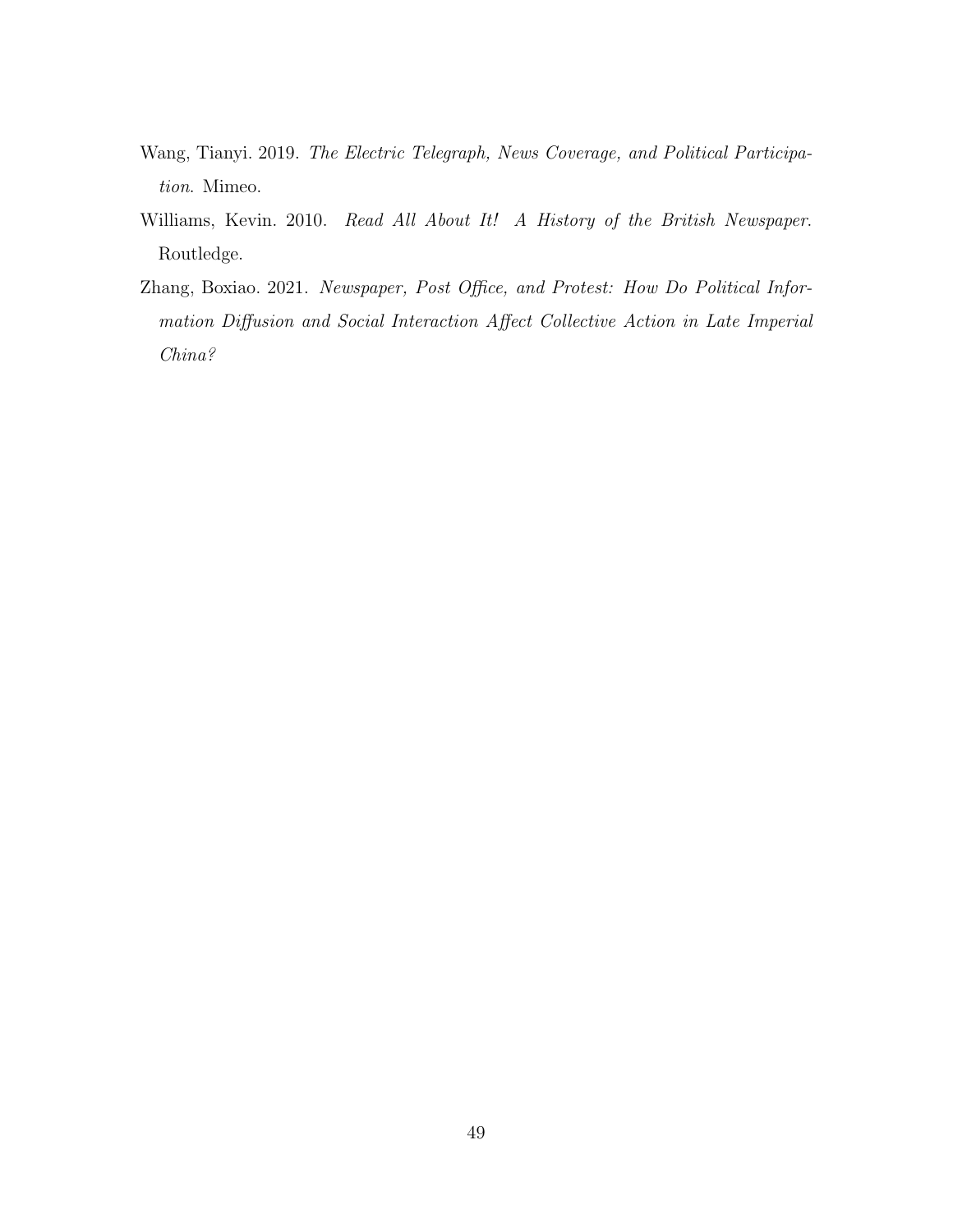Wang, Tianyi. 2019. *The Electric Telegraph, News Coverage, and Political Participation.* Mimeo.

Williams, Kevin. 2010. *Read All About It! A History of the British Newspaper.* Routledge.

Zhang, Boxiao. 2021. *Newspaper, Post Office, and Protest: How Do Political Information Diffusion and Social Interaction Affect Collective Action in Late Imperial China?*